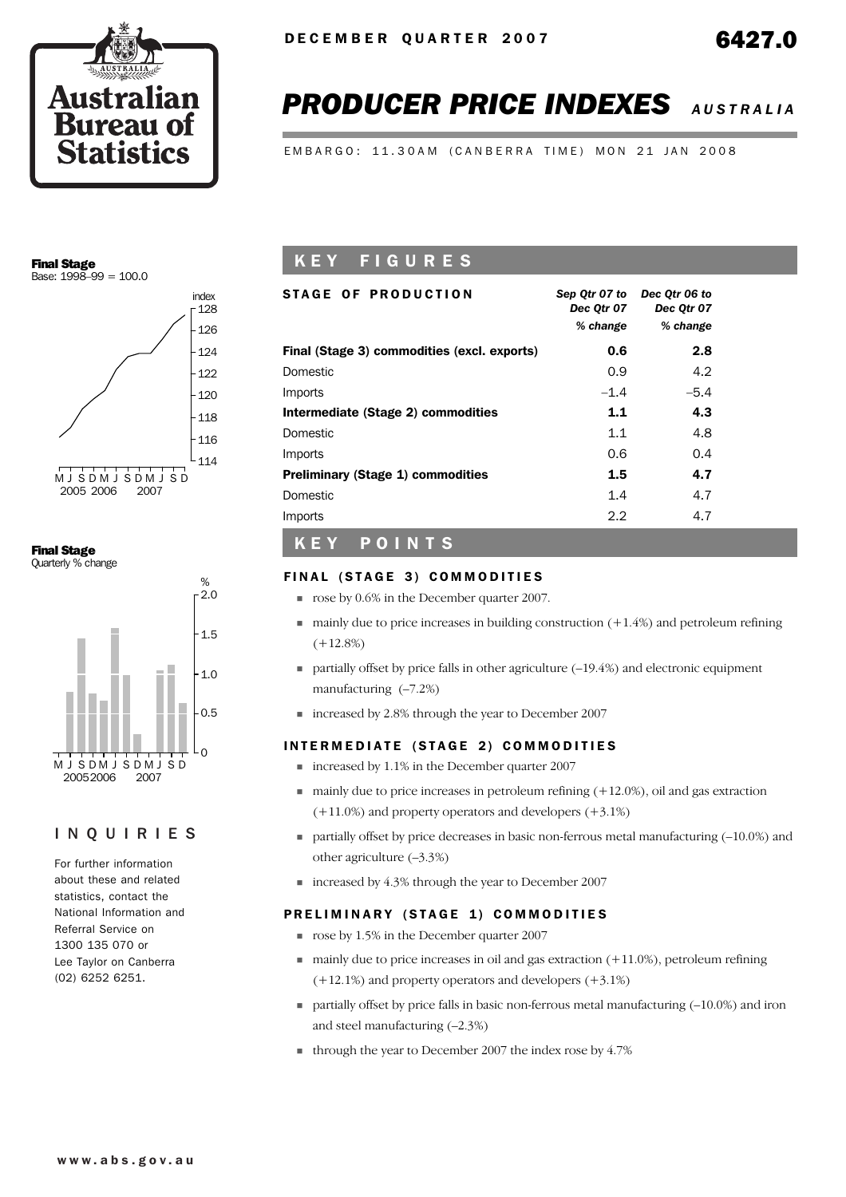DECEMBER QUARTER 2007

6427.0

# PRODUCER PRICE INDEXES *AUSTRALIA*

EMBARGO: 11.30AM (CANBERRA TIME) MON 21 JAN 2008

**Final Stage**
Base: 1998–99 = 100.0

**Final Stage**
Quarterly % change

## INQUIRIES

For further information about these and related statistics, contact the National Information and Referral Service on 1300 135 070 or Lee Taylor on Canberra (02) 6252 6251.

## KEY FIGURES

| STAGE OF PRODUCTION | *Sep Qtr 07 to Dec Qtr 07* *% change* | *Dec Qtr 06 to Dec Qtr 07* *% change* |
|---|---|---|
| **Final (Stage 3) commodities (excl. exports)** | **0.6** | **2.8** |
| Domestic | 0.9 | 4.2 |
| Imports | –1.4 | –5.4 |
| **Intermediate (Stage 2) commodities** | **1.1** | **4.3** |
| Domestic | 1.1 | 4.8 |
| Imports | 0.6 | 0.4 |
| **Preliminary (Stage 1) commodities** | **1.5** | **4.7** |
| Domestic | 1.4 | 4.7 |
| Imports | 2.2 | 4.7 |

## KEY POINTS

### FINAL (STAGE 3) COMMODITIES

- rose by 0.6% in the December quarter 2007.
- mainly due to price increases in building construction (+1.4%) and petroleum refining (+12.8%)
- partially offset by price falls in other agriculture (–19.4%) and electronic equipment manufacturing (–7.2%)
- increased by 2.8% through the year to December 2007

### INTERMEDIATE (STAGE 2) COMMODITIES

- increased by 1.1% in the December quarter 2007
- mainly due to price increases in petroleum refining (+12.0%), oil and gas extraction (+11.0%) and property operators and developers (+3.1%)
- partially offset by price decreases in basic non-ferrous metal manufacturing (–10.0%) and other agriculture (–3.3%)
- increased by 4.3% through the year to December 2007

### PRELIMINARY (STAGE 1) COMMODITIES

- rose by 1.5% in the December quarter 2007
- mainly due to price increases in oil and gas extraction (+11.0%), petroleum refining (+12.1%) and property operators and developers (+3.1%)
- partially offset by price falls in basic non-ferrous metal manufacturing (–10.0%) and iron and steel manufacturing (–2.3%)
- through the year to December 2007 the index rose by 4.7%

www.abs.gov.au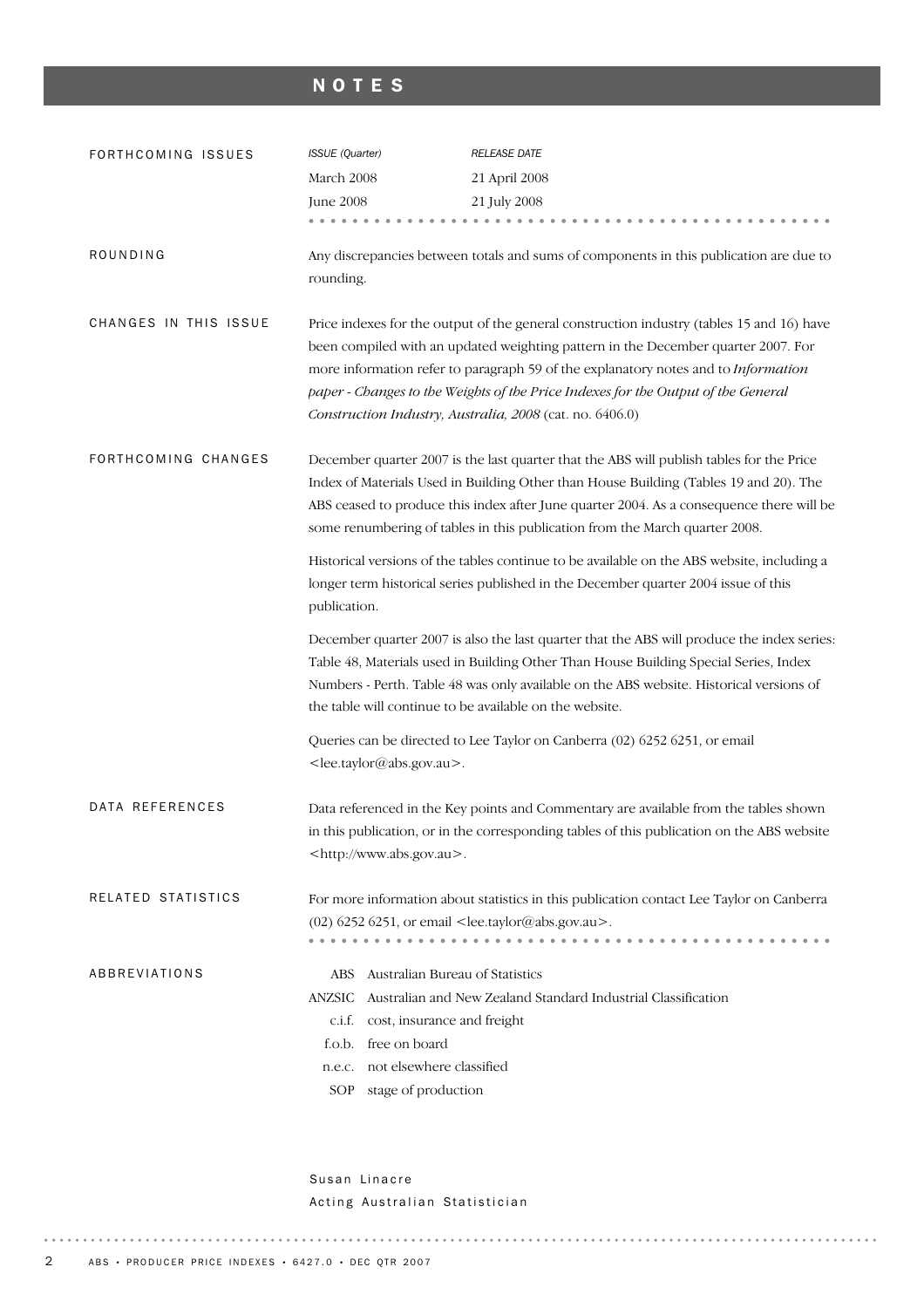# NOTES

## FORTHCOMING ISSUES

| *ISSUE (Quarter)* | *RELEASE DATE* |
|---|---|
| March 2008 | 21 April 2008 |
| June 2008 | 21 July 2008 |

## ROUNDING

Any discrepancies between totals and sums of components in this publication are due to rounding.

## CHANGES IN THIS ISSUE

Price indexes for the output of the general construction industry (tables 15 and 16) have been compiled with an updated weighting pattern in the December quarter 2007. For more information refer to paragraph 59 of the explanatory notes and to *Information paper - Changes to the Weights of the Price Indexes for the Output of the General Construction Industry, Australia, 2008* (cat. no. 6406.0)

## FORTHCOMING CHANGES

December quarter 2007 is the last quarter that the ABS will publish tables for the Price Index of Materials Used in Building Other than House Building (Tables 19 and 20). The ABS ceased to produce this index after June quarter 2004. As a consequence there will be some renumbering of tables in this publication from the March quarter 2008.

Historical versions of the tables continue to be available on the ABS website, including a longer term historical series published in the December quarter 2004 issue of this publication.

December quarter 2007 is also the last quarter that the ABS will produce the index series: Table 48, Materials used in Building Other Than House Building Special Series, Index Numbers - Perth. Table 48 was only available on the ABS website. Historical versions of the table will continue to be available on the website.

Queries can be directed to Lee Taylor on Canberra (02) 6252 6251, or email <lee.taylor@abs.gov.au>.

## DATA REFERENCES

Data referenced in the Key points and Commentary are available from the tables shown in this publication, or in the corresponding tables of this publication on the ABS website <http://www.abs.gov.au>.

## RELATED STATISTICS

For more information about statistics in this publication contact Lee Taylor on Canberra (02) 6252 6251, or email <lee.taylor@abs.gov.au>.

## ABBREVIATIONS

| | |
|---|---|
| ABS | Australian Bureau of Statistics |
| ANZSIC | Australian and New Zealand Standard Industrial Classification |
| c.i.f. | cost, insurance and freight |
| f.o.b. | free on board |
| n.e.c. | not elsewhere classified |
| SOP | stage of production |

Susan Linacre
Acting Australian Statistician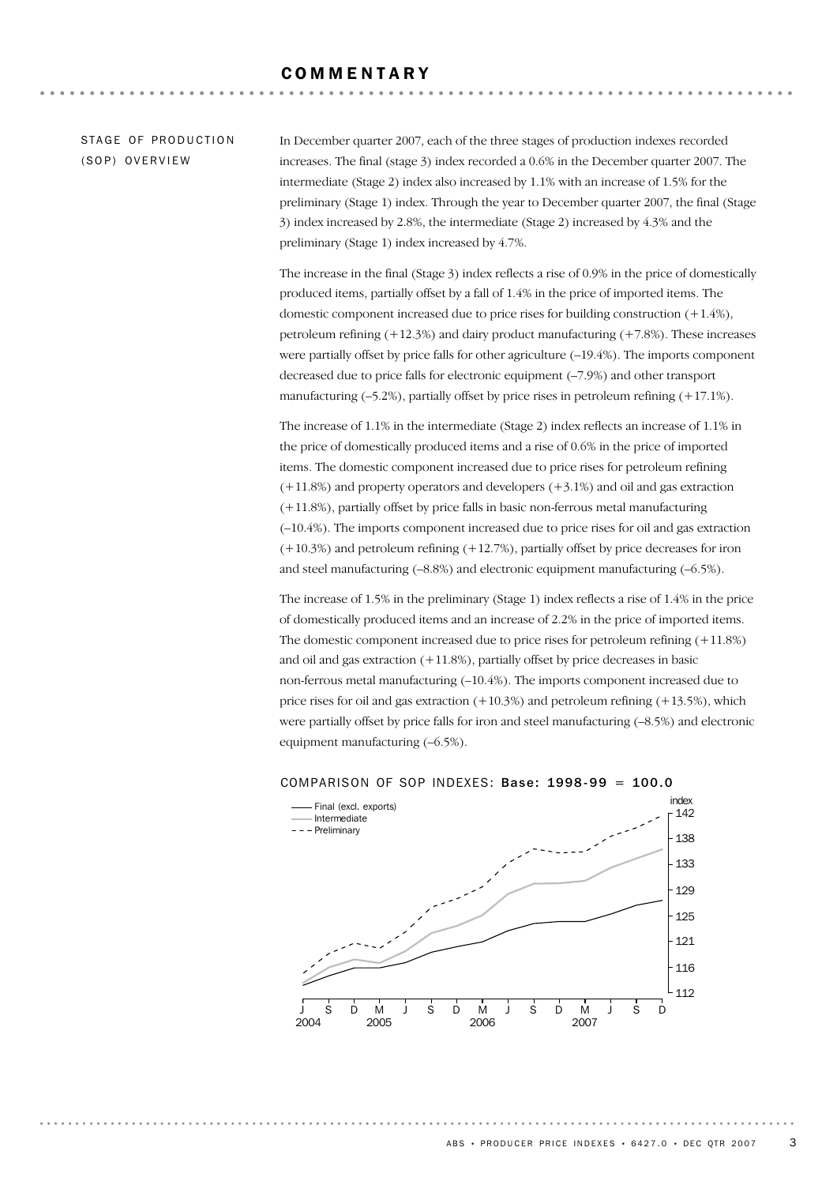# COMMENTARY

## STAGE OF PRODUCTION (SOP) OVERVIEW

In December quarter 2007, each of the three stages of production indexes recorded increases. The final (stage 3) index recorded a 0.6% in the December quarter 2007. The intermediate (Stage 2) index also increased by 1.1% with an increase of 1.5% for the preliminary (Stage 1) index. Through the year to December quarter 2007, the final (Stage 3) index increased by 2.8%, the intermediate (Stage 2) increased by 4.3% and the preliminary (Stage 1) index increased by 4.7%.

The increase in the final (Stage 3) index reflects a rise of 0.9% in the price of domestically produced items, partially offset by a fall of 1.4% in the price of imported items. The domestic component increased due to price rises for building construction (+1.4%), petroleum refining (+12.3%) and dairy product manufacturing (+7.8%). These increases were partially offset by price falls for other agriculture (–19.4%). The imports component decreased due to price falls for electronic equipment (–7.9%) and other transport manufacturing (–5.2%), partially offset by price rises in petroleum refining (+17.1%).

The increase of 1.1% in the intermediate (Stage 2) index reflects an increase of 1.1% in the price of domestically produced items and a rise of 0.6% in the price of imported items. The domestic component increased due to price rises for petroleum refining (+11.8%) and property operators and developers (+3.1%) and oil and gas extraction (+11.8%), partially offset by price falls in basic non-ferrous metal manufacturing (–10.4%). The imports component increased due to price rises for oil and gas extraction (+10.3%) and petroleum refining (+12.7%), partially offset by price decreases for iron and steel manufacturing (–8.8%) and electronic equipment manufacturing (–6.5%).

The increase of 1.5% in the preliminary (Stage 1) index reflects a rise of 1.4% in the price of domestically produced items and an increase of 2.2% in the price of imported items. The domestic component increased due to price rises for petroleum refining (+11.8%) and oil and gas extraction (+11.8%), partially offset by price decreases in basic non-ferrous metal manufacturing (–10.4%). The imports component increased due to price rises for oil and gas extraction (+10.3%) and petroleum refining (+13.5%), which were partially offset by price falls for iron and steel manufacturing (–8.5%) and electronic equipment manufacturing (–6.5%).

COMPARISON OF SOP INDEXES: **Base: 1998-99 = 100.0**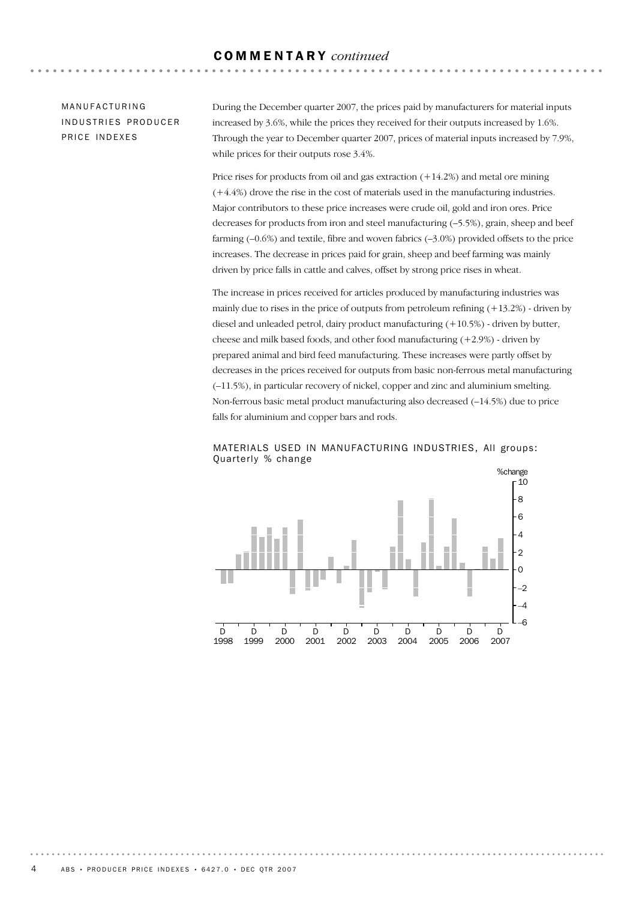## COMMENTARY *continued*

### MANUFACTURING INDUSTRIES PRODUCER PRICE INDEXES

During the December quarter 2007, the prices paid by manufacturers for material inputs increased by 3.6%, while the prices they received for their outputs increased by 1.6%. Through the year to December quarter 2007, prices of material inputs increased by 7.9%, while prices for their outputs rose 3.4%.

Price rises for products from oil and gas extraction (+14.2%) and metal ore mining (+4.4%) drove the rise in the cost of materials used in the manufacturing industries. Major contributors to these price increases were crude oil, gold and iron ores. Price decreases for products from iron and steel manufacturing (–5.5%), grain, sheep and beef farming (–0.6%) and textile, fibre and woven fabrics (–3.0%) provided offsets to the price increases. The decrease in prices paid for grain, sheep and beef farming was mainly driven by price falls in cattle and calves, offset by strong price rises in wheat.

The increase in prices received for articles produced by manufacturing industries was mainly due to rises in the price of outputs from petroleum refining (+13.2%) - driven by diesel and unleaded petrol, dairy product manufacturing (+10.5%) - driven by butter, cheese and milk based foods, and other food manufacturing (+2.9%) - driven by prepared animal and bird feed manufacturing. These increases were partly offset by decreases in the prices received for outputs from basic non-ferrous metal manufacturing (–11.5%), in particular recovery of nickel, copper and zinc and aluminium smelting. Non-ferrous basic metal product manufacturing also decreased (–14.5%) due to price falls for aluminium and copper bars and rods.

MATERIALS USED IN MANUFACTURING INDUSTRIES, All groups: Quarterly % change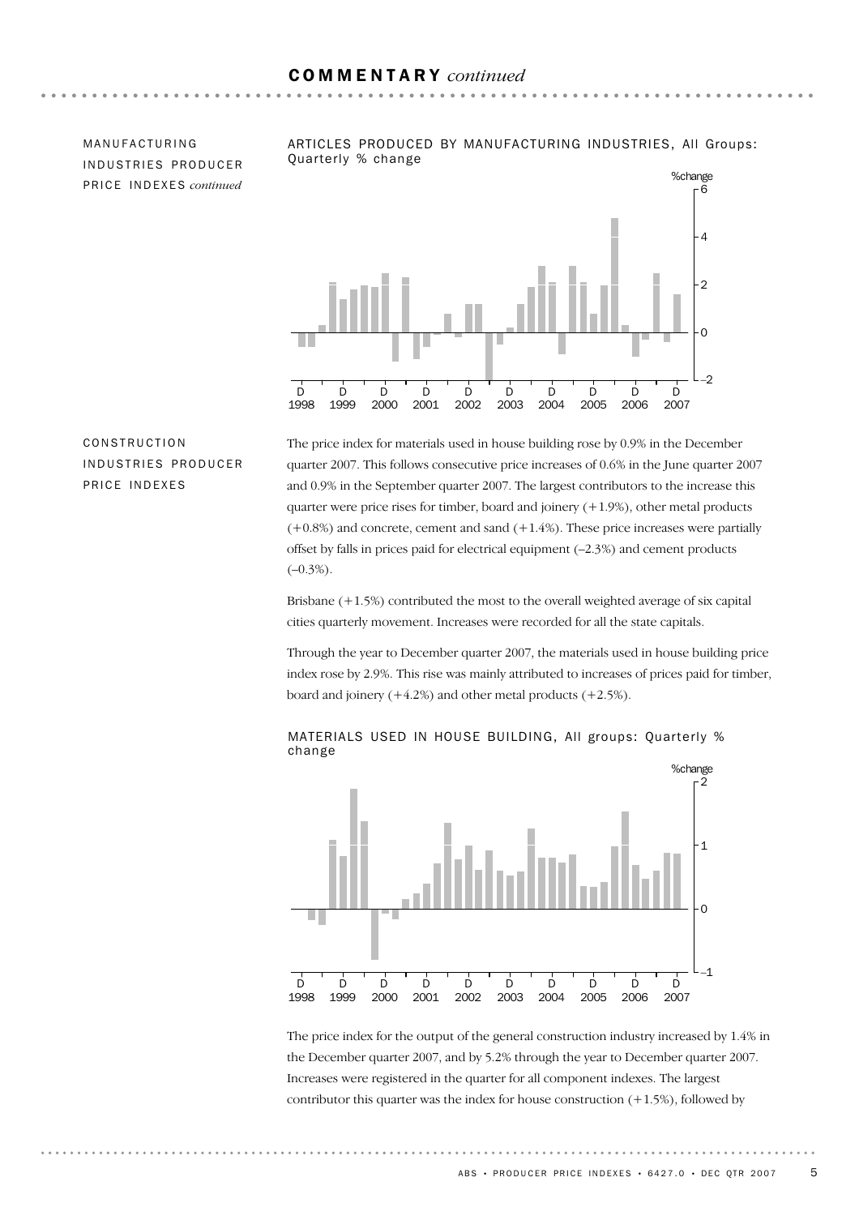## COMMENTARY *continued*

### MANUFACTURING INDUSTRIES PRODUCER PRICE INDEXES *continued*

ARTICLES PRODUCED BY MANUFACTURING INDUSTRIES, All Groups: Quarterly % change

### CONSTRUCTION INDUSTRIES PRODUCER PRICE INDEXES

The price index for materials used in house building rose by 0.9% in the December quarter 2007. This follows consecutive price increases of 0.6% in the June quarter 2007 and 0.9% in the September quarter 2007. The largest contributors to the increase this quarter were price rises for timber, board and joinery (+1.9%), other metal products (+0.8%) and concrete, cement and sand (+1.4%). These price increases were partially offset by falls in prices paid for electrical equipment (–2.3%) and cement products (–0.3%).

Brisbane (+1.5%) contributed the most to the overall weighted average of six capital cities quarterly movement. Increases were recorded for all the state capitals.

Through the year to December quarter 2007, the materials used in house building price index rose by 2.9%. This rise was mainly attributed to increases of prices paid for timber, board and joinery (+4.2%) and other metal products (+2.5%).

MATERIALS USED IN HOUSE BUILDING, All groups: Quarterly % change

The price index for the output of the general construction industry increased by 1.4% in the December quarter 2007, and by 5.2% through the year to December quarter 2007. Increases were registered in the quarter for all component indexes. The largest contributor this quarter was the index for house construction (+1.5%), followed by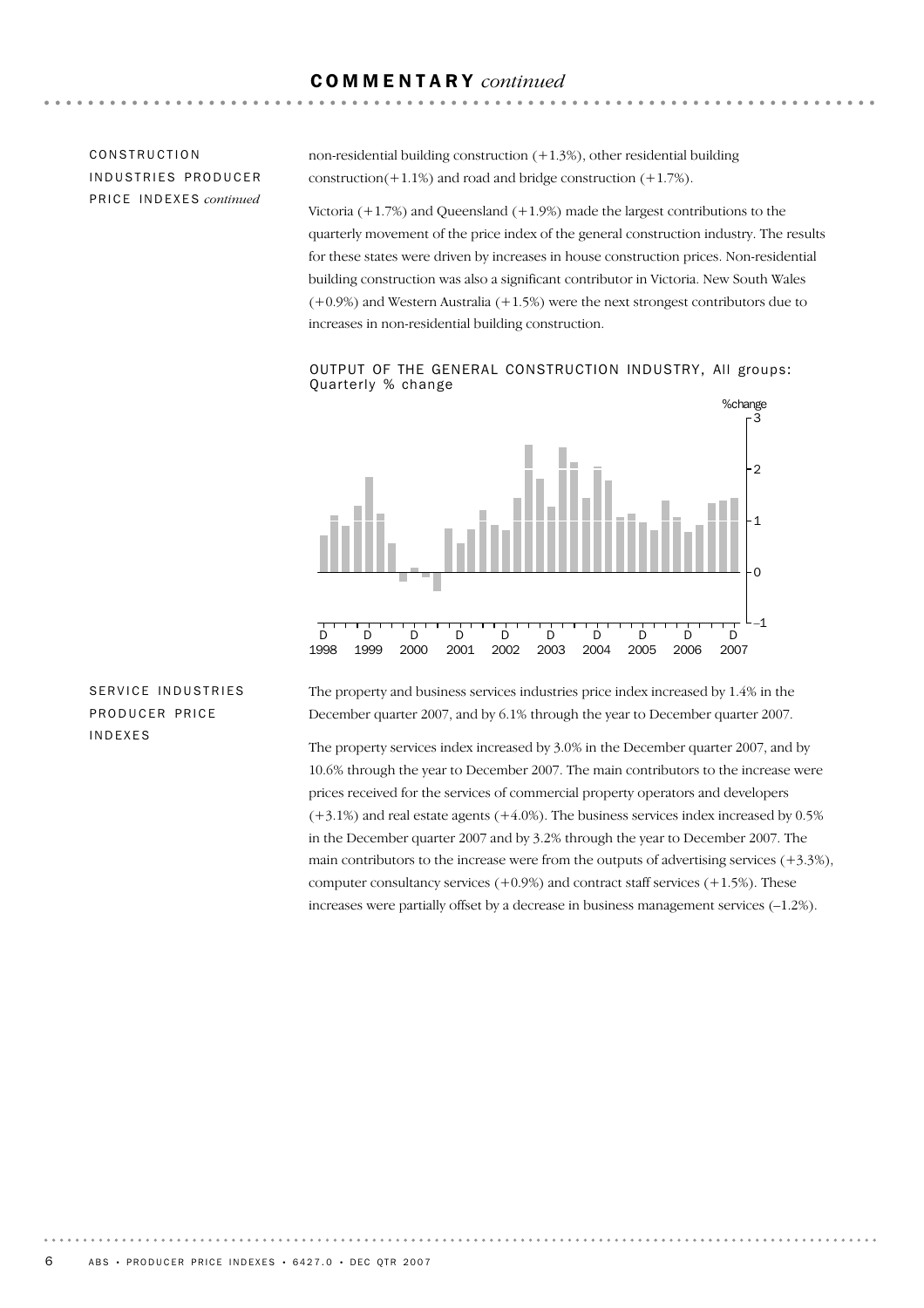## COMMENTARY *continued*

### CONSTRUCTION INDUSTRIES PRODUCER PRICE INDEXES *continued*

non-residential building construction (+1.3%), other residential building construction(+1.1%) and road and bridge construction (+1.7%).

Victoria (+1.7%) and Queensland (+1.9%) made the largest contributions to the quarterly movement of the price index of the general construction industry. The results for these states were driven by increases in house construction prices. Non-residential building construction was also a significant contributor in Victoria. New South Wales (+0.9%) and Western Australia (+1.5%) were the next strongest contributors due to increases in non-residential building construction.

OUTPUT OF THE GENERAL CONSTRUCTION INDUSTRY, All groups: Quarterly % change

### SERVICE INDUSTRIES PRODUCER PRICE INDEXES

The property and business services industries price index increased by 1.4% in the December quarter 2007, and by 6.1% through the year to December quarter 2007.

The property services index increased by 3.0% in the December quarter 2007, and by 10.6% through the year to December 2007. The main contributors to the increase were prices received for the services of commercial property operators and developers (+3.1%) and real estate agents (+4.0%). The business services index increased by 0.5% in the December quarter 2007 and by 3.2% through the year to December 2007. The main contributors to the increase were from the outputs of advertising services (+3.3%), computer consultancy services (+0.9%) and contract staff services (+1.5%). These increases were partially offset by a decrease in business management services (–1.2%).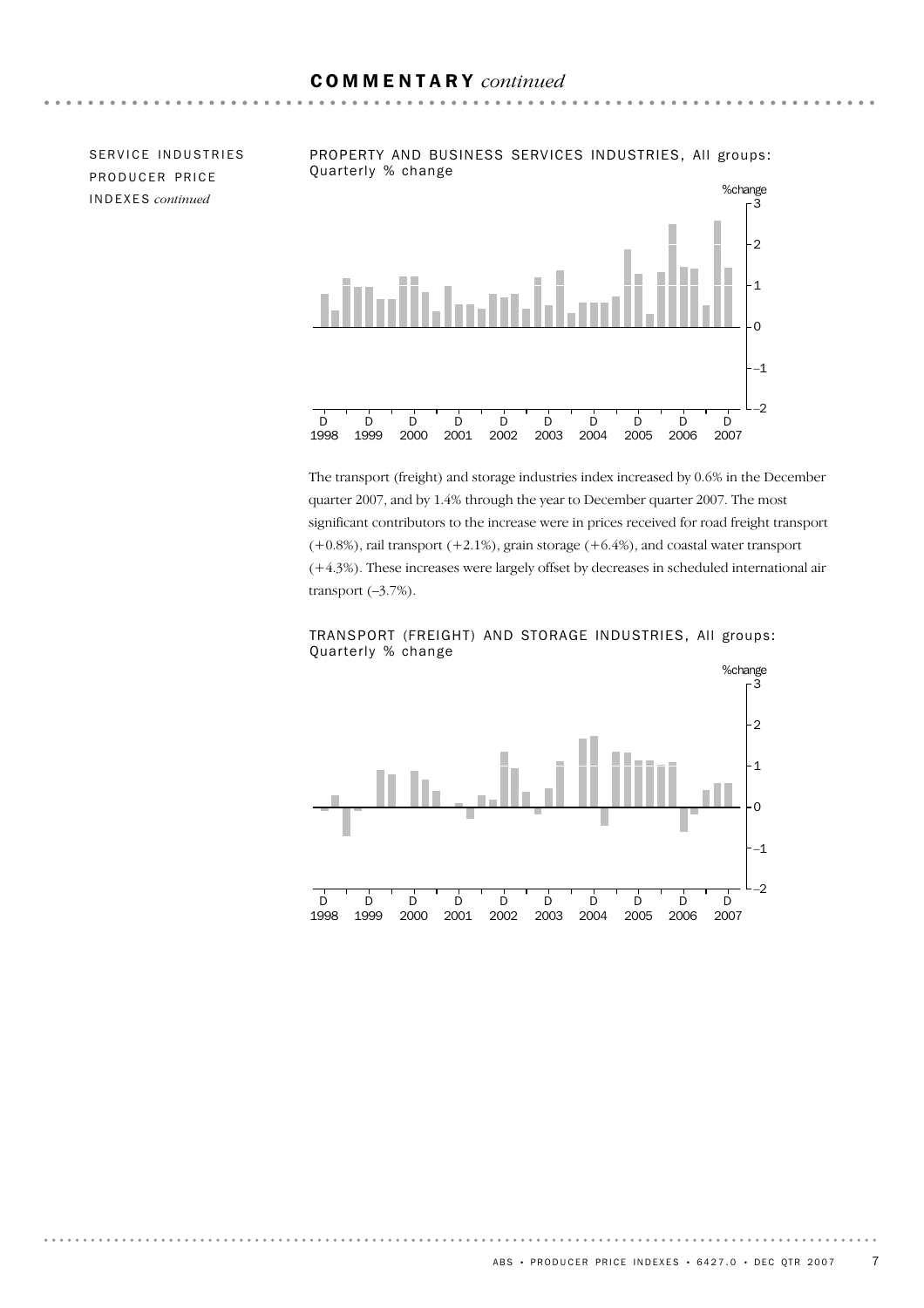# COMMENTARY *continued*

SERVICE INDUSTRIES PRODUCER PRICE INDEXES *continued*

PROPERTY AND BUSINESS SERVICES INDUSTRIES, All groups: Quarterly % change

The transport (freight) and storage industries index increased by 0.6% in the December quarter 2007, and by 1.4% through the year to December quarter 2007. The most significant contributors to the increase were in prices received for road freight transport (+0.8%), rail transport (+2.1%), grain storage (+6.4%), and coastal water transport (+4.3%). These increases were largely offset by decreases in scheduled international air transport (–3.7%).

TRANSPORT (FREIGHT) AND STORAGE INDUSTRIES, All groups: Quarterly % change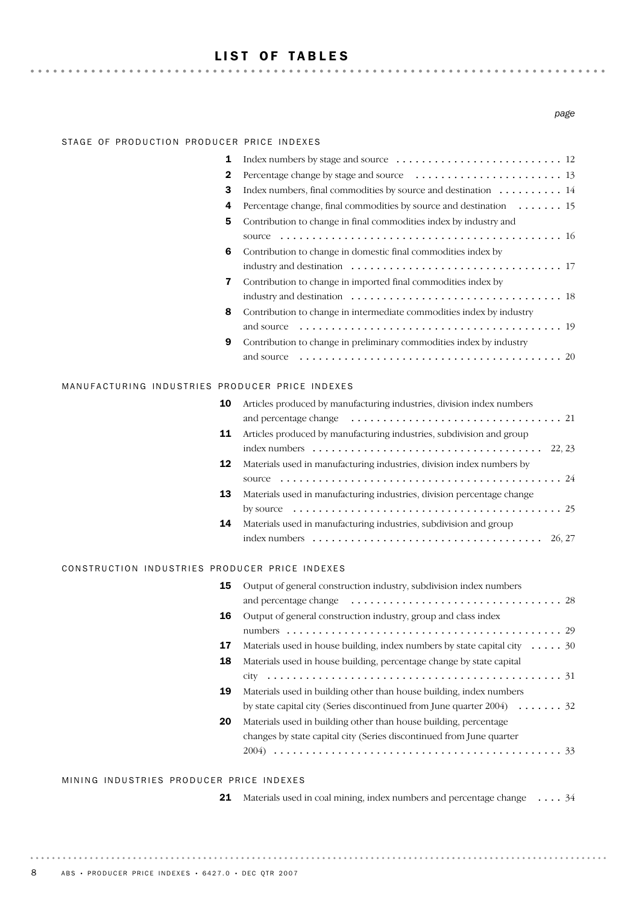# LIST OF TABLES

*page*

## STAGE OF PRODUCTION PRODUCER PRICE INDEXES

| | | page |
|---|---|---|
| **1** | Index numbers by stage and source | 12 |
| **2** | Percentage change by stage and source | 13 |
| **3** | Index numbers, final commodities by source and destination | 14 |
| **4** | Percentage change, final commodities by source and destination | 15 |
| **5** | Contribution to change in final commodities index by industry and source | 16 |
| **6** | Contribution to change in domestic final commodities index by industry and destination | 17 |
| **7** | Contribution to change in imported final commodities index by industry and destination | 18 |
| **8** | Contribution to change in intermediate commodities index by industry and source | 19 |
| **9** | Contribution to change in preliminary commodities index by industry and source | 20 |

## MANUFACTURING INDUSTRIES PRODUCER PRICE INDEXES

| | | page |
|---|---|---|
| **10** | Articles produced by manufacturing industries, division index numbers and percentage change | 21 |
| **11** | Articles produced by manufacturing industries, subdivision and group index numbers | 22, 23 |
| **12** | Materials used in manufacturing industries, division index numbers by source | 24 |
| **13** | Materials used in manufacturing industries, division percentage change by source | 25 |
| **14** | Materials used in manufacturing industries, subdivision and group index numbers | 26, 27 |

## CONSTRUCTION INDUSTRIES PRODUCER PRICE INDEXES

| | | page |
|---|---|---|
| **15** | Output of general construction industry, subdivision index numbers and percentage change | 28 |
| **16** | Output of general construction industry, group and class index numbers | 29 |
| **17** | Materials used in house building, index numbers by state capital city | 30 |
| **18** | Materials used in house building, percentage change by state capital city | 31 |
| **19** | Materials used in building other than house building, index numbers by state capital city (Series discontinued from June quarter 2004) | 32 |
| **20** | Materials used in building other than house building, percentage changes by state capital city (Series discontinued from June quarter 2004) | 33 |

## MINING INDUSTRIES PRODUCER PRICE INDEXES

| | | page |
|---|---|---|
| **21** | Materials used in coal mining, index numbers and percentage change | 34 |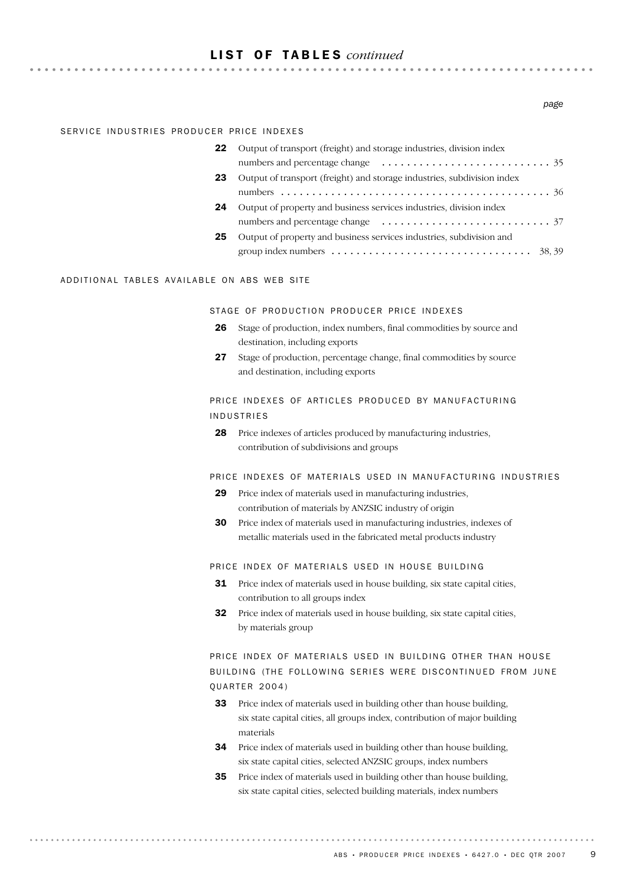# LIST OF TABLES *continued*

*page*

## SERVICE INDUSTRIES PRODUCER PRICE INDEXES

| | | page |
|---|---|---|
| **22** | Output of transport (freight) and storage industries, division index numbers and percentage change | 35 |
| **23** | Output of transport (freight) and storage industries, subdivision index numbers | 36 |
| **24** | Output of property and business services industries, division index numbers and percentage change | 37 |
| **25** | Output of property and business services industries, subdivision and group index numbers | 38, 39 |

## ADDITIONAL TABLES AVAILABLE ON ABS WEB SITE

### STAGE OF PRODUCTION PRODUCER PRICE INDEXES

**26** Stage of production, index numbers, final commodities by source and destination, including exports

**27** Stage of production, percentage change, final commodities by source and destination, including exports

### PRICE INDEXES OF ARTICLES PRODUCED BY MANUFACTURING INDUSTRIES

**28** Price indexes of articles produced by manufacturing industries, contribution of subdivisions and groups

### PRICE INDEXES OF MATERIALS USED IN MANUFACTURING INDUSTRIES

**29** Price index of materials used in manufacturing industries, contribution of materials by ANZSIC industry of origin

**30** Price index of materials used in manufacturing industries, indexes of metallic materials used in the fabricated metal products industry

### PRICE INDEX OF MATERIALS USED IN HOUSE BUILDING

**31** Price index of materials used in house building, six state capital cities, contribution to all groups index

**32** Price index of materials used in house building, six state capital cities, by materials group

### PRICE INDEX OF MATERIALS USED IN BUILDING OTHER THAN HOUSE BUILDING (THE FOLLOWING SERIES WERE DISCONTINUED FROM JUNE QUARTER 2004)

**33** Price index of materials used in building other than house building, six state capital cities, all groups index, contribution of major building materials

**34** Price index of materials used in building other than house building, six state capital cities, selected ANZSIC groups, index numbers

**35** Price index of materials used in building other than house building, six state capital cities, selected building materials, index numbers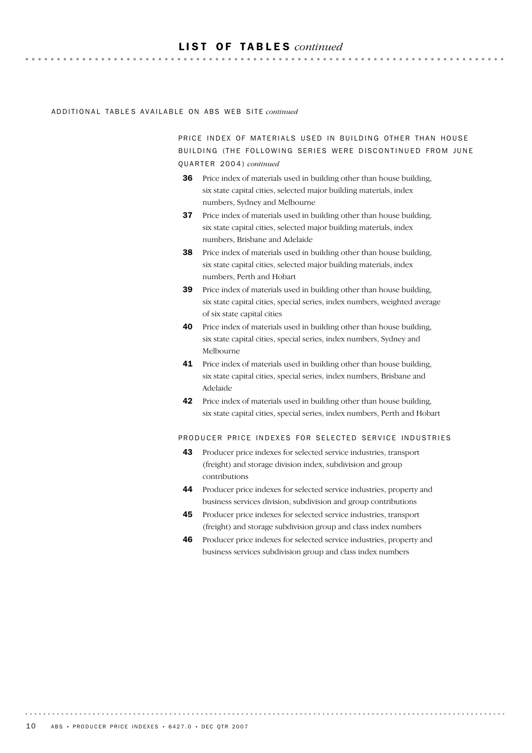# LIST OF TABLES *continued*

ADDITIONAL TABLES AVAILABLE ON ABS WEB SITE *continued*

### PRICE INDEX OF MATERIALS USED IN BUILDING OTHER THAN HOUSE BUILDING (THE FOLLOWING SERIES WERE DISCONTINUED FROM JUNE QUARTER 2004) *continued*

**36** Price index of materials used in building other than house building, six state capital cities, selected major building materials, index numbers, Sydney and Melbourne

**37** Price index of materials used in building other than house building, six state capital cities, selected major building materials, index numbers, Brisbane and Adelaide

**38** Price index of materials used in building other than house building, six state capital cities, selected major building materials, index numbers, Perth and Hobart

**39** Price index of materials used in building other than house building, six state capital cities, special series, index numbers, weighted average of six state capital cities

**40** Price index of materials used in building other than house building, six state capital cities, special series, index numbers, Sydney and Melbourne

**41** Price index of materials used in building other than house building, six state capital cities, special series, index numbers, Brisbane and Adelaide

**42** Price index of materials used in building other than house building, six state capital cities, special series, index numbers, Perth and Hobart

### PRODUCER PRICE INDEXES FOR SELECTED SERVICE INDUSTRIES

**43** Producer price indexes for selected service industries, transport (freight) and storage division index, subdivision and group contributions

**44** Producer price indexes for selected service industries, property and business services division, subdivision and group contributions

**45** Producer price indexes for selected service industries, transport (freight) and storage subdivision group and class index numbers

**46** Producer price indexes for selected service industries, property and business services subdivision group and class index numbers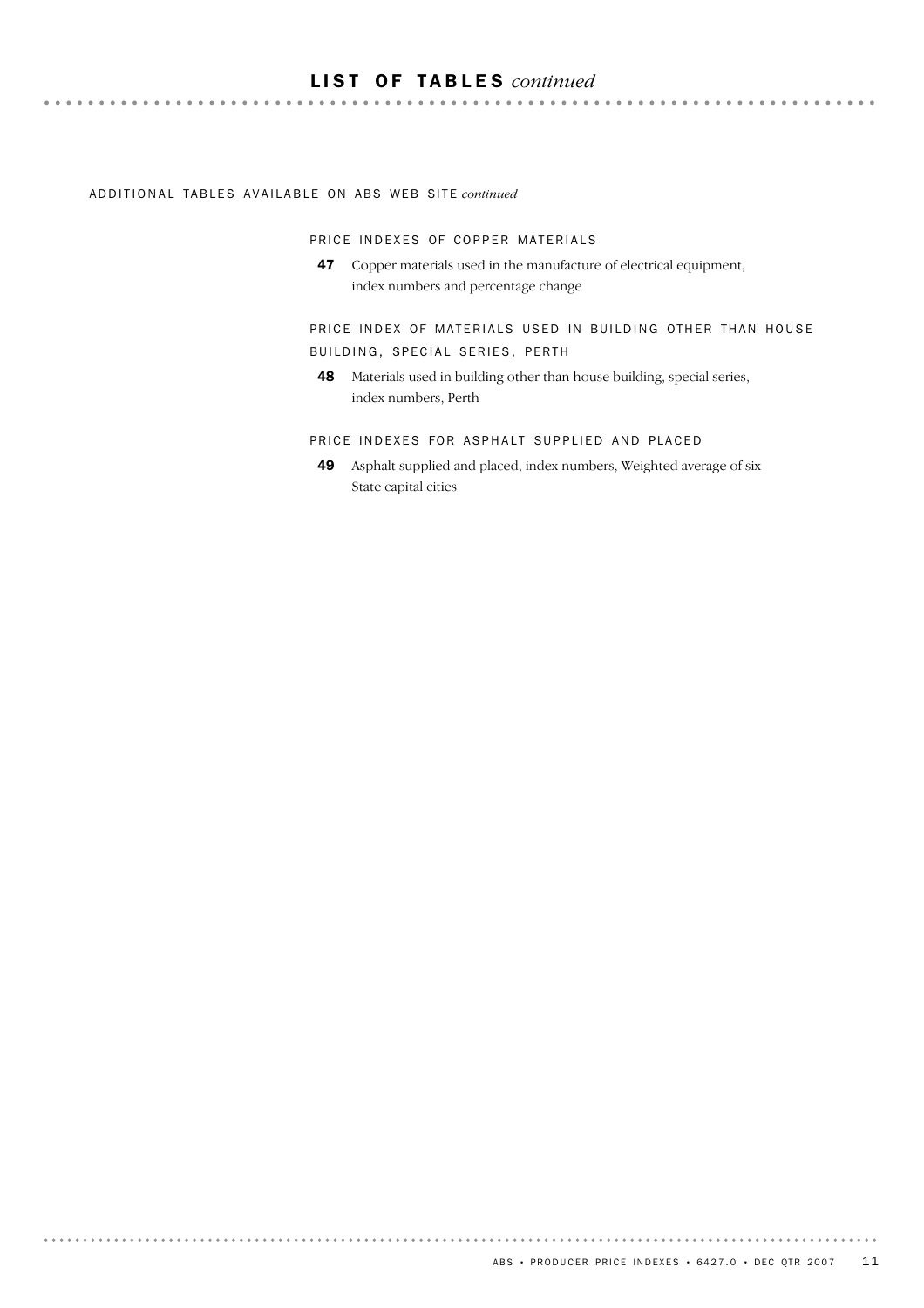# LIST OF TABLES *continued*

## ADDITIONAL TABLES AVAILABLE ON ABS WEB SITE *continued*

### PRICE INDEXES OF COPPER MATERIALS

**47** Copper materials used in the manufacture of electrical equipment, index numbers and percentage change

### PRICE INDEX OF MATERIALS USED IN BUILDING OTHER THAN HOUSE BUILDING, SPECIAL SERIES, PERTH

**48** Materials used in building other than house building, special series, index numbers, Perth

### PRICE INDEXES FOR ASPHALT SUPPLIED AND PLACED

**49** Asphalt supplied and placed, index numbers, Weighted average of six State capital cities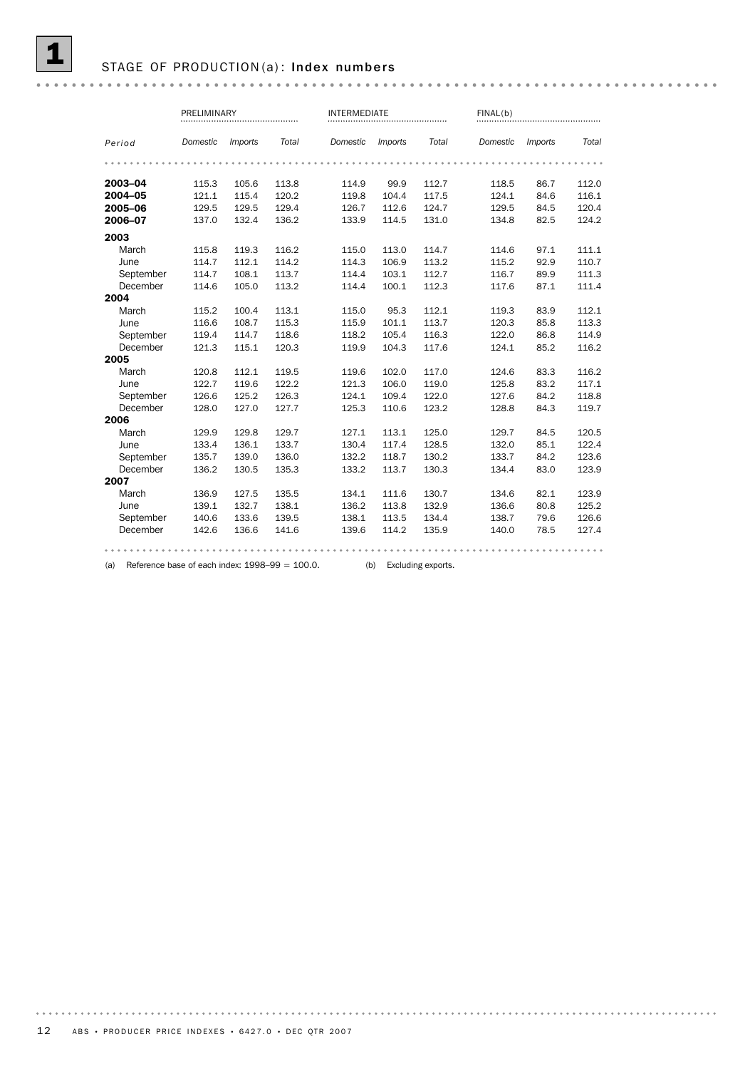# 1 STAGE OF PRODUCTION(a): Index numbers

| Period | PRELIMINARY | | | INTERMEDIATE | | | FINAL(b) | | |
|---|---|---|---|---|---|---|---|---|---|
| | *Domestic* | *Imports* | *Total* | *Domestic* | *Imports* | *Total* | *Domestic* | *Imports* | *Total* |
| **2003–04** | 115.3 | 105.6 | 113.8 | 114.9 | 99.9 | 112.7 | 118.5 | 86.7 | 112.0 |
| **2004–05** | 121.1 | 115.4 | 120.2 | 119.8 | 104.4 | 117.5 | 124.1 | 84.6 | 116.1 |
| **2005–06** | 129.5 | 129.5 | 129.4 | 126.7 | 112.6 | 124.7 | 129.5 | 84.5 | 120.4 |
| **2006–07** | 137.0 | 132.4 | 136.2 | 133.9 | 114.5 | 131.0 | 134.8 | 82.5 | 124.2 |
| **2003** | | | | | | | | | |
| March | 115.8 | 119.3 | 116.2 | 115.0 | 113.0 | 114.7 | 114.6 | 97.1 | 111.1 |
| June | 114.7 | 112.1 | 114.2 | 114.3 | 106.9 | 113.2 | 115.2 | 92.9 | 110.7 |
| September | 114.7 | 108.1 | 113.7 | 114.4 | 103.1 | 112.7 | 116.7 | 89.9 | 111.3 |
| December | 114.6 | 105.0 | 113.2 | 114.4 | 100.1 | 112.3 | 117.6 | 87.1 | 111.4 |
| **2004** | | | | | | | | | |
| March | 115.2 | 100.4 | 113.1 | 115.0 | 95.3 | 112.1 | 119.3 | 83.9 | 112.1 |
| June | 116.6 | 108.7 | 115.3 | 115.9 | 101.1 | 113.7 | 120.3 | 85.8 | 113.3 |
| September | 119.4 | 114.7 | 118.6 | 118.2 | 105.4 | 116.3 | 122.0 | 86.8 | 114.9 |
| December | 121.3 | 115.1 | 120.3 | 119.9 | 104.3 | 117.6 | 124.1 | 85.2 | 116.2 |
| **2005** | | | | | | | | | |
| March | 120.8 | 112.1 | 119.5 | 119.6 | 102.0 | 117.0 | 124.6 | 83.3 | 116.2 |
| June | 122.7 | 119.6 | 122.2 | 121.3 | 106.0 | 119.0 | 125.8 | 83.2 | 117.1 |
| September | 126.6 | 125.2 | 126.3 | 124.1 | 109.4 | 122.0 | 127.6 | 84.2 | 118.8 |
| December | 128.0 | 127.0 | 127.7 | 125.3 | 110.6 | 123.2 | 128.8 | 84.3 | 119.7 |
| **2006** | | | | | | | | | |
| March | 129.9 | 129.8 | 129.7 | 127.1 | 113.1 | 125.0 | 129.7 | 84.5 | 120.5 |
| June | 133.4 | 136.1 | 133.7 | 130.4 | 117.4 | 128.5 | 132.0 | 85.1 | 122.4 |
| September | 135.7 | 139.0 | 136.0 | 132.2 | 118.7 | 130.2 | 133.7 | 84.2 | 123.6 |
| December | 136.2 | 130.5 | 135.3 | 133.2 | 113.7 | 130.3 | 134.4 | 83.0 | 123.9 |
| **2007** | | | | | | | | | |
| March | 136.9 | 127.5 | 135.5 | 134.1 | 111.6 | 130.7 | 134.6 | 82.1 | 123.9 |
| June | 139.1 | 132.7 | 138.1 | 136.2 | 113.8 | 132.9 | 136.6 | 80.8 | 125.2 |
| September | 140.6 | 133.6 | 139.5 | 138.1 | 113.5 | 134.4 | 138.7 | 79.6 | 126.6 |
| December | 142.6 | 136.6 | 141.6 | 139.6 | 114.2 | 135.9 | 140.0 | 78.5 | 127.4 |

(a) Reference base of each index: 1998–99 = 100.0. (b) Excluding exports.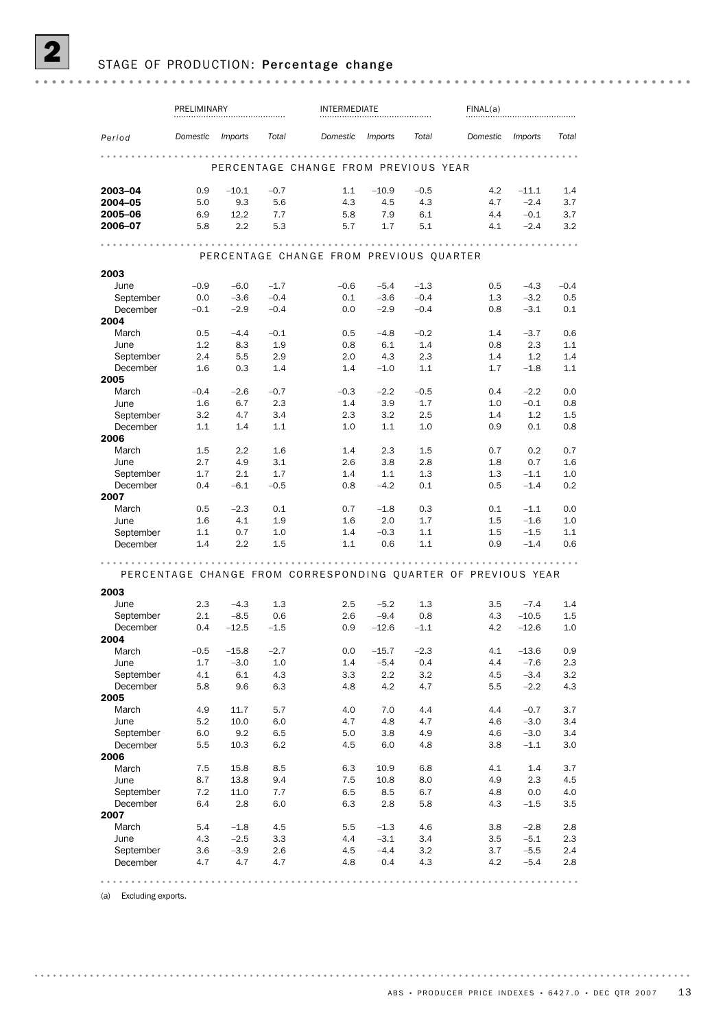## 2 STAGE OF PRODUCTION: Percentage change

| Period | PRELIMINARY | | | INTERMEDIATE | | | FINAL(a) | | |
|---|---|---|---|---|---|---|---|---|---|
| | *Domestic* | *Imports* | *Total* | *Domestic* | *Imports* | *Total* | *Domestic* | *Imports* | *Total* |
| **PERCENTAGE CHANGE FROM PREVIOUS YEAR** | | | | | | | | | |
| **2003–04** | 0.9 | –10.1 | –0.7 | 1.1 | –10.9 | –0.5 | 4.2 | –11.1 | 1.4 |
| **2004–05** | 5.0 | 9.3 | 5.6 | 4.3 | 4.5 | 4.3 | 4.7 | –2.4 | 3.7 |
| **2005–06** | 6.9 | 12.2 | 7.7 | 5.8 | 7.9 | 6.1 | 4.4 | –0.1 | 3.7 |
| **2006–07** | 5.8 | 2.2 | 5.3 | 5.7 | 1.7 | 5.1 | 4.1 | –2.4 | 3.2 |
| **PERCENTAGE CHANGE FROM PREVIOUS QUARTER** | | | | | | | | | |
| **2003** | | | | | | | | | |
| June | –0.9 | –6.0 | –1.7 | –0.6 | –5.4 | –1.3 | 0.5 | –4.3 | –0.4 |
| September | 0.0 | –3.6 | –0.4 | 0.1 | –3.6 | –0.4 | 1.3 | –3.2 | 0.5 |
| December | –0.1 | –2.9 | –0.4 | 0.0 | –2.9 | –0.4 | 0.8 | –3.1 | 0.1 |
| **2004** | | | | | | | | | |
| March | 0.5 | –4.4 | –0.1 | 0.5 | –4.8 | –0.2 | 1.4 | –3.7 | 0.6 |
| June | 1.2 | 8.3 | 1.9 | 0.8 | 6.1 | 1.4 | 0.8 | 2.3 | 1.1 |
| September | 2.4 | 5.5 | 2.9 | 2.0 | 4.3 | 2.3 | 1.4 | 1.2 | 1.4 |
| December | 1.6 | 0.3 | 1.4 | 1.4 | –1.0 | 1.1 | 1.7 | –1.8 | 1.1 |
| **2005** | | | | | | | | | |
| March | –0.4 | –2.6 | –0.7 | –0.3 | –2.2 | –0.5 | 0.4 | –2.2 | 0.0 |
| June | 1.6 | 6.7 | 2.3 | 1.4 | 3.9 | 1.7 | 1.0 | –0.1 | 0.8 |
| September | 3.2 | 4.7 | 3.4 | 2.3 | 3.2 | 2.5 | 1.4 | 1.2 | 1.5 |
| December | 1.1 | 1.4 | 1.1 | 1.0 | 1.1 | 1.0 | 0.9 | 0.1 | 0.8 |
| **2006** | | | | | | | | | |
| March | 1.5 | 2.2 | 1.6 | 1.4 | 2.3 | 1.5 | 0.7 | 0.2 | 0.7 |
| June | 2.7 | 4.9 | 3.1 | 2.6 | 3.8 | 2.8 | 1.8 | 0.7 | 1.6 |
| September | 1.7 | 2.1 | 1.7 | 1.4 | 1.1 | 1.3 | 1.3 | –1.1 | 1.0 |
| December | 0.4 | –6.1 | –0.5 | 0.8 | –4.2 | 0.1 | 0.5 | –1.4 | 0.2 |
| **2007** | | | | | | | | | |
| March | 0.5 | –2.3 | 0.1 | 0.7 | –1.8 | 0.3 | 0.1 | –1.1 | 0.0 |
| June | 1.6 | 4.1 | 1.9 | 1.6 | 2.0 | 1.7 | 1.5 | –1.6 | 1.0 |
| September | 1.1 | 0.7 | 1.0 | 1.4 | –0.3 | 1.1 | 1.5 | –1.5 | 1.1 |
| December | 1.4 | 2.2 | 1.5 | 1.1 | 0.6 | 1.1 | 0.9 | –1.4 | 0.6 |
| **PERCENTAGE CHANGE FROM CORRESPONDING QUARTER OF PREVIOUS YEAR** | | | | | | | | | |
| **2003** | | | | | | | | | |
| June | 2.3 | –4.3 | 1.3 | 2.5 | –5.2 | 1.3 | 3.5 | –7.4 | 1.4 |
| September | 2.1 | –8.5 | 0.6 | 2.6 | –9.4 | 0.8 | 4.3 | –10.5 | 1.5 |
| December | 0.4 | –12.5 | –1.5 | 0.9 | –12.6 | –1.1 | 4.2 | –12.6 | 1.0 |
| **2004** | | | | | | | | | |
| March | –0.5 | –15.8 | –2.7 | 0.0 | –15.7 | –2.3 | 4.1 | –13.6 | 0.9 |
| June | 1.7 | –3.0 | 1.0 | 1.4 | –5.4 | 0.4 | 4.4 | –7.6 | 2.3 |
| September | 4.1 | 6.1 | 4.3 | 3.3 | 2.2 | 3.2 | 4.5 | –3.4 | 3.2 |
| December | 5.8 | 9.6 | 6.3 | 4.8 | 4.2 | 4.7 | 5.5 | –2.2 | 4.3 |
| **2005** | | | | | | | | | |
| March | 4.9 | 11.7 | 5.7 | 4.0 | 7.0 | 4.4 | 4.4 | –0.7 | 3.7 |
| June | 5.2 | 10.0 | 6.0 | 4.7 | 4.8 | 4.7 | 4.6 | –3.0 | 3.4 |
| September | 6.0 | 9.2 | 6.5 | 5.0 | 3.8 | 4.9 | 4.6 | –3.0 | 3.4 |
| December | 5.5 | 10.3 | 6.2 | 4.5 | 6.0 | 4.8 | 3.8 | –1.1 | 3.0 |
| **2006** | | | | | | | | | |
| March | 7.5 | 15.8 | 8.5 | 6.3 | 10.9 | 6.8 | 4.1 | 1.4 | 3.7 |
| June | 8.7 | 13.8 | 9.4 | 7.5 | 10.8 | 8.0 | 4.9 | 2.3 | 4.5 |
| September | 7.2 | 11.0 | 7.7 | 6.5 | 8.5 | 6.7 | 4.8 | 0.0 | 4.0 |
| December | 6.4 | 2.8 | 6.0 | 6.3 | 2.8 | 5.8 | 4.3 | –1.5 | 3.5 |
| **2007** | | | | | | | | | |
| March | 5.4 | –1.8 | 4.5 | 5.5 | –1.3 | 4.6 | 3.8 | –2.8 | 2.8 |
| June | 4.3 | –2.5 | 3.3 | 4.4 | –3.1 | 3.4 | 3.5 | –5.1 | 2.3 |
| September | 3.6 | –3.9 | 2.6 | 4.5 | –4.4 | 3.2 | 3.7 | –5.5 | 2.4 |
| December | 4.7 | 4.7 | 4.7 | 4.8 | 0.4 | 4.3 | 4.2 | –5.4 | 2.8 |

(a) Excluding exports.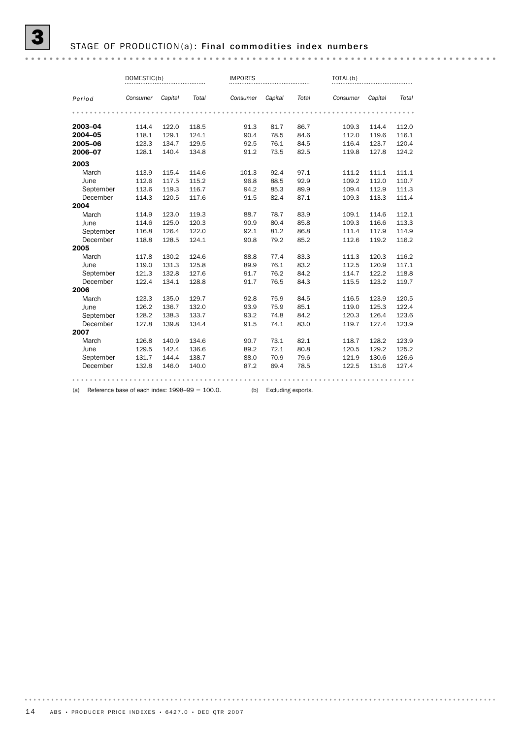# 3 STAGE OF PRODUCTION(a): Final commodities index numbers

| | DOMESTIC(b) | | | IMPORTS | | | TOTAL(b) | | |
|---|---|---|---|---|---|---|---|---|---|
| *Period* | *Consumer* | *Capital* | *Total* | *Consumer* | *Capital* | *Total* | *Consumer* | *Capital* | *Total* |
| **2003–04** | 114.4 | 122.0 | 118.5 | 91.3 | 81.7 | 86.7 | 109.3 | 114.4 | 112.0 |
| **2004–05** | 118.1 | 129.1 | 124.1 | 90.4 | 78.5 | 84.6 | 112.0 | 119.6 | 116.1 |
| **2005–06** | 123.3 | 134.7 | 129.5 | 92.5 | 76.1 | 84.5 | 116.4 | 123.7 | 120.4 |
| **2006–07** | 128.1 | 140.4 | 134.8 | 91.2 | 73.5 | 82.5 | 119.8 | 127.8 | 124.2 |
| **2003** | | | | | | | | | |
| March | 113.9 | 115.4 | 114.6 | 101.3 | 92.4 | 97.1 | 111.2 | 111.1 | 111.1 |
| June | 112.6 | 117.5 | 115.2 | 96.8 | 88.5 | 92.9 | 109.2 | 112.0 | 110.7 |
| September | 113.6 | 119.3 | 116.7 | 94.2 | 85.3 | 89.9 | 109.4 | 112.9 | 111.3 |
| December | 114.3 | 120.5 | 117.6 | 91.5 | 82.4 | 87.1 | 109.3 | 113.3 | 111.4 |
| **2004** | | | | | | | | | |
| March | 114.9 | 123.0 | 119.3 | 88.7 | 78.7 | 83.9 | 109.1 | 114.6 | 112.1 |
| June | 114.6 | 125.0 | 120.3 | 90.9 | 80.4 | 85.8 | 109.3 | 116.6 | 113.3 |
| September | 116.8 | 126.4 | 122.0 | 92.1 | 81.2 | 86.8 | 111.4 | 117.9 | 114.9 |
| December | 118.8 | 128.5 | 124.1 | 90.8 | 79.2 | 85.2 | 112.6 | 119.2 | 116.2 |
| **2005** | | | | | | | | | |
| March | 117.8 | 130.2 | 124.6 | 88.8 | 77.4 | 83.3 | 111.3 | 120.3 | 116.2 |
| June | 119.0 | 131.3 | 125.8 | 89.9 | 76.1 | 83.2 | 112.5 | 120.9 | 117.1 |
| September | 121.3 | 132.8 | 127.6 | 91.7 | 76.2 | 84.2 | 114.7 | 122.2 | 118.8 |
| December | 122.4 | 134.1 | 128.8 | 91.7 | 76.5 | 84.3 | 115.5 | 123.2 | 119.7 |
| **2006** | | | | | | | | | |
| March | 123.3 | 135.0 | 129.7 | 92.8 | 75.9 | 84.5 | 116.5 | 123.9 | 120.5 |
| June | 126.2 | 136.7 | 132.0 | 93.9 | 75.9 | 85.1 | 119.0 | 125.3 | 122.4 |
| September | 128.2 | 138.3 | 133.7 | 93.2 | 74.8 | 84.2 | 120.3 | 126.4 | 123.6 |
| December | 127.8 | 139.8 | 134.4 | 91.5 | 74.1 | 83.0 | 119.7 | 127.4 | 123.9 |
| **2007** | | | | | | | | | |
| March | 126.8 | 140.9 | 134.6 | 90.7 | 73.1 | 82.1 | 118.7 | 128.2 | 123.9 |
| June | 129.5 | 142.4 | 136.6 | 89.2 | 72.1 | 80.8 | 120.5 | 129.2 | 125.2 |
| September | 131.7 | 144.4 | 138.7 | 88.0 | 70.9 | 79.6 | 121.9 | 130.6 | 126.6 |
| December | 132.8 | 146.0 | 140.0 | 87.2 | 69.4 | 78.5 | 122.5 | 131.6 | 127.4 |

(a) Reference base of each index: 1998–99 = 100.0. (b) Excluding exports.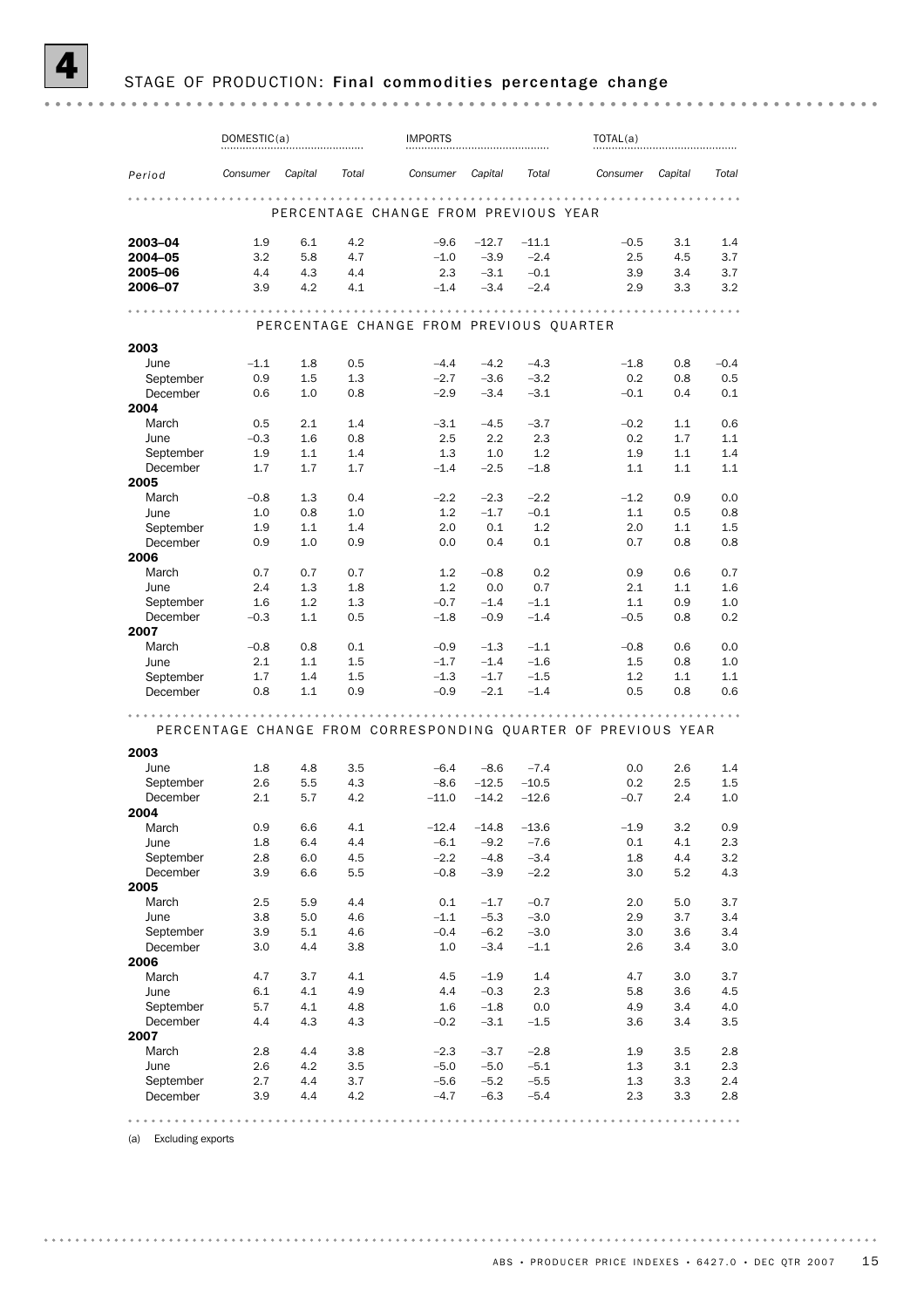# 4 STAGE OF PRODUCTION: Final commodities percentage change

| Period | DOMESTIC(a) | | | IMPORTS | | | TOTAL(a) | | |
|---|---|---|---|---|---|---|---|---|---|
| | *Consumer* | *Capital* | *Total* | *Consumer* | *Capital* | *Total* | *Consumer* | *Capital* | *Total* |
| **PERCENTAGE CHANGE FROM PREVIOUS YEAR** | | | | | | | | | |
| **2003–04** | 1.9 | 6.1 | 4.2 | –9.6 | –12.7 | –11.1 | –0.5 | 3.1 | 1.4 |
| **2004–05** | 3.2 | 5.8 | 4.7 | –1.0 | –3.9 | –2.4 | 2.5 | 4.5 | 3.7 |
| **2005–06** | 4.4 | 4.3 | 4.4 | 2.3 | –3.1 | –0.1 | 3.9 | 3.4 | 3.7 |
| **2006–07** | 3.9 | 4.2 | 4.1 | –1.4 | –3.4 | –2.4 | 2.9 | 3.3 | 3.2 |
| **PERCENTAGE CHANGE FROM PREVIOUS QUARTER** | | | | | | | | | |
| **2003** | | | | | | | | | |
| June | –1.1 | 1.8 | 0.5 | –4.4 | –4.2 | –4.3 | –1.8 | 0.8 | –0.4 |
| September | 0.9 | 1.5 | 1.3 | –2.7 | –3.6 | –3.2 | 0.2 | 0.8 | 0.5 |
| December | 0.6 | 1.0 | 0.8 | –2.9 | –3.4 | –3.1 | –0.1 | 0.4 | 0.1 |
| **2004** | | | | | | | | | |
| March | 0.5 | 2.1 | 1.4 | –3.1 | –4.5 | –3.7 | –0.2 | 1.1 | 0.6 |
| June | –0.3 | 1.6 | 0.8 | 2.5 | 2.2 | 2.3 | 0.2 | 1.7 | 1.1 |
| September | 1.9 | 1.1 | 1.4 | 1.3 | 1.0 | 1.2 | 1.9 | 1.1 | 1.4 |
| December | 1.7 | 1.7 | 1.7 | –1.4 | –2.5 | –1.8 | 1.1 | 1.1 | 1.1 |
| **2005** | | | | | | | | | |
| March | –0.8 | 1.3 | 0.4 | –2.2 | –2.3 | –2.2 | –1.2 | 0.9 | 0.0 |
| June | 1.0 | 0.8 | 1.0 | 1.2 | –1.7 | –0.1 | 1.1 | 0.5 | 0.8 |
| September | 1.9 | 1.1 | 1.4 | 2.0 | 0.1 | 1.2 | 2.0 | 1.1 | 1.5 |
| December | 0.9 | 1.0 | 0.9 | 0.0 | 0.4 | 0.1 | 0.7 | 0.8 | 0.8 |
| **2006** | | | | | | | | | |
| March | 0.7 | 0.7 | 0.7 | 1.2 | –0.8 | 0.2 | 0.9 | 0.6 | 0.7 |
| June | 2.4 | 1.3 | 1.8 | 1.2 | 0.0 | 0.7 | 2.1 | 1.1 | 1.6 |
| September | 1.6 | 1.2 | 1.3 | –0.7 | –1.4 | –1.1 | 1.1 | 0.9 | 1.0 |
| December | –0.3 | 1.1 | 0.5 | –1.8 | –0.9 | –1.4 | –0.5 | 0.8 | 0.2 |
| **2007** | | | | | | | | | |
| March | –0.8 | 0.8 | 0.1 | –0.9 | –1.3 | –1.1 | –0.8 | 0.6 | 0.0 |
| June | 2.1 | 1.1 | 1.5 | –1.7 | –1.4 | –1.6 | 1.5 | 0.8 | 1.0 |
| September | 1.7 | 1.4 | 1.5 | –1.3 | –1.7 | –1.5 | 1.2 | 1.1 | 1.1 |
| December | 0.8 | 1.1 | 0.9 | –0.9 | –2.1 | –1.4 | 0.5 | 0.8 | 0.6 |
| **PERCENTAGE CHANGE FROM CORRESPONDING QUARTER OF PREVIOUS YEAR** | | | | | | | | | |
| **2003** | | | | | | | | | |
| June | 1.8 | 4.8 | 3.5 | –6.4 | –8.6 | –7.4 | 0.0 | 2.6 | 1.4 |
| September | 2.6 | 5.5 | 4.3 | –8.6 | –12.5 | –10.5 | 0.2 | 2.5 | 1.5 |
| December | 2.1 | 5.7 | 4.2 | –11.0 | –14.2 | –12.6 | –0.7 | 2.4 | 1.0 |
| **2004** | | | | | | | | | |
| March | 0.9 | 6.6 | 4.1 | –12.4 | –14.8 | –13.6 | –1.9 | 3.2 | 0.9 |
| June | 1.8 | 6.4 | 4.4 | –6.1 | –9.2 | –7.6 | 0.1 | 4.1 | 2.3 |
| September | 2.8 | 6.0 | 4.5 | –2.2 | –4.8 | –3.4 | 1.8 | 4.4 | 3.2 |
| December | 3.9 | 6.6 | 5.5 | –0.8 | –3.9 | –2.2 | 3.0 | 5.2 | 4.3 |
| **2005** | | | | | | | | | |
| March | 2.5 | 5.9 | 4.4 | 0.1 | –1.7 | –0.7 | 2.0 | 5.0 | 3.7 |
| June | 3.8 | 5.0 | 4.6 | –1.1 | –5.3 | –3.0 | 2.9 | 3.7 | 3.4 |
| September | 3.9 | 5.1 | 4.6 | –0.4 | –6.2 | –3.0 | 3.0 | 3.6 | 3.4 |
| December | 3.0 | 4.4 | 3.8 | 1.0 | –3.4 | –1.1 | 2.6 | 3.4 | 3.0 |
| **2006** | | | | | | | | | |
| March | 4.7 | 3.7 | 4.1 | 4.5 | –1.9 | 1.4 | 4.7 | 3.0 | 3.7 |
| June | 6.1 | 4.1 | 4.9 | 4.4 | –0.3 | 2.3 | 5.8 | 3.6 | 4.5 |
| September | 5.7 | 4.1 | 4.8 | 1.6 | –1.8 | 0.0 | 4.9 | 3.4 | 4.0 |
| December | 4.4 | 4.3 | 4.3 | –0.2 | –3.1 | –1.5 | 3.6 | 3.4 | 3.5 |
| **2007** | | | | | | | | | |
| March | 2.8 | 4.4 | 3.8 | –2.3 | –3.7 | –2.8 | 1.9 | 3.5 | 2.8 |
| June | 2.6 | 4.2 | 3.5 | –5.0 | –5.0 | –5.1 | 1.3 | 3.1 | 2.3 |
| September | 2.7 | 4.4 | 3.7 | –5.6 | –5.2 | –5.5 | 1.3 | 3.3 | 2.4 |
| December | 3.9 | 4.4 | 4.2 | –4.7 | –6.3 | –5.4 | 2.3 | 3.3 | 2.8 |

(a) Excluding exports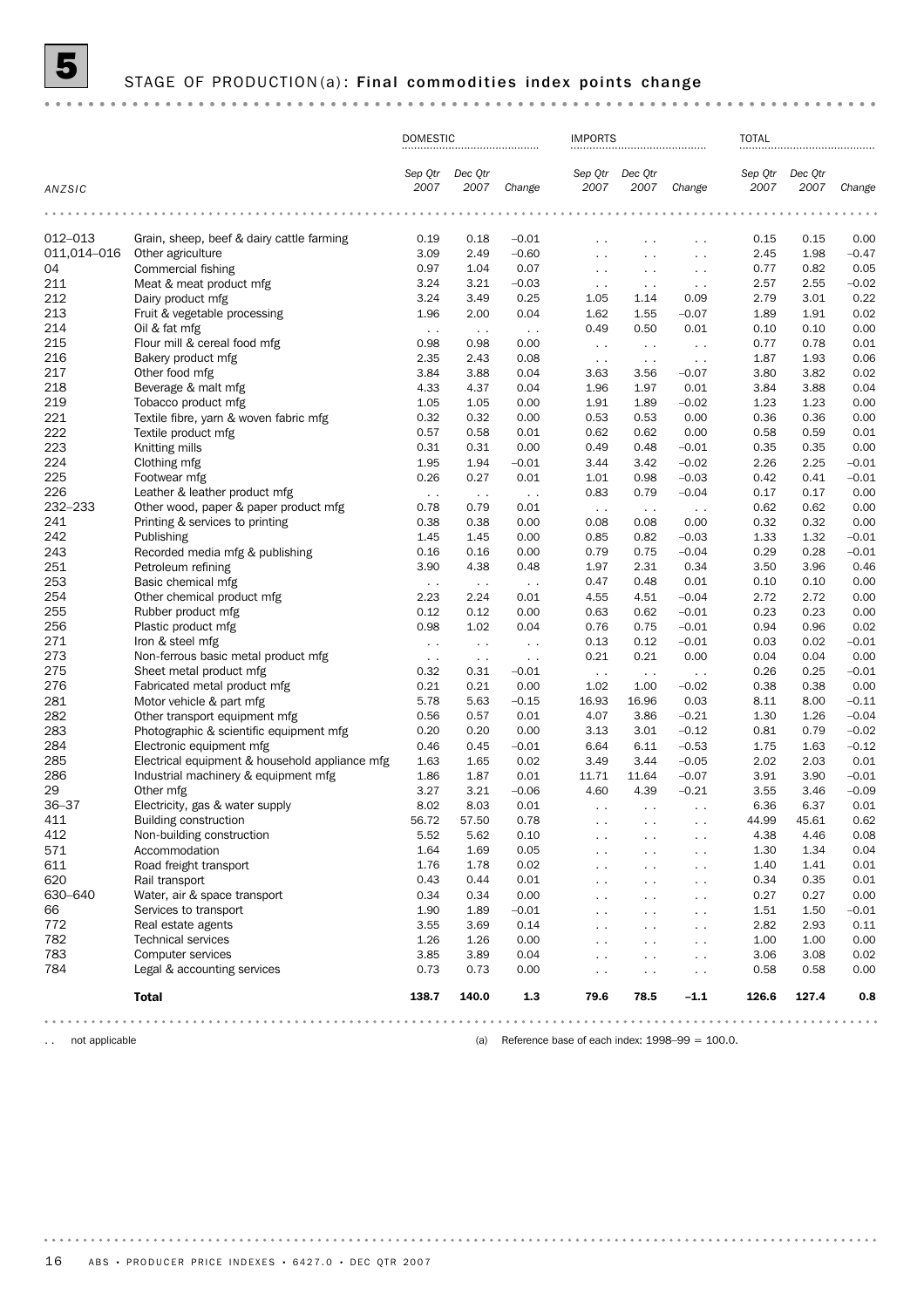# 5 STAGE OF PRODUCTION(a): Final commodities index points change

| ANZSIC | | DOMESTIC | | | IMPORTS | | | TOTAL | | |
|---|---|---|---|---|---|---|---|---|---|---|
| | | Sep Qtr 2007 | Dec Qtr 2007 | Change | Sep Qtr 2007 | Dec Qtr 2007 | Change | Sep Qtr 2007 | Dec Qtr 2007 | Change |
| 012–013 | Grain, sheep, beef & dairy cattle farming | 0.19 | 0.18 | –0.01 | . . | . . | . . | 0.15 | 0.15 | 0.00 |
| 011,014–016 | Other agriculture | 3.09 | 2.49 | –0.60 | . . | . . | . . | 2.45 | 1.98 | –0.47 |
| 04 | Commercial fishing | 0.97 | 1.04 | 0.07 | . . | . . | . . | 0.77 | 0.82 | 0.05 |
| 211 | Meat & meat product mfg | 3.24 | 3.21 | –0.03 | . . | . . | . . | 2.57 | 2.55 | –0.02 |
| 212 | Dairy product mfg | 3.24 | 3.49 | 0.25 | 1.05 | 1.14 | 0.09 | 2.79 | 3.01 | 0.22 |
| 213 | Fruit & vegetable processing | 1.96 | 2.00 | 0.04 | 1.62 | 1.55 | –0.07 | 1.89 | 1.91 | 0.02 |
| 214 | Oil & fat mfg | . . | . . | . . | 0.49 | 0.50 | 0.01 | 0.10 | 0.10 | 0.00 |
| 215 | Flour mill & cereal food mfg | 0.98 | 0.98 | 0.00 | . . | . . | . . | 0.77 | 0.78 | 0.01 |
| 216 | Bakery product mfg | 2.35 | 2.43 | 0.08 | . . | . . | . . | 1.87 | 1.93 | 0.06 |
| 217 | Other food mfg | 3.84 | 3.88 | 0.04 | 3.63 | 3.56 | –0.07 | 3.80 | 3.82 | 0.02 |
| 218 | Beverage & malt mfg | 4.33 | 4.37 | 0.04 | 1.96 | 1.97 | 0.01 | 3.84 | 3.88 | 0.04 |
| 219 | Tobacco product mfg | 1.05 | 1.05 | 0.00 | 1.91 | 1.89 | –0.02 | 1.23 | 1.23 | 0.00 |
| 221 | Textile fibre, yarn & woven fabric mfg | 0.32 | 0.32 | 0.00 | 0.53 | 0.53 | 0.00 | 0.36 | 0.36 | 0.00 |
| 222 | Textile product mfg | 0.57 | 0.58 | 0.01 | 0.62 | 0.62 | 0.00 | 0.58 | 0.59 | 0.01 |
| 223 | Knitting mills | 0.31 | 0.31 | 0.00 | 0.49 | 0.48 | –0.01 | 0.35 | 0.35 | 0.00 |
| 224 | Clothing mfg | 1.95 | 1.94 | –0.01 | 3.44 | 3.42 | –0.02 | 2.26 | 2.25 | –0.01 |
| 225 | Footwear mfg | 0.26 | 0.27 | 0.01 | 1.01 | 0.98 | –0.03 | 0.42 | 0.41 | –0.01 |
| 226 | Leather & leather product mfg | . . | . . | . . | 0.83 | 0.79 | –0.04 | 0.17 | 0.17 | 0.00 |
| 232–233 | Other wood, paper & paper product mfg | 0.78 | 0.79 | 0.01 | . . | . . | . . | 0.62 | 0.62 | 0.00 |
| 241 | Printing & services to printing | 0.38 | 0.38 | 0.00 | 0.08 | 0.08 | 0.00 | 0.32 | 0.32 | 0.00 |
| 242 | Publishing | 1.45 | 1.45 | 0.00 | 0.85 | 0.82 | –0.03 | 1.33 | 1.32 | –0.01 |
| 243 | Recorded media mfg & publishing | 0.16 | 0.16 | 0.00 | 0.79 | 0.75 | –0.04 | 0.29 | 0.28 | –0.01 |
| 251 | Petroleum refining | 3.90 | 4.38 | 0.48 | 1.97 | 2.31 | 0.34 | 3.50 | 3.96 | 0.46 |
| 253 | Basic chemical mfg | . . | . . | . . | 0.47 | 0.48 | 0.01 | 0.10 | 0.10 | 0.00 |
| 254 | Other chemical product mfg | 2.23 | 2.24 | 0.01 | 4.55 | 4.51 | –0.04 | 2.72 | 2.72 | 0.00 |
| 255 | Rubber product mfg | 0.12 | 0.12 | 0.00 | 0.63 | 0.62 | –0.01 | 0.23 | 0.23 | 0.00 |
| 256 | Plastic product mfg | 0.98 | 1.02 | 0.04 | 0.76 | 0.75 | –0.01 | 0.94 | 0.96 | 0.02 |
| 271 | Iron & steel mfg | . . | . . | . . | 0.13 | 0.12 | –0.01 | 0.03 | 0.02 | –0.01 |
| 273 | Non-ferrous basic metal product mfg | . . | . . | . . | 0.21 | 0.21 | 0.00 | 0.04 | 0.04 | 0.00 |
| 275 | Sheet metal product mfg | 0.32 | 0.31 | –0.01 | . . | . . | . . | 0.26 | 0.25 | –0.01 |
| 276 | Fabricated metal product mfg | 0.21 | 0.21 | 0.00 | 1.02 | 1.00 | –0.02 | 0.38 | 0.38 | 0.00 |
| 281 | Motor vehicle & part mfg | 5.78 | 5.63 | –0.15 | 16.93 | 16.96 | 0.03 | 8.11 | 8.00 | –0.11 |
| 282 | Other transport equipment mfg | 0.56 | 0.57 | 0.01 | 4.07 | 3.86 | –0.21 | 1.30 | 1.26 | –0.04 |
| 283 | Photographic & scientific equipment mfg | 0.20 | 0.20 | 0.00 | 3.13 | 3.01 | –0.12 | 0.81 | 0.79 | –0.02 |
| 284 | Electronic equipment mfg | 0.46 | 0.45 | –0.01 | 6.64 | 6.11 | –0.53 | 1.75 | 1.63 | –0.12 |
| 285 | Electrical equipment & household appliance mfg | 1.63 | 1.65 | 0.02 | 3.49 | 3.44 | –0.05 | 2.02 | 2.03 | 0.01 |
| 286 | Industrial machinery & equipment mfg | 1.86 | 1.87 | 0.01 | 11.71 | 11.64 | –0.07 | 3.91 | 3.90 | –0.01 |
| 29 | Other mfg | 3.27 | 3.21 | –0.06 | 4.60 | 4.39 | –0.21 | 3.55 | 3.46 | –0.09 |
| 36–37 | Electricity, gas & water supply | 8.02 | 8.03 | 0.01 | . . | . . | . . | 6.36 | 6.37 | 0.01 |
| 411 | Building construction | 56.72 | 57.50 | 0.78 | . . | . . | . . | 44.99 | 45.61 | 0.62 |
| 412 | Non-building construction | 5.52 | 5.62 | 0.10 | . . | . . | . . | 4.38 | 4.46 | 0.08 |
| 571 | Accommodation | 1.64 | 1.69 | 0.05 | . . | . . | . . | 1.30 | 1.34 | 0.04 |
| 611 | Road freight transport | 1.76 | 1.78 | 0.02 | . . | . . | . . | 1.40 | 1.41 | 0.01 |
| 620 | Rail transport | 0.43 | 0.44 | 0.01 | . . | . . | . . | 0.34 | 0.35 | 0.01 |
| 630–640 | Water, air & space transport | 0.34 | 0.34 | 0.00 | . . | . . | . . | 0.27 | 0.27 | 0.00 |
| 66 | Services to transport | 1.90 | 1.89 | –0.01 | . . | . . | . . | 1.51 | 1.50 | –0.01 |
| 772 | Real estate agents | 3.55 | 3.69 | 0.14 | . . | . . | . . | 2.82 | 2.93 | 0.11 |
| 782 | Technical services | 1.26 | 1.26 | 0.00 | . . | . . | . . | 1.00 | 1.00 | 0.00 |
| 783 | Computer services | 3.85 | 3.89 | 0.04 | . . | . . | . . | 3.06 | 3.08 | 0.02 |
| 784 | Legal & accounting services | 0.73 | 0.73 | 0.00 | . . | . . | . . | 0.58 | 0.58 | 0.00 |
| | **Total** | **138.7** | **140.0** | **1.3** | **79.6** | **78.5** | **–1.1** | **126.6** | **127.4** | **0.8** |

. . not applicable

(a) Reference base of each index: 1998–99 = 100.0.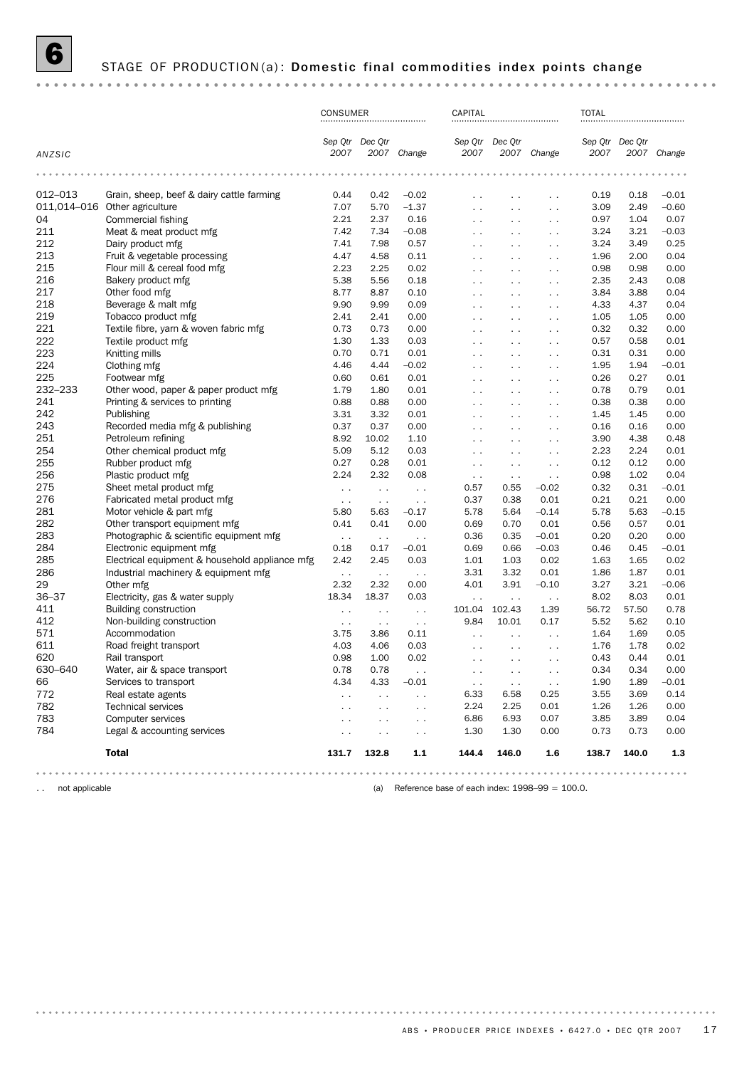# 6 STAGE OF PRODUCTION(a): Domestic final commodities index points change

| ANZSIC | | CONSUMER | | | CAPITAL | | | TOTAL | | |
|---|---|---|---|---|---|---|---|---|---|---|
| | | Sep Qtr 2007 | Dec Qtr 2007 | Change | Sep Qtr 2007 | Dec Qtr 2007 | Change | Sep Qtr 2007 | Dec Qtr 2007 | Change |
| 012–013 | Grain, sheep, beef & dairy cattle farming | 0.44 | 0.42 | –0.02 | . . | . . | . . | 0.19 | 0.18 | –0.01 |
| 011,014–016 | Other agriculture | 7.07 | 5.70 | –1.37 | . . | . . | . . | 3.09 | 2.49 | –0.60 |
| 04 | Commercial fishing | 2.21 | 2.37 | 0.16 | . . | . . | . . | 0.97 | 1.04 | 0.07 |
| 211 | Meat & meat product mfg | 7.42 | 7.34 | –0.08 | . . | . . | . . | 3.24 | 3.21 | –0.03 |
| 212 | Dairy product mfg | 7.41 | 7.98 | 0.57 | . . | . . | . . | 3.24 | 3.49 | 0.25 |
| 213 | Fruit & vegetable processing | 4.47 | 4.58 | 0.11 | . . | . . | . . | 1.96 | 2.00 | 0.04 |
| 215 | Flour mill & cereal food mfg | 2.23 | 2.25 | 0.02 | . . | . . | . . | 0.98 | 0.98 | 0.00 |
| 216 | Bakery product mfg | 5.38 | 5.56 | 0.18 | . . | . . | . . | 2.35 | 2.43 | 0.08 |
| 217 | Other food mfg | 8.77 | 8.87 | 0.10 | . . | . . | . . | 3.84 | 3.88 | 0.04 |
| 218 | Beverage & malt mfg | 9.90 | 9.99 | 0.09 | . . | . . | . . | 4.33 | 4.37 | 0.04 |
| 219 | Tobacco product mfg | 2.41 | 2.41 | 0.00 | . . | . . | . . | 1.05 | 1.05 | 0.00 |
| 221 | Textile fibre, yarn & woven fabric mfg | 0.73 | 0.73 | 0.00 | . . | . . | . . | 0.32 | 0.32 | 0.00 |
| 222 | Textile product mfg | 1.30 | 1.33 | 0.03 | . . | . . | . . | 0.57 | 0.58 | 0.01 |
| 223 | Knitting mills | 0.70 | 0.71 | 0.01 | . . | . . | . . | 0.31 | 0.31 | 0.00 |
| 224 | Clothing mfg | 4.46 | 4.44 | –0.02 | . . | . . | . . | 1.95 | 1.94 | –0.01 |
| 225 | Footwear mfg | 0.60 | 0.61 | 0.01 | . . | . . | . . | 0.26 | 0.27 | 0.01 |
| 232–233 | Other wood, paper & paper product mfg | 1.79 | 1.80 | 0.01 | . . | . . | . . | 0.78 | 0.79 | 0.01 |
| 241 | Printing & services to printing | 0.88 | 0.88 | 0.00 | . . | . . | . . | 0.38 | 0.38 | 0.00 |
| 242 | Publishing | 3.31 | 3.32 | 0.01 | . . | . . | . . | 1.45 | 1.45 | 0.00 |
| 243 | Recorded media mfg & publishing | 0.37 | 0.37 | 0.00 | . . | . . | . . | 0.16 | 0.16 | 0.00 |
| 251 | Petroleum refining | 8.92 | 10.02 | 1.10 | . . | . . | . . | 3.90 | 4.38 | 0.48 |
| 254 | Other chemical product mfg | 5.09 | 5.12 | 0.03 | . . | . . | . . | 2.23 | 2.24 | 0.01 |
| 255 | Rubber product mfg | 0.27 | 0.28 | 0.01 | . . | . . | . . | 0.12 | 0.12 | 0.00 |
| 256 | Plastic product mfg | 2.24 | 2.32 | 0.08 | . . | . . | . . | 0.98 | 1.02 | 0.04 |
| 275 | Sheet metal product mfg | . . | . . | . . | 0.57 | 0.55 | –0.02 | 0.32 | 0.31 | –0.01 |
| 276 | Fabricated metal product mfg | . . | . . | . . | 0.37 | 0.38 | 0.01 | 0.21 | 0.21 | 0.00 |
| 281 | Motor vehicle & part mfg | 5.80 | 5.63 | –0.17 | 5.78 | 5.64 | –0.14 | 5.78 | 5.63 | –0.15 |
| 282 | Other transport equipment mfg | 0.41 | 0.41 | 0.00 | 0.69 | 0.70 | 0.01 | 0.56 | 0.57 | 0.01 |
| 283 | Photographic & scientific equipment mfg | . . | . . | . . | 0.36 | 0.35 | –0.01 | 0.20 | 0.20 | 0.00 |
| 284 | Electronic equipment mfg | 0.18 | 0.17 | –0.01 | 0.69 | 0.66 | –0.03 | 0.46 | 0.45 | –0.01 |
| 285 | Electrical equipment & household appliance mfg | 2.42 | 2.45 | 0.03 | 1.01 | 1.03 | 0.02 | 1.63 | 1.65 | 0.02 |
| 286 | Industrial machinery & equipment mfg | . . | . . | . . | 3.31 | 3.32 | 0.01 | 1.86 | 1.87 | 0.01 |
| 29 | Other mfg | 2.32 | 2.32 | 0.00 | 4.01 | 3.91 | –0.10 | 3.27 | 3.21 | –0.06 |
| 36–37 | Electricity, gas & water supply | 18.34 | 18.37 | 0.03 | . . | . . | . . | 8.02 | 8.03 | 0.01 |
| 411 | Building construction | . . | . . | . . | 101.04 | 102.43 | 1.39 | 56.72 | 57.50 | 0.78 |
| 412 | Non-building construction | . . | . . | . . | 9.84 | 10.01 | 0.17 | 5.52 | 5.62 | 0.10 |
| 571 | Accommodation | 3.75 | 3.86 | 0.11 | . . | . . | . . | 1.64 | 1.69 | 0.05 |
| 611 | Road freight transport | 4.03 | 4.06 | 0.03 | . . | . . | . . | 1.76 | 1.78 | 0.02 |
| 620 | Rail transport | 0.98 | 1.00 | 0.02 | . . | . . | . . | 0.43 | 0.44 | 0.01 |
| 630–640 | Water, air & space transport | 0.78 | 0.78 | . . | . . | . . | . . | 0.34 | 0.34 | 0.00 |
| 66 | Services to transport | 4.34 | 4.33 | –0.01 | . . | . . | . . | 1.90 | 1.89 | –0.01 |
| 772 | Real estate agents | . . | . . | . . | 6.33 | 6.58 | 0.25 | 3.55 | 3.69 | 0.14 |
| 782 | Technical services | . . | . . | . . | 2.24 | 2.25 | 0.01 | 1.26 | 1.26 | 0.00 |
| 783 | Computer services | . . | . . | . . | 6.86 | 6.93 | 0.07 | 3.85 | 3.89 | 0.04 |
| 784 | Legal & accounting services | . . | . . | . . | 1.30 | 1.30 | 0.00 | 0.73 | 0.73 | 0.00 |
| | **Total** | **131.7** | **132.8** | **1.1** | **144.4** | **146.0** | **1.6** | **138.7** | **140.0** | **1.3** |

. . not applicable

(a) Reference base of each index: 1998–99 = 100.0.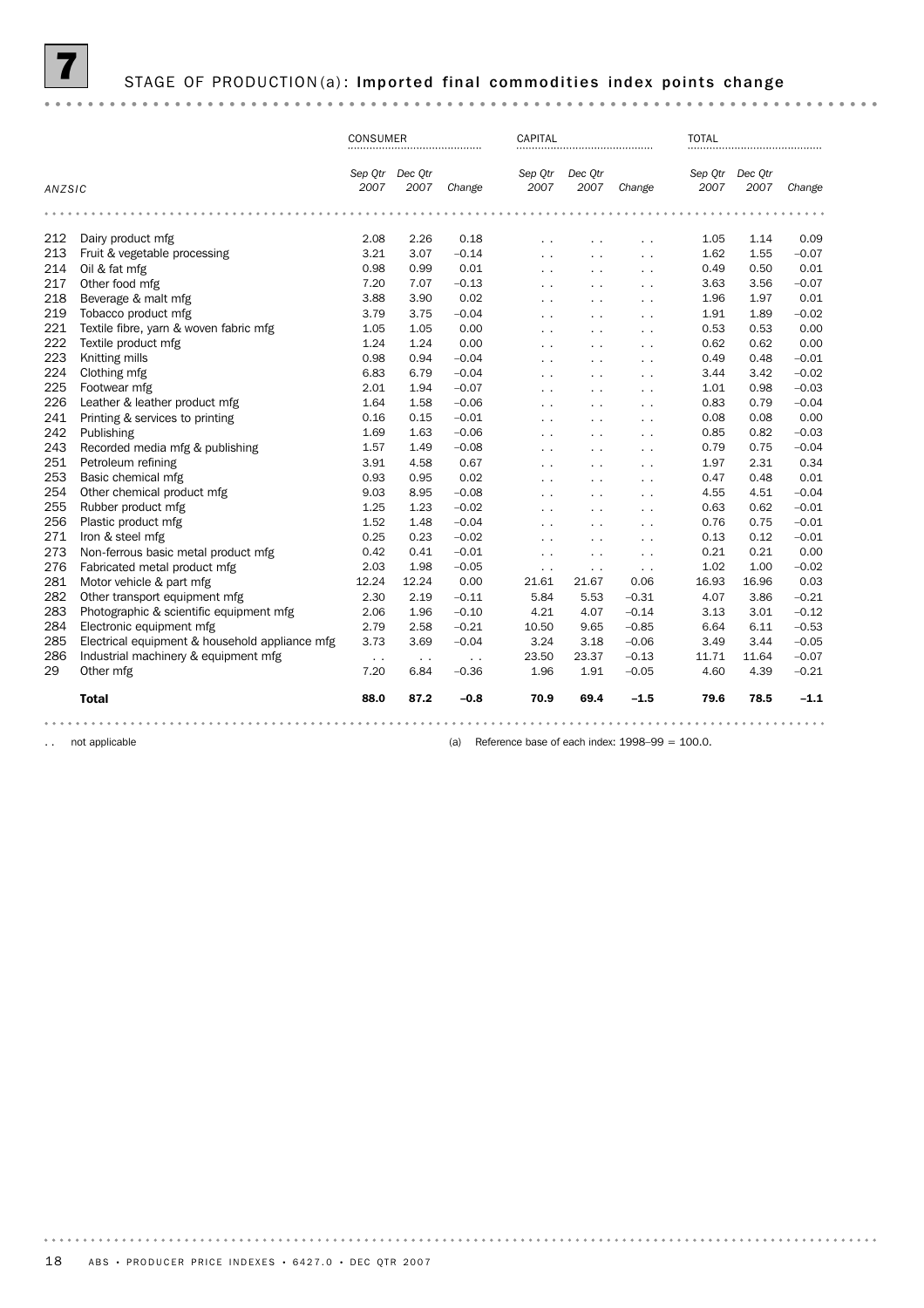## 7 STAGE OF PRODUCTION(a): Imported final commodities index points change

| ANZSIC | | CONSUMER | | | CAPITAL | | | TOTAL | | |
|---|---|---|---|---|---|---|---|---|---|---|
| | | *Sep Qtr 2007* | *Dec Qtr 2007* | *Change* | *Sep Qtr 2007* | *Dec Qtr 2007* | *Change* | *Sep Qtr 2007* | *Dec Qtr 2007* | *Change* |
| 212 | Dairy product mfg | 2.08 | 2.26 | 0.18 | . . | . . | . . | 1.05 | 1.14 | 0.09 |
| 213 | Fruit & vegetable processing | 3.21 | 3.07 | –0.14 | . . | . . | . . | 1.62 | 1.55 | –0.07 |
| 214 | Oil & fat mfg | 0.98 | 0.99 | 0.01 | . . | . . | . . | 0.49 | 0.50 | 0.01 |
| 217 | Other food mfg | 7.20 | 7.07 | –0.13 | . . | . . | . . | 3.63 | 3.56 | –0.07 |
| 218 | Beverage & malt mfg | 3.88 | 3.90 | 0.02 | . . | . . | . . | 1.96 | 1.97 | 0.01 |
| 219 | Tobacco product mfg | 3.79 | 3.75 | –0.04 | . . | . . | . . | 1.91 | 1.89 | –0.02 |
| 221 | Textile fibre, yarn & woven fabric mfg | 1.05 | 1.05 | 0.00 | . . | . . | . . | 0.53 | 0.53 | 0.00 |
| 222 | Textile product mfg | 1.24 | 1.24 | 0.00 | . . | . . | . . | 0.62 | 0.62 | 0.00 |
| 223 | Knitting mills | 0.98 | 0.94 | –0.04 | . . | . . | . . | 0.49 | 0.48 | –0.01 |
| 224 | Clothing mfg | 6.83 | 6.79 | –0.04 | . . | . . | . . | 3.44 | 3.42 | –0.02 |
| 225 | Footwear mfg | 2.01 | 1.94 | –0.07 | . . | . . | . . | 1.01 | 0.98 | –0.03 |
| 226 | Leather & leather product mfg | 1.64 | 1.58 | –0.06 | . . | . . | . . | 0.83 | 0.79 | –0.04 |
| 241 | Printing & services to printing | 0.16 | 0.15 | –0.01 | . . | . . | . . | 0.08 | 0.08 | 0.00 |
| 242 | Publishing | 1.69 | 1.63 | –0.06 | . . | . . | . . | 0.85 | 0.82 | –0.03 |
| 243 | Recorded media mfg & publishing | 1.57 | 1.49 | –0.08 | . . | . . | . . | 0.79 | 0.75 | –0.04 |
| 251 | Petroleum refining | 3.91 | 4.58 | 0.67 | . . | . . | . . | 1.97 | 2.31 | 0.34 |
| 253 | Basic chemical mfg | 0.93 | 0.95 | 0.02 | . . | . . | . . | 0.47 | 0.48 | 0.01 |
| 254 | Other chemical product mfg | 9.03 | 8.95 | –0.08 | . . | . . | . . | 4.55 | 4.51 | –0.04 |
| 255 | Rubber product mfg | 1.25 | 1.23 | –0.02 | . . | . . | . . | 0.63 | 0.62 | –0.01 |
| 256 | Plastic product mfg | 1.52 | 1.48 | –0.04 | . . | . . | . . | 0.76 | 0.75 | –0.01 |
| 271 | Iron & steel mfg | 0.25 | 0.23 | –0.02 | . . | . . | . . | 0.13 | 0.12 | –0.01 |
| 273 | Non-ferrous basic metal product mfg | 0.42 | 0.41 | –0.01 | . . | . . | . . | 0.21 | 0.21 | 0.00 |
| 276 | Fabricated metal product mfg | 2.03 | 1.98 | –0.05 | . . | . . | . . | 1.02 | 1.00 | –0.02 |
| 281 | Motor vehicle & part mfg | 12.24 | 12.24 | 0.00 | 21.61 | 21.67 | 0.06 | 16.93 | 16.96 | 0.03 |
| 282 | Other transport equipment mfg | 2.30 | 2.19 | –0.11 | 5.84 | 5.53 | –0.31 | 4.07 | 3.86 | –0.21 |
| 283 | Photographic & scientific equipment mfg | 2.06 | 1.96 | –0.10 | 4.21 | 4.07 | –0.14 | 3.13 | 3.01 | –0.12 |
| 284 | Electronic equipment mfg | 2.79 | 2.58 | –0.21 | 10.50 | 9.65 | –0.85 | 6.64 | 6.11 | –0.53 |
| 285 | Electrical equipment & household appliance mfg | 3.73 | 3.69 | –0.04 | 3.24 | 3.18 | –0.06 | 3.49 | 3.44 | –0.05 |
| 286 | Industrial machinery & equipment mfg | . . | . . | . . | 23.50 | 23.37 | –0.13 | 11.71 | 11.64 | –0.07 |
| 29 | Other mfg | 7.20 | 6.84 | –0.36 | 1.96 | 1.91 | –0.05 | 4.60 | 4.39 | –0.21 |
| | **Total** | **88.0** | **87.2** | **–0.8** | **70.9** | **69.4** | **–1.5** | **79.6** | **78.5** | **–1.1** |

. . not applicable

(a) Reference base of each index: 1998–99 = 100.0.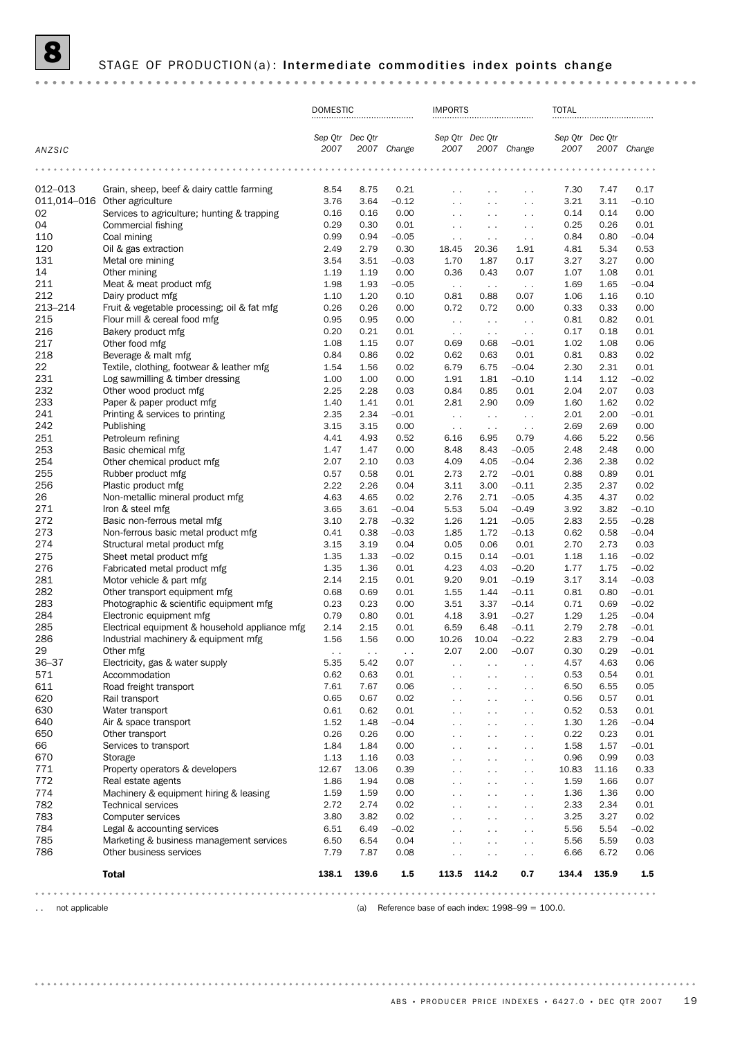# 8 STAGE OF PRODUCTION(a): Intermediate commodities index points change

| ANZSIC | | DOMESTIC | | | IMPORTS | | | TOTAL | | |
|---|---|---|---|---|---|---|---|---|---|---|
| | | Sep Qtr 2007 | Dec Qtr 2007 | Change | Sep Qtr 2007 | Dec Qtr 2007 | Change | Sep Qtr 2007 | Dec Qtr 2007 | Change |
| 012–013 | Grain, sheep, beef & dairy cattle farming | 8.54 | 8.75 | 0.21 | . . | . . | . . | 7.30 | 7.47 | 0.17 |
| 011,014–016 | Other agriculture | 3.76 | 3.64 | –0.12 | . . | . . | . . | 3.21 | 3.11 | –0.10 |
| 02 | Services to agriculture; hunting & trapping | 0.16 | 0.16 | 0.00 | . . | . . | . . | 0.14 | 0.14 | 0.00 |
| 04 | Commercial fishing | 0.29 | 0.30 | 0.01 | . . | . . | . . | 0.25 | 0.26 | 0.01 |
| 110 | Coal mining | 0.99 | 0.94 | –0.05 | . . | . . | . . | 0.84 | 0.80 | –0.04 |
| 120 | Oil & gas extraction | 2.49 | 2.79 | 0.30 | 18.45 | 20.36 | 1.91 | 4.81 | 5.34 | 0.53 |
| 131 | Metal ore mining | 3.54 | 3.51 | –0.03 | 1.70 | 1.87 | 0.17 | 3.27 | 3.27 | 0.00 |
| 14 | Other mining | 1.19 | 1.19 | 0.00 | 0.36 | 0.43 | 0.07 | 1.07 | 1.08 | 0.01 |
| 211 | Meat & meat product mfg | 1.98 | 1.93 | –0.05 | . . | . . | . . | 1.69 | 1.65 | –0.04 |
| 212 | Dairy product mfg | 1.10 | 1.20 | 0.10 | 0.81 | 0.88 | 0.07 | 1.06 | 1.16 | 0.10 |
| 213–214 | Fruit & vegetable processing; oil & fat mfg | 0.26 | 0.26 | 0.00 | 0.72 | 0.72 | 0.00 | 0.33 | 0.33 | 0.00 |
| 215 | Flour mill & cereal food mfg | 0.95 | 0.95 | 0.00 | . . | . . | . . | 0.81 | 0.82 | 0.01 |
| 216 | Bakery product mfg | 0.20 | 0.21 | 0.01 | . . | . . | . . | 0.17 | 0.18 | 0.01 |
| 217 | Other food mfg | 1.08 | 1.15 | 0.07 | 0.69 | 0.68 | –0.01 | 1.02 | 1.08 | 0.06 |
| 218 | Beverage & malt mfg | 0.84 | 0.86 | 0.02 | 0.62 | 0.63 | 0.01 | 0.81 | 0.83 | 0.02 |
| 22 | Textile, clothing, footwear & leather mfg | 1.54 | 1.56 | 0.02 | 6.79 | 6.75 | –0.04 | 2.30 | 2.31 | 0.01 |
| 231 | Log sawmilling & timber dressing | 1.00 | 1.00 | 0.00 | 1.91 | 1.81 | –0.10 | 1.14 | 1.12 | –0.02 |
| 232 | Other wood product mfg | 2.25 | 2.28 | 0.03 | 0.84 | 0.85 | 0.01 | 2.04 | 2.07 | 0.03 |
| 233 | Paper & paper product mfg | 1.40 | 1.41 | 0.01 | 2.81 | 2.90 | 0.09 | 1.60 | 1.62 | 0.02 |
| 241 | Printing & services to printing | 2.35 | 2.34 | –0.01 | . . | . . | . . | 2.01 | 2.00 | –0.01 |
| 242 | Publishing | 3.15 | 3.15 | 0.00 | . . | . . | . . | 2.69 | 2.69 | 0.00 |
| 251 | Petroleum refining | 4.41 | 4.93 | 0.52 | 6.16 | 6.95 | 0.79 | 4.66 | 5.22 | 0.56 |
| 253 | Basic chemical mfg | 1.47 | 1.47 | 0.00 | 8.48 | 8.43 | –0.05 | 2.48 | 2.48 | 0.00 |
| 254 | Other chemical product mfg | 2.07 | 2.10 | 0.03 | 4.09 | 4.05 | –0.04 | 2.36 | 2.38 | 0.02 |
| 255 | Rubber product mfg | 0.57 | 0.58 | 0.01 | 2.73 | 2.72 | –0.01 | 0.88 | 0.89 | 0.01 |
| 256 | Plastic product mfg | 2.22 | 2.26 | 0.04 | 3.11 | 3.00 | –0.11 | 2.35 | 2.37 | 0.02 |
| 26 | Non-metallic mineral product mfg | 4.63 | 4.65 | 0.02 | 2.76 | 2.71 | –0.05 | 4.35 | 4.37 | 0.02 |
| 271 | Iron & steel mfg | 3.65 | 3.61 | –0.04 | 5.53 | 5.04 | –0.49 | 3.92 | 3.82 | –0.10 |
| 272 | Basic non-ferrous metal mfg | 3.10 | 2.78 | –0.32 | 1.26 | 1.21 | –0.05 | 2.83 | 2.55 | –0.28 |
| 273 | Non-ferrous basic metal product mfg | 0.41 | 0.38 | –0.03 | 1.85 | 1.72 | –0.13 | 0.62 | 0.58 | –0.04 |
| 274 | Structural metal product mfg | 3.15 | 3.19 | 0.04 | 0.05 | 0.06 | 0.01 | 2.70 | 2.73 | 0.03 |
| 275 | Sheet metal product mfg | 1.35 | 1.33 | –0.02 | 0.15 | 0.14 | –0.01 | 1.18 | 1.16 | –0.02 |
| 276 | Fabricated metal product mfg | 1.35 | 1.36 | 0.01 | 4.23 | 4.03 | –0.20 | 1.77 | 1.75 | –0.02 |
| 281 | Motor vehicle & part mfg | 2.14 | 2.15 | 0.01 | 9.20 | 9.01 | –0.19 | 3.17 | 3.14 | –0.03 |
| 282 | Other transport equipment mfg | 0.68 | 0.69 | 0.01 | 1.55 | 1.44 | –0.11 | 0.81 | 0.80 | –0.01 |
| 283 | Photographic & scientific equipment mfg | 0.23 | 0.23 | 0.00 | 3.51 | 3.37 | –0.14 | 0.71 | 0.69 | –0.02 |
| 284 | Electronic equipment mfg | 0.79 | 0.80 | 0.01 | 4.18 | 3.91 | –0.27 | 1.29 | 1.25 | –0.04 |
| 285 | Electrical equipment & household appliance mfg | 2.14 | 2.15 | 0.01 | 6.59 | 6.48 | –0.11 | 2.79 | 2.78 | –0.01 |
| 286 | Industrial machinery & equipment mfg | 1.56 | 1.56 | 0.00 | 10.26 | 10.04 | –0.22 | 2.83 | 2.79 | –0.04 |
| 29 | Other mfg | . . | . . | . . | 2.07 | 2.00 | –0.07 | 0.30 | 0.29 | –0.01 |
| 36–37 | Electricity, gas & water supply | 5.35 | 5.42 | 0.07 | . . | . . | . . | 4.57 | 4.63 | 0.06 |
| 571 | Accommodation | 0.62 | 0.63 | 0.01 | . . | . . | . . | 0.53 | 0.54 | 0.01 |
| 611 | Road freight transport | 7.61 | 7.67 | 0.06 | . . | . . | . . | 6.50 | 6.55 | 0.05 |
| 620 | Rail transport | 0.65 | 0.67 | 0.02 | . . | . . | . . | 0.56 | 0.57 | 0.01 |
| 630 | Water transport | 0.61 | 0.62 | 0.01 | . . | . . | . . | 0.52 | 0.53 | 0.01 |
| 640 | Air & space transport | 1.52 | 1.48 | –0.04 | . . | . . | . . | 1.30 | 1.26 | –0.04 |
| 650 | Other transport | 0.26 | 0.26 | 0.00 | . . | . . | . . | 0.22 | 0.23 | 0.01 |
| 66 | Services to transport | 1.84 | 1.84 | 0.00 | . . | . . | . . | 1.58 | 1.57 | –0.01 |
| 670 | Storage | 1.13 | 1.16 | 0.03 | . . | . . | . . | 0.96 | 0.99 | 0.03 |
| 771 | Property operators & developers | 12.67 | 13.06 | 0.39 | . . | . . | . . | 10.83 | 11.16 | 0.33 |
| 772 | Real estate agents | 1.86 | 1.94 | 0.08 | . . | . . | . . | 1.59 | 1.66 | 0.07 |
| 774 | Machinery & equipment hiring & leasing | 1.59 | 1.59 | 0.00 | . . | . . | . . | 1.36 | 1.36 | 0.00 |
| 782 | Technical services | 2.72 | 2.74 | 0.02 | . . | . . | . . | 2.33 | 2.34 | 0.01 |
| 783 | Computer services | 3.80 | 3.82 | 0.02 | . . | . . | . . | 3.25 | 3.27 | 0.02 |
| 784 | Legal & accounting services | 6.51 | 6.49 | –0.02 | . . | . . | . . | 5.56 | 5.54 | –0.02 |
| 785 | Marketing & business management services | 6.50 | 6.54 | 0.04 | . . | . . | . . | 5.56 | 5.59 | 0.03 |
| 786 | Other business services | 7.79 | 7.87 | 0.08 | . . | . . | . . | 6.66 | 6.72 | 0.06 |
| | **Total** | **138.1** | **139.6** | **1.5** | **113.5** | **114.2** | **0.7** | **134.4** | **135.9** | **1.5** |

. . not applicable

(a) Reference base of each index: 1998–99 = 100.0.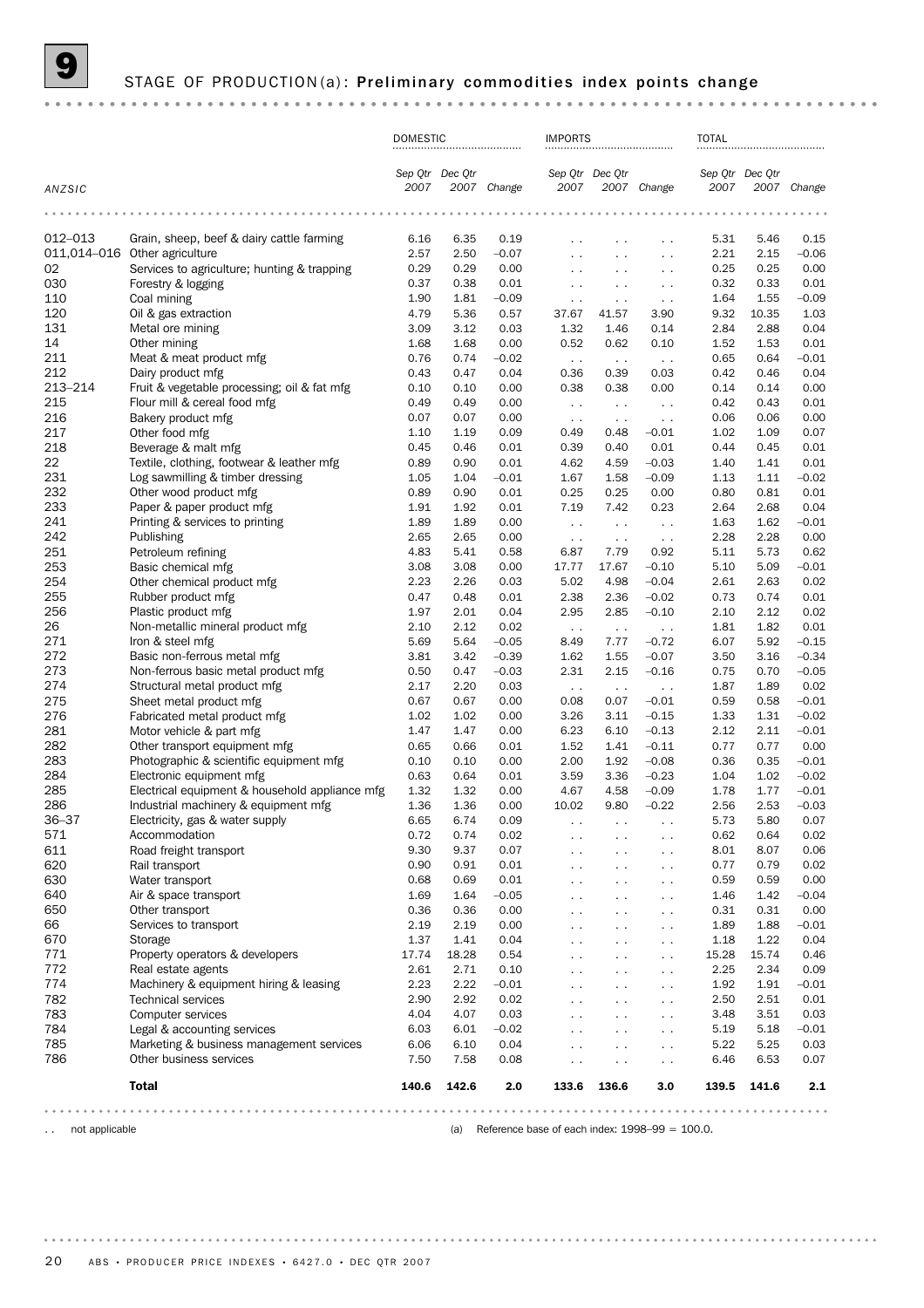# 9 STAGE OF PRODUCTION(a): Preliminary commodities index points change

| ANZSIC | | DOMESTIC | | | IMPORTS | | | TOTAL | | |
|---|---|---|---|---|---|---|---|---|---|---|
| | | Sep Qtr 2007 | Dec Qtr 2007 | Change | Sep Qtr 2007 | Dec Qtr 2007 | Change | Sep Qtr 2007 | Dec Qtr 2007 | Change |
| 012–013 | Grain, sheep, beef & dairy cattle farming | 6.16 | 6.35 | 0.19 | . . | . . | . . | 5.31 | 5.46 | 0.15 |
| 011,014–016 | Other agriculture | 2.57 | 2.50 | –0.07 | . . | . . | . . | 2.21 | 2.15 | –0.06 |
| 02 | Services to agriculture; hunting & trapping | 0.29 | 0.29 | 0.00 | . . | . . | . . | 0.25 | 0.25 | 0.00 |
| 030 | Forestry & logging | 0.37 | 0.38 | 0.01 | . . | . . | . . | 0.32 | 0.33 | 0.01 |
| 110 | Coal mining | 1.90 | 1.81 | –0.09 | . . | . . | . . | 1.64 | 1.55 | –0.09 |
| 120 | Oil & gas extraction | 4.79 | 5.36 | 0.57 | 37.67 | 41.57 | 3.90 | 9.32 | 10.35 | 1.03 |
| 131 | Metal ore mining | 3.09 | 3.12 | 0.03 | 1.32 | 1.46 | 0.14 | 2.84 | 2.88 | 0.04 |
| 14 | Other mining | 1.68 | 1.68 | 0.00 | 0.52 | 0.62 | 0.10 | 1.52 | 1.53 | 0.01 |
| 211 | Meat & meat product mfg | 0.76 | 0.74 | –0.02 | . . | . . | . . | 0.65 | 0.64 | –0.01 |
| 212 | Dairy product mfg | 0.43 | 0.47 | 0.04 | 0.36 | 0.39 | 0.03 | 0.42 | 0.46 | 0.04 |
| 213–214 | Fruit & vegetable processing; oil & fat mfg | 0.10 | 0.10 | 0.00 | 0.38 | 0.38 | 0.00 | 0.14 | 0.14 | 0.00 |
| 215 | Flour mill & cereal food mfg | 0.49 | 0.49 | 0.00 | . . | . . | . . | 0.42 | 0.43 | 0.01 |
| 216 | Bakery product mfg | 0.07 | 0.07 | 0.00 | . . | . . | . . | 0.06 | 0.06 | 0.00 |
| 217 | Other food mfg | 1.10 | 1.19 | 0.09 | 0.49 | 0.48 | –0.01 | 1.02 | 1.09 | 0.07 |
| 218 | Beverage & malt mfg | 0.45 | 0.46 | 0.01 | 0.39 | 0.40 | 0.01 | 0.44 | 0.45 | 0.01 |
| 22 | Textile, clothing, footwear & leather mfg | 0.89 | 0.90 | 0.01 | 4.62 | 4.59 | –0.03 | 1.40 | 1.41 | 0.01 |
| 231 | Log sawmilling & timber dressing | 1.05 | 1.04 | –0.01 | 1.67 | 1.58 | –0.09 | 1.13 | 1.11 | –0.02 |
| 232 | Other wood product mfg | 0.89 | 0.90 | 0.01 | 0.25 | 0.25 | 0.00 | 0.80 | 0.81 | 0.01 |
| 233 | Paper & paper product mfg | 1.91 | 1.92 | 0.01 | 7.19 | 7.42 | 0.23 | 2.64 | 2.68 | 0.04 |
| 241 | Printing & services to printing | 1.89 | 1.89 | 0.00 | . . | . . | . . | 1.63 | 1.62 | –0.01 |
| 242 | Publishing | 2.65 | 2.65 | 0.00 | . . | . . | . . | 2.28 | 2.28 | 0.00 |
| 251 | Petroleum refining | 4.83 | 5.41 | 0.58 | 6.87 | 7.79 | 0.92 | 5.11 | 5.73 | 0.62 |
| 253 | Basic chemical mfg | 3.08 | 3.08 | 0.00 | 17.77 | 17.67 | –0.10 | 5.10 | 5.09 | –0.01 |
| 254 | Other chemical product mfg | 2.23 | 2.26 | 0.03 | 5.02 | 4.98 | –0.04 | 2.61 | 2.63 | 0.02 |
| 255 | Rubber product mfg | 0.47 | 0.48 | 0.01 | 2.38 | 2.36 | –0.02 | 0.73 | 0.74 | 0.01 |
| 256 | Plastic product mfg | 1.97 | 2.01 | 0.04 | 2.95 | 2.85 | –0.10 | 2.10 | 2.12 | 0.02 |
| 26 | Non-metallic mineral product mfg | 2.10 | 2.12 | 0.02 | . . | . . | . . | 1.81 | 1.82 | 0.01 |
| 271 | Iron & steel mfg | 5.69 | 5.64 | –0.05 | 8.49 | 7.77 | –0.72 | 6.07 | 5.92 | –0.15 |
| 272 | Basic non-ferrous metal mfg | 3.81 | 3.42 | –0.39 | 1.62 | 1.55 | –0.07 | 3.50 | 3.16 | –0.34 |
| 273 | Non-ferrous basic metal product mfg | 0.50 | 0.47 | –0.03 | 2.31 | 2.15 | –0.16 | 0.75 | 0.70 | –0.05 |
| 274 | Structural metal product mfg | 2.17 | 2.20 | 0.03 | . . | . . | . . | 1.87 | 1.89 | 0.02 |
| 275 | Sheet metal product mfg | 0.67 | 0.67 | 0.00 | 0.08 | 0.07 | –0.01 | 0.59 | 0.58 | –0.01 |
| 276 | Fabricated metal product mfg | 1.02 | 1.02 | 0.00 | 3.26 | 3.11 | –0.15 | 1.33 | 1.31 | –0.02 |
| 281 | Motor vehicle & part mfg | 1.47 | 1.47 | 0.00 | 6.23 | 6.10 | –0.13 | 2.12 | 2.11 | –0.01 |
| 282 | Other transport equipment mfg | 0.65 | 0.66 | 0.01 | 1.52 | 1.41 | –0.11 | 0.77 | 0.77 | 0.00 |
| 283 | Photographic & scientific equipment mfg | 0.10 | 0.10 | 0.00 | 2.00 | 1.92 | –0.08 | 0.36 | 0.35 | –0.01 |
| 284 | Electronic equipment mfg | 0.63 | 0.64 | 0.01 | 3.59 | 3.36 | –0.23 | 1.04 | 1.02 | –0.02 |
| 285 | Electrical equipment & household appliance mfg | 1.32 | 1.32 | 0.00 | 4.67 | 4.58 | –0.09 | 1.78 | 1.77 | –0.01 |
| 286 | Industrial machinery & equipment mfg | 1.36 | 1.36 | 0.00 | 10.02 | 9.80 | –0.22 | 2.56 | 2.53 | –0.03 |
| 36–37 | Electricity, gas & water supply | 6.65 | 6.74 | 0.09 | . . | . . | . . | 5.73 | 5.80 | 0.07 |
| 571 | Accommodation | 0.72 | 0.74 | 0.02 | . . | . . | . . | 0.62 | 0.64 | 0.02 |
| 611 | Road freight transport | 9.30 | 9.37 | 0.07 | . . | . . | . . | 8.01 | 8.07 | 0.06 |
| 620 | Rail transport | 0.90 | 0.91 | 0.01 | . . | . . | . . | 0.77 | 0.79 | 0.02 |
| 630 | Water transport | 0.68 | 0.69 | 0.01 | . . | . . | . . | 0.59 | 0.59 | 0.00 |
| 640 | Air & space transport | 1.69 | 1.64 | –0.05 | . . | . . | . . | 1.46 | 1.42 | –0.04 |
| 650 | Other transport | 0.36 | 0.36 | 0.00 | . . | . . | . . | 0.31 | 0.31 | 0.00 |
| 66 | Services to transport | 2.19 | 2.19 | 0.00 | . . | . . | . . | 1.89 | 1.88 | –0.01 |
| 670 | Storage | 1.37 | 1.41 | 0.04 | . . | . . | . . | 1.18 | 1.22 | 0.04 |
| 771 | Property operators & developers | 17.74 | 18.28 | 0.54 | . . | . . | . . | 15.28 | 15.74 | 0.46 |
| 772 | Real estate agents | 2.61 | 2.71 | 0.10 | . . | . . | . . | 2.25 | 2.34 | 0.09 |
| 774 | Machinery & equipment hiring & leasing | 2.23 | 2.22 | –0.01 | . . | . . | . . | 1.92 | 1.91 | –0.01 |
| 782 | Technical services | 2.90 | 2.92 | 0.02 | . . | . . | . . | 2.50 | 2.51 | 0.01 |
| 783 | Computer services | 4.04 | 4.07 | 0.03 | . . | . . | . . | 3.48 | 3.51 | 0.03 |
| 784 | Legal & accounting services | 6.03 | 6.01 | –0.02 | . . | . . | . . | 5.19 | 5.18 | –0.01 |
| 785 | Marketing & business management services | 6.06 | 6.10 | 0.04 | . . | . . | . . | 5.22 | 5.25 | 0.03 |
| 786 | Other business services | 7.50 | 7.58 | 0.08 | . . | . . | . . | 6.46 | 6.53 | 0.07 |
| | **Total** | **140.6** | **142.6** | **2.0** | **133.6** | **136.6** | **3.0** | **139.5** | **141.6** | **2.1** |

. . not applicable

(a) Reference base of each index: 1998–99 = 100.0.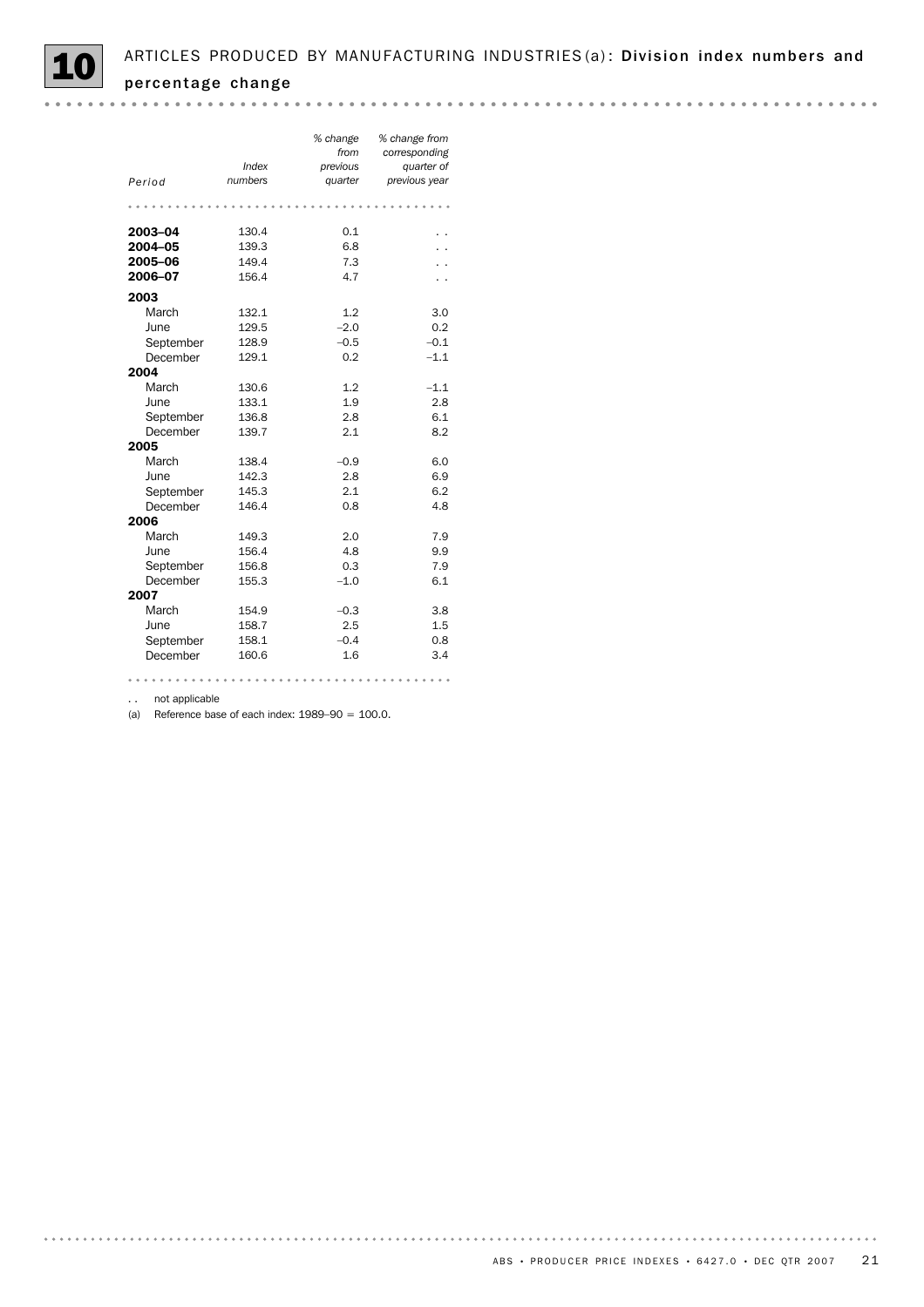# 10 ARTICLES PRODUCED BY MANUFACTURING INDUSTRIES(a): Division index numbers and percentage change

| Period | Index numbers | % change from previous quarter | % change from corresponding quarter of previous year |
|---|---|---|---|
| **2003–04** | 130.4 | 0.1 | . . |
| **2004–05** | 139.3 | 6.8 | . . |
| **2005–06** | 149.4 | 7.3 | . . |
| **2006–07** | 156.4 | 4.7 | . . |
| **2003** | | | |
| March | 132.1 | 1.2 | 3.0 |
| June | 129.5 | –2.0 | 0.2 |
| September | 128.9 | –0.5 | –0.1 |
| December | 129.1 | 0.2 | –1.1 |
| **2004** | | | |
| March | 130.6 | 1.2 | –1.1 |
| June | 133.1 | 1.9 | 2.8 |
| September | 136.8 | 2.8 | 6.1 |
| December | 139.7 | 2.1 | 8.2 |
| **2005** | | | |
| March | 138.4 | –0.9 | 6.0 |
| June | 142.3 | 2.8 | 6.9 |
| September | 145.3 | 2.1 | 6.2 |
| December | 146.4 | 0.8 | 4.8 |
| **2006** | | | |
| March | 149.3 | 2.0 | 7.9 |
| June | 156.4 | 4.8 | 9.9 |
| September | 156.8 | 0.3 | 7.9 |
| December | 155.3 | –1.0 | 6.1 |
| **2007** | | | |
| March | 154.9 | –0.3 | 3.8 |
| June | 158.7 | 2.5 | 1.5 |
| September | 158.1 | –0.4 | 0.8 |
| December | 160.6 | 1.6 | 3.4 |

. . not applicable

(a) Reference base of each index: 1989–90 = 100.0.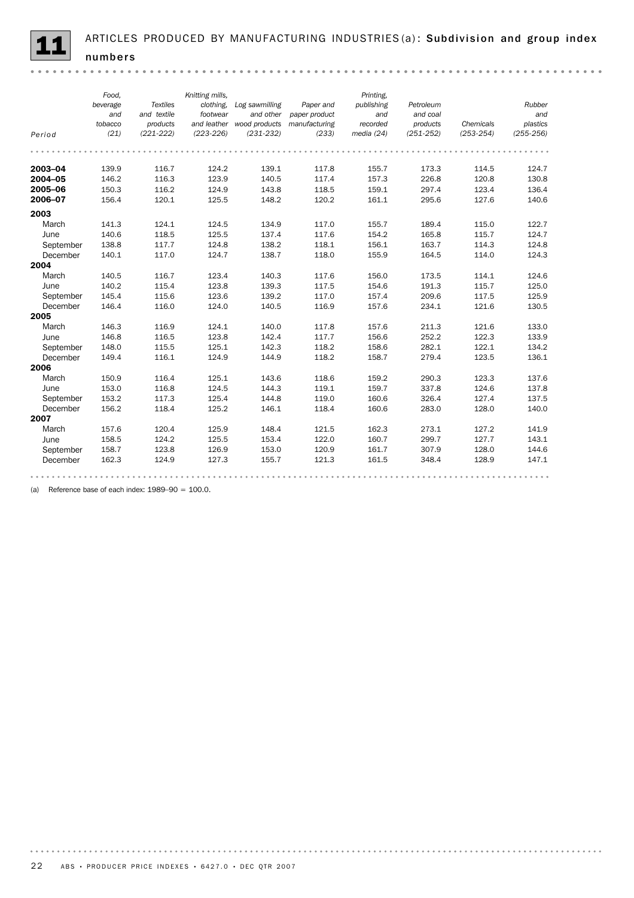## 11 ARTICLES PRODUCED BY MANUFACTURING INDUSTRIES (a): Subdivision and group index numbers

| Period | Food, beverage and tobacco (21) | Textiles and textile products (221-222) | Knitting mills, clothing, footwear and leather (223-226) | Log sawmilling and other wood products (231-232) | Paper and paper product manufacturing (233) | Printing, publishing and recorded media (24) | Petroleum and coal products (251-252) | Chemicals (253-254) | Rubber and plastics (255-256) |
|---|---|---|---|---|---|---|---|---|---|
| **2003–04** | 139.9 | 116.7 | 124.2 | 139.1 | 117.8 | 155.7 | 173.3 | 114.5 | 124.7 |
| **2004–05** | 146.2 | 116.3 | 123.9 | 140.5 | 117.4 | 157.3 | 226.8 | 120.8 | 130.8 |
| **2005–06** | 150.3 | 116.2 | 124.9 | 143.8 | 118.5 | 159.1 | 297.4 | 123.4 | 136.4 |
| **2006–07** | 156.4 | 120.1 | 125.5 | 148.2 | 120.2 | 161.1 | 295.6 | 127.6 | 140.6 |
| **2003** | | | | | | | | | |
| March | 141.3 | 124.1 | 124.5 | 134.9 | 117.0 | 155.7 | 189.4 | 115.0 | 122.7 |
| June | 140.6 | 118.5 | 125.5 | 137.4 | 117.6 | 154.2 | 165.8 | 115.7 | 124.7 |
| September | 138.8 | 117.7 | 124.8 | 138.2 | 118.1 | 156.1 | 163.7 | 114.3 | 124.8 |
| December | 140.1 | 117.0 | 124.7 | 138.7 | 118.0 | 155.9 | 164.5 | 114.0 | 124.3 |
| **2004** | | | | | | | | | |
| March | 140.5 | 116.7 | 123.4 | 140.3 | 117.6 | 156.0 | 173.5 | 114.1 | 124.6 |
| June | 140.2 | 115.4 | 123.8 | 139.3 | 117.5 | 154.6 | 191.3 | 115.7 | 125.0 |
| September | 145.4 | 115.6 | 123.6 | 139.2 | 117.0 | 157.4 | 209.6 | 117.5 | 125.9 |
| December | 146.4 | 116.0 | 124.0 | 140.5 | 116.9 | 157.6 | 234.1 | 121.6 | 130.5 |
| **2005** | | | | | | | | | |
| March | 146.3 | 116.9 | 124.1 | 140.0 | 117.8 | 157.6 | 211.3 | 121.6 | 133.0 |
| June | 146.8 | 116.5 | 123.8 | 142.4 | 117.7 | 156.6 | 252.2 | 122.3 | 133.9 |
| September | 148.0 | 115.5 | 125.1 | 142.3 | 118.2 | 158.6 | 282.1 | 122.1 | 134.2 |
| December | 149.4 | 116.1 | 124.9 | 144.9 | 118.2 | 158.7 | 279.4 | 123.5 | 136.1 |
| **2006** | | | | | | | | | |
| March | 150.9 | 116.4 | 125.1 | 143.6 | 118.6 | 159.2 | 290.3 | 123.3 | 137.6 |
| June | 153.0 | 116.8 | 124.5 | 144.3 | 119.1 | 159.7 | 337.8 | 124.6 | 137.8 |
| September | 153.2 | 117.3 | 125.4 | 144.8 | 119.0 | 160.6 | 326.4 | 127.4 | 137.5 |
| December | 156.2 | 118.4 | 125.2 | 146.1 | 118.4 | 160.6 | 283.0 | 128.0 | 140.0 |
| **2007** | | | | | | | | | |
| March | 157.6 | 120.4 | 125.9 | 148.4 | 121.5 | 162.3 | 273.1 | 127.2 | 141.9 |
| June | 158.5 | 124.2 | 125.5 | 153.4 | 122.0 | 160.7 | 299.7 | 127.7 | 143.1 |
| September | 158.7 | 123.8 | 126.9 | 153.0 | 120.9 | 161.7 | 307.9 | 128.0 | 144.6 |
| December | 162.3 | 124.9 | 127.3 | 155.7 | 121.3 | 161.5 | 348.4 | 128.9 | 147.1 |

(a) Reference base of each index: 1989–90 = 100.0.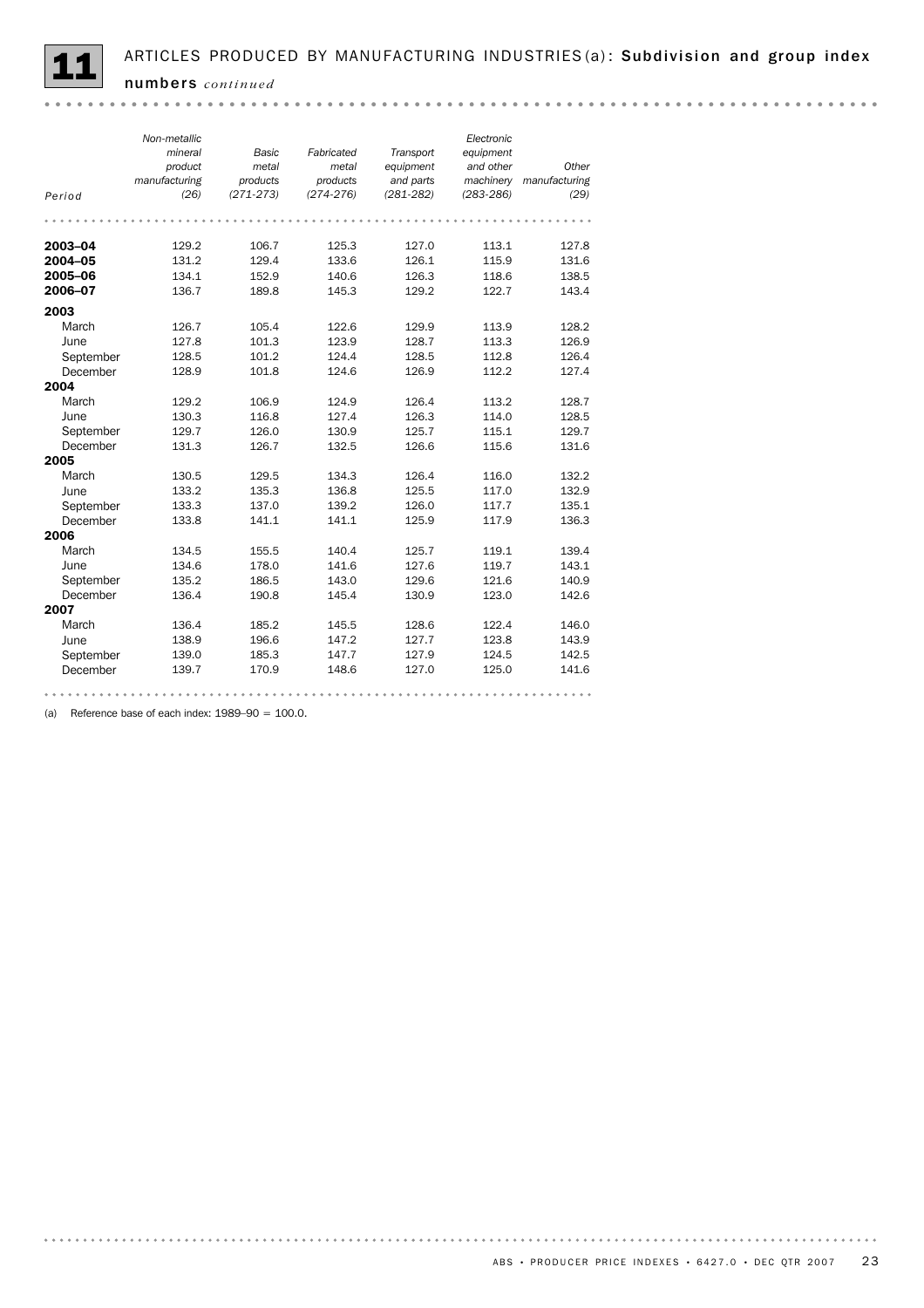## 11 ARTICLES PRODUCED BY MANUFACTURING INDUSTRIES (a): Subdivision and group index numbers *continued*

| Period | *Non-metallic mineral product manufacturing (26)* | *Basic metal products (271-273)* | *Fabricated metal products (274-276)* | *Transport equipment and parts (281-282)* | *Electronic equipment and other machinery (283-286)* | *Other manufacturing (29)* |
|---|---|---|---|---|---|---|
| **2003–04** | 129.2 | 106.7 | 125.3 | 127.0 | 113.1 | 127.8 |
| **2004–05** | 131.2 | 129.4 | 133.6 | 126.1 | 115.9 | 131.6 |
| **2005–06** | 134.1 | 152.9 | 140.6 | 126.3 | 118.6 | 138.5 |
| **2006–07** | 136.7 | 189.8 | 145.3 | 129.2 | 122.7 | 143.4 |
| **2003** | | | | | | |
| March | 126.7 | 105.4 | 122.6 | 129.9 | 113.9 | 128.2 |
| June | 127.8 | 101.3 | 123.9 | 128.7 | 113.3 | 126.9 |
| September | 128.5 | 101.2 | 124.4 | 128.5 | 112.8 | 126.4 |
| December | 128.9 | 101.8 | 124.6 | 126.9 | 112.2 | 127.4 |
| **2004** | | | | | | |
| March | 129.2 | 106.9 | 124.9 | 126.4 | 113.2 | 128.7 |
| June | 130.3 | 116.8 | 127.4 | 126.3 | 114.0 | 128.5 |
| September | 129.7 | 126.0 | 130.9 | 125.7 | 115.1 | 129.7 |
| December | 131.3 | 126.7 | 132.5 | 126.6 | 115.6 | 131.6 |
| **2005** | | | | | | |
| March | 130.5 | 129.5 | 134.3 | 126.4 | 116.0 | 132.2 |
| June | 133.2 | 135.3 | 136.8 | 125.5 | 117.0 | 132.9 |
| September | 133.3 | 137.0 | 139.2 | 126.0 | 117.7 | 135.1 |
| December | 133.8 | 141.1 | 141.1 | 125.9 | 117.9 | 136.3 |
| **2006** | | | | | | |
| March | 134.5 | 155.5 | 140.4 | 125.7 | 119.1 | 139.4 |
| June | 134.6 | 178.0 | 141.6 | 127.6 | 119.7 | 143.1 |
| September | 135.2 | 186.5 | 143.0 | 129.6 | 121.6 | 140.9 |
| December | 136.4 | 190.8 | 145.4 | 130.9 | 123.0 | 142.6 |
| **2007** | | | | | | |
| March | 136.4 | 185.2 | 145.5 | 128.6 | 122.4 | 146.0 |
| June | 138.9 | 196.6 | 147.2 | 127.7 | 123.8 | 143.9 |
| September | 139.0 | 185.3 | 147.7 | 127.9 | 124.5 | 142.5 |
| December | 139.7 | 170.9 | 148.6 | 127.0 | 125.0 | 141.6 |

(a) Reference base of each index: 1989–90 = 100.0.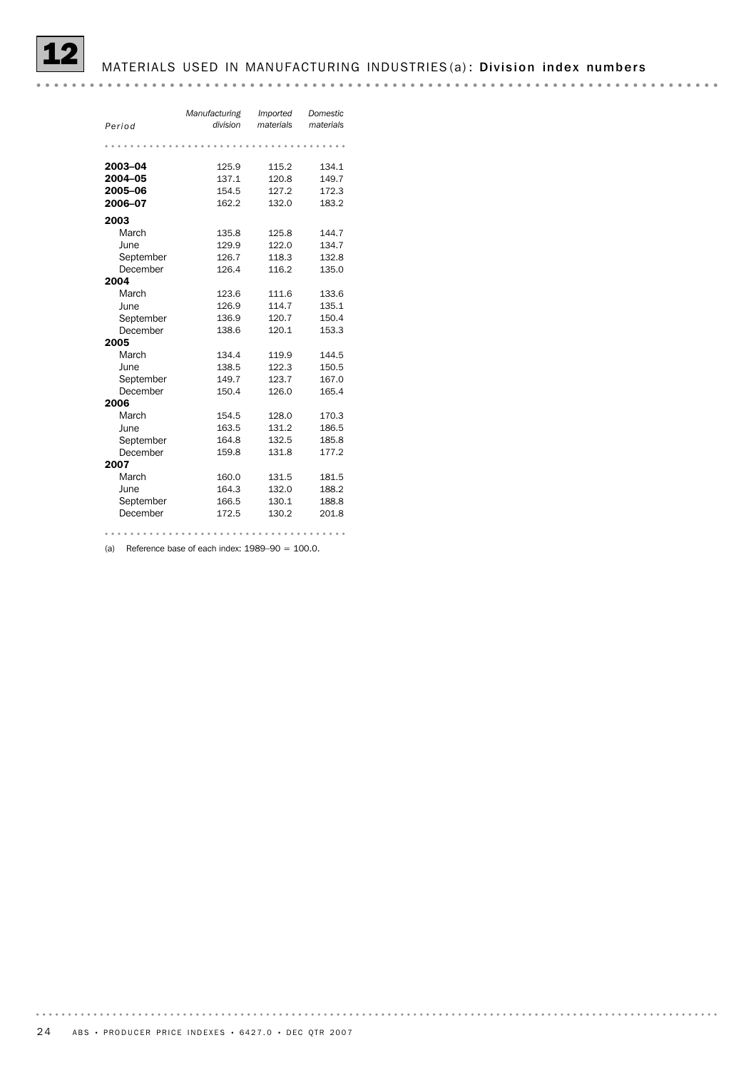# 12 MATERIALS USED IN MANUFACTURING INDUSTRIES(a): Division index numbers

| Period | Manufacturing division | Imported materials | Domestic materials |
|---|---|---|---|
| **2003–04** | 125.9 | 115.2 | 134.1 |
| **2004–05** | 137.1 | 120.8 | 149.7 |
| **2005–06** | 154.5 | 127.2 | 172.3 |
| **2006–07** | 162.2 | 132.0 | 183.2 |
| **2003** | | | |
| March | 135.8 | 125.8 | 144.7 |
| June | 129.9 | 122.0 | 134.7 |
| September | 126.7 | 118.3 | 132.8 |
| December | 126.4 | 116.2 | 135.0 |
| **2004** | | | |
| March | 123.6 | 111.6 | 133.6 |
| June | 126.9 | 114.7 | 135.1 |
| September | 136.9 | 120.7 | 150.4 |
| December | 138.6 | 120.1 | 153.3 |
| **2005** | | | |
| March | 134.4 | 119.9 | 144.5 |
| June | 138.5 | 122.3 | 150.5 |
| September | 149.7 | 123.7 | 167.0 |
| December | 150.4 | 126.0 | 165.4 |
| **2006** | | | |
| March | 154.5 | 128.0 | 170.3 |
| June | 163.5 | 131.2 | 186.5 |
| September | 164.8 | 132.5 | 185.8 |
| December | 159.8 | 131.8 | 177.2 |
| **2007** | | | |
| March | 160.0 | 131.5 | 181.5 |
| June | 164.3 | 132.0 | 188.2 |
| September | 166.5 | 130.1 | 188.8 |
| December | 172.5 | 130.2 | 201.8 |

(a) Reference base of each index: 1989–90 = 100.0.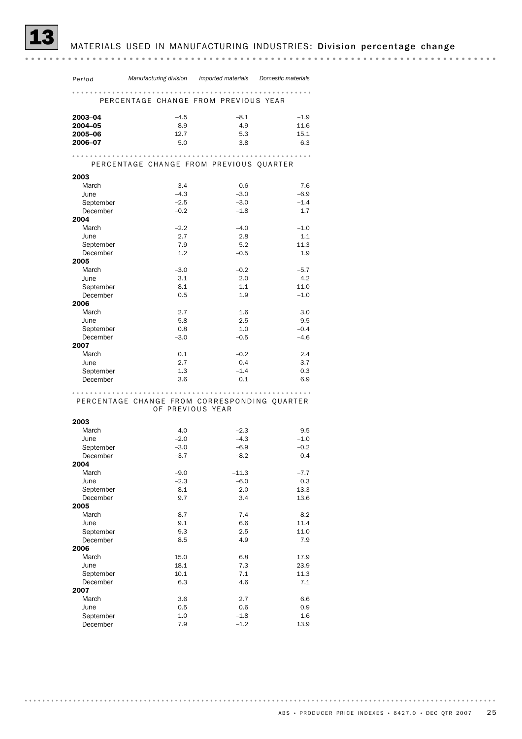# 13 MATERIALS USED IN MANUFACTURING INDUSTRIES: Division percentage change

| Period | Manufacturing division | Imported materials | Domestic materials |
|---|---|---|---|
| **PERCENTAGE CHANGE FROM PREVIOUS YEAR** | | | |
| **2003–04** | –4.5 | –8.1 | –1.9 |
| **2004–05** | 8.9 | 4.9 | 11.6 |
| **2005–06** | 12.7 | 5.3 | 15.1 |
| **2006–07** | 5.0 | 3.8 | 6.3 |
| **PERCENTAGE CHANGE FROM PREVIOUS QUARTER** | | | |
| **2003** | | | |
| March | 3.4 | –0.6 | 7.6 |
| June | –4.3 | –3.0 | –6.9 |
| September | –2.5 | –3.0 | –1.4 |
| December | –0.2 | –1.8 | 1.7 |
| **2004** | | | |
| March | –2.2 | –4.0 | –1.0 |
| June | 2.7 | 2.8 | 1.1 |
| September | 7.9 | 5.2 | 11.3 |
| December | 1.2 | –0.5 | 1.9 |
| **2005** | | | |
| March | –3.0 | –0.2 | –5.7 |
| June | 3.1 | 2.0 | 4.2 |
| September | 8.1 | 1.1 | 11.0 |
| December | 0.5 | 1.9 | –1.0 |
| **2006** | | | |
| March | 2.7 | 1.6 | 3.0 |
| June | 5.8 | 2.5 | 9.5 |
| September | 0.8 | 1.0 | –0.4 |
| December | –3.0 | –0.5 | –4.6 |
| **2007** | | | |
| March | 0.1 | –0.2 | 2.4 |
| June | 2.7 | 0.4 | 3.7 |
| September | 1.3 | –1.4 | 0.3 |
| December | 3.6 | 0.1 | 6.9 |
| **PERCENTAGE CHANGE FROM CORRESPONDING QUARTER OF PREVIOUS YEAR** | | | |
| **2003** | | | |
| March | 4.0 | –2.3 | 9.5 |
| June | –2.0 | –4.3 | –1.0 |
| September | –3.0 | –6.9 | –0.2 |
| December | –3.7 | –8.2 | 0.4 |
| **2004** | | | |
| March | –9.0 | –11.3 | –7.7 |
| June | –2.3 | –6.0 | 0.3 |
| September | 8.1 | 2.0 | 13.3 |
| December | 9.7 | 3.4 | 13.6 |
| **2005** | | | |
| March | 8.7 | 7.4 | 8.2 |
| June | 9.1 | 6.6 | 11.4 |
| September | 9.3 | 2.5 | 11.0 |
| December | 8.5 | 4.9 | 7.9 |
| **2006** | | | |
| March | 15.0 | 6.8 | 17.9 |
| June | 18.1 | 7.3 | 23.9 |
| September | 10.1 | 7.1 | 11.3 |
| December | 6.3 | 4.6 | 7.1 |
| **2007** | | | |
| March | 3.6 | 2.7 | 6.6 |
| June | 0.5 | 0.6 | 0.9 |
| September | 1.0 | –1.8 | 1.6 |
| December | 7.9 | –1.2 | 13.9 |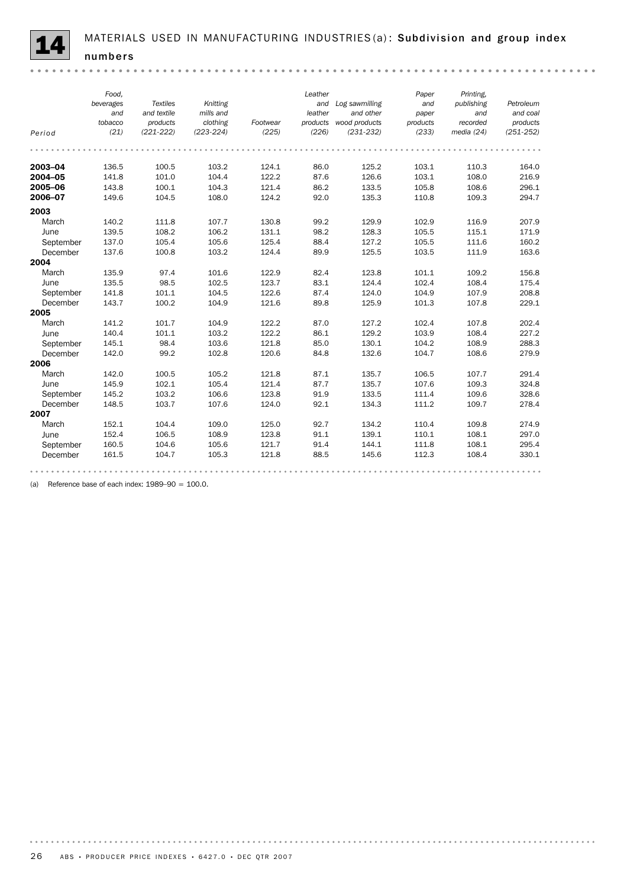# 14 MATERIALS USED IN MANUFACTURING INDUSTRIES(a): Subdivision and group index numbers

| Period | Food, beverages and tobacco (21) | Textiles and textile products (221-222) | Knitting mills and clothing (223-224) | Footwear (225) | Leather and leather products (226) | Log sawmilling and other wood products (231-232) | Paper and paper products (233) | Printing, publishing and recorded media (24) | Petroleum and coal products (251-252) |
|---|---|---|---|---|---|---|---|---|---|
| **2003–04** | 136.5 | 100.5 | 103.2 | 124.1 | 86.0 | 125.2 | 103.1 | 110.3 | 164.0 |
| **2004–05** | 141.8 | 101.0 | 104.4 | 122.2 | 87.6 | 126.6 | 103.1 | 108.0 | 216.9 |
| **2005–06** | 143.8 | 100.1 | 104.3 | 121.4 | 86.2 | 133.5 | 105.8 | 108.6 | 296.1 |
| **2006–07** | 149.6 | 104.5 | 108.0 | 124.2 | 92.0 | 135.3 | 110.8 | 109.3 | 294.7 |
| **2003** | | | | | | | | | |
| March | 140.2 | 111.8 | 107.7 | 130.8 | 99.2 | 129.9 | 102.9 | 116.9 | 207.9 |
| June | 139.5 | 108.2 | 106.2 | 131.1 | 98.2 | 128.3 | 105.5 | 115.1 | 171.9 |
| September | 137.0 | 105.4 | 105.6 | 125.4 | 88.4 | 127.2 | 105.5 | 111.6 | 160.2 |
| December | 137.6 | 100.8 | 103.2 | 124.4 | 89.9 | 125.5 | 103.5 | 111.9 | 163.6 |
| **2004** | | | | | | | | | |
| March | 135.9 | 97.4 | 101.6 | 122.9 | 82.4 | 123.8 | 101.1 | 109.2 | 156.8 |
| June | 135.5 | 98.5 | 102.5 | 123.7 | 83.1 | 124.4 | 102.4 | 108.4 | 175.4 |
| September | 141.8 | 101.1 | 104.5 | 122.6 | 87.4 | 124.0 | 104.9 | 107.9 | 208.8 |
| December | 143.7 | 100.2 | 104.9 | 121.6 | 89.8 | 125.9 | 101.3 | 107.8 | 229.1 |
| **2005** | | | | | | | | | |
| March | 141.2 | 101.7 | 104.9 | 122.2 | 87.0 | 127.2 | 102.4 | 107.8 | 202.4 |
| June | 140.4 | 101.1 | 103.2 | 122.2 | 86.1 | 129.2 | 103.9 | 108.4 | 227.2 |
| September | 145.1 | 98.4 | 103.6 | 121.8 | 85.0 | 130.1 | 104.2 | 108.9 | 288.3 |
| December | 142.0 | 99.2 | 102.8 | 120.6 | 84.8 | 132.6 | 104.7 | 108.6 | 279.9 |
| **2006** | | | | | | | | | |
| March | 142.0 | 100.5 | 105.2 | 121.8 | 87.1 | 135.7 | 106.5 | 107.7 | 291.4 |
| June | 145.9 | 102.1 | 105.4 | 121.4 | 87.7 | 135.7 | 107.6 | 109.3 | 324.8 |
| September | 145.2 | 103.2 | 106.6 | 123.8 | 91.9 | 133.5 | 111.4 | 109.6 | 328.6 |
| December | 148.5 | 103.7 | 107.6 | 124.0 | 92.1 | 134.3 | 111.2 | 109.7 | 278.4 |
| **2007** | | | | | | | | | |
| March | 152.1 | 104.4 | 109.0 | 125.0 | 92.7 | 134.2 | 110.4 | 109.8 | 274.9 |
| June | 152.4 | 106.5 | 108.9 | 123.8 | 91.1 | 139.1 | 110.1 | 108.1 | 297.0 |
| September | 160.5 | 104.6 | 105.6 | 121.7 | 91.4 | 144.1 | 111.8 | 108.1 | 295.4 |
| December | 161.5 | 104.7 | 105.3 | 121.8 | 88.5 | 145.6 | 112.3 | 108.4 | 330.1 |

(a) Reference base of each index: 1989–90 = 100.0.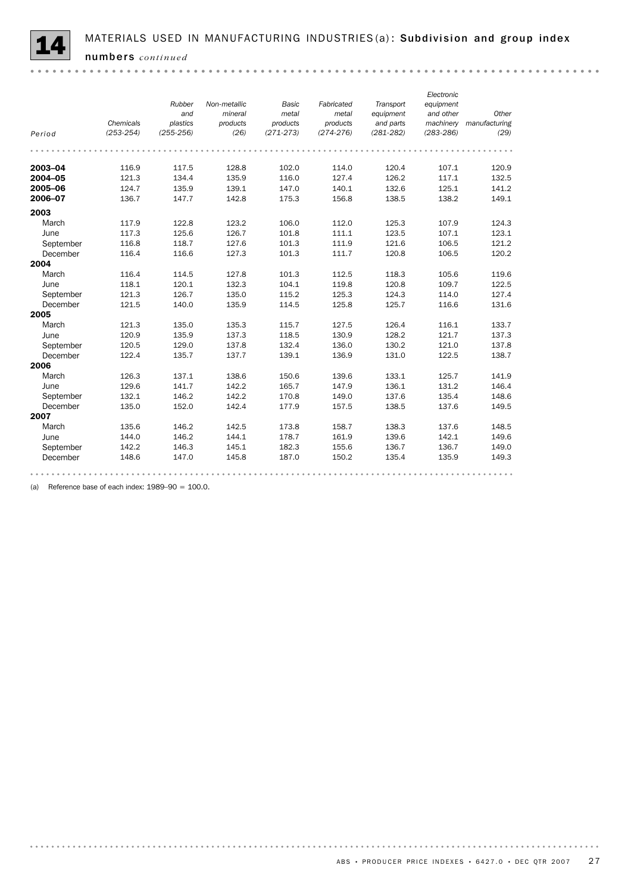# 14 MATERIALS USED IN MANUFACTURING INDUSTRIES(a): Subdivision and group index numbers *continued*

| Period | Chemicals (253-254) | Rubber and plastics (255-256) | Non-metallic mineral products (26) | Basic metal products (271-273) | Fabricated metal products (274-276) | Transport equipment and parts (281-282) | Electronic equipment and other machinery (283-286) | Other manufacturing (29) |
|---|---|---|---|---|---|---|---|---|
| **2003–04** | 116.9 | 117.5 | 128.8 | 102.0 | 114.0 | 120.4 | 107.1 | 120.9 |
| **2004–05** | 121.3 | 134.4 | 135.9 | 116.0 | 127.4 | 126.2 | 117.1 | 132.5 |
| **2005–06** | 124.7 | 135.9 | 139.1 | 147.0 | 140.1 | 132.6 | 125.1 | 141.2 |
| **2006–07** | 136.7 | 147.7 | 142.8 | 175.3 | 156.8 | 138.5 | 138.2 | 149.1 |
| **2003** | | | | | | | | |
| March | 117.9 | 122.8 | 123.2 | 106.0 | 112.0 | 125.3 | 107.9 | 124.3 |
| June | 117.3 | 125.6 | 126.7 | 101.8 | 111.1 | 123.5 | 107.1 | 123.1 |
| September | 116.8 | 118.7 | 127.6 | 101.3 | 111.9 | 121.6 | 106.5 | 121.2 |
| December | 116.4 | 116.6 | 127.3 | 101.3 | 111.7 | 120.8 | 106.5 | 120.2 |
| **2004** | | | | | | | | |
| March | 116.4 | 114.5 | 127.8 | 101.3 | 112.5 | 118.3 | 105.6 | 119.6 |
| June | 118.1 | 120.1 | 132.3 | 104.1 | 119.8 | 120.8 | 109.7 | 122.5 |
| September | 121.3 | 126.7 | 135.0 | 115.2 | 125.3 | 124.3 | 114.0 | 127.4 |
| December | 121.5 | 140.0 | 135.9 | 114.5 | 125.8 | 125.7 | 116.6 | 131.6 |
| **2005** | | | | | | | | |
| March | 121.3 | 135.0 | 135.3 | 115.7 | 127.5 | 126.4 | 116.1 | 133.7 |
| June | 120.9 | 135.9 | 137.3 | 118.5 | 130.9 | 128.2 | 121.7 | 137.3 |
| September | 120.5 | 129.0 | 137.8 | 132.4 | 136.0 | 130.2 | 121.0 | 137.8 |
| December | 122.4 | 135.7 | 137.7 | 139.1 | 136.9 | 131.0 | 122.5 | 138.7 |
| **2006** | | | | | | | | |
| March | 126.3 | 137.1 | 138.6 | 150.6 | 139.6 | 133.1 | 125.7 | 141.9 |
| June | 129.6 | 141.7 | 142.2 | 165.7 | 147.9 | 136.1 | 131.2 | 146.4 |
| September | 132.1 | 146.2 | 142.2 | 170.8 | 149.0 | 137.6 | 135.4 | 148.6 |
| December | 135.0 | 152.0 | 142.4 | 177.9 | 157.5 | 138.5 | 137.6 | 149.5 |
| **2007** | | | | | | | | |
| March | 135.6 | 146.2 | 142.5 | 173.8 | 158.7 | 138.3 | 137.6 | 148.5 |
| June | 144.0 | 146.2 | 144.1 | 178.7 | 161.9 | 139.6 | 142.1 | 149.6 |
| September | 142.2 | 146.3 | 145.1 | 182.3 | 155.6 | 136.7 | 136.7 | 149.0 |
| December | 148.6 | 147.0 | 145.8 | 187.0 | 150.2 | 135.4 | 135.9 | 149.3 |

(a) Reference base of each index: 1989–90 = 100.0.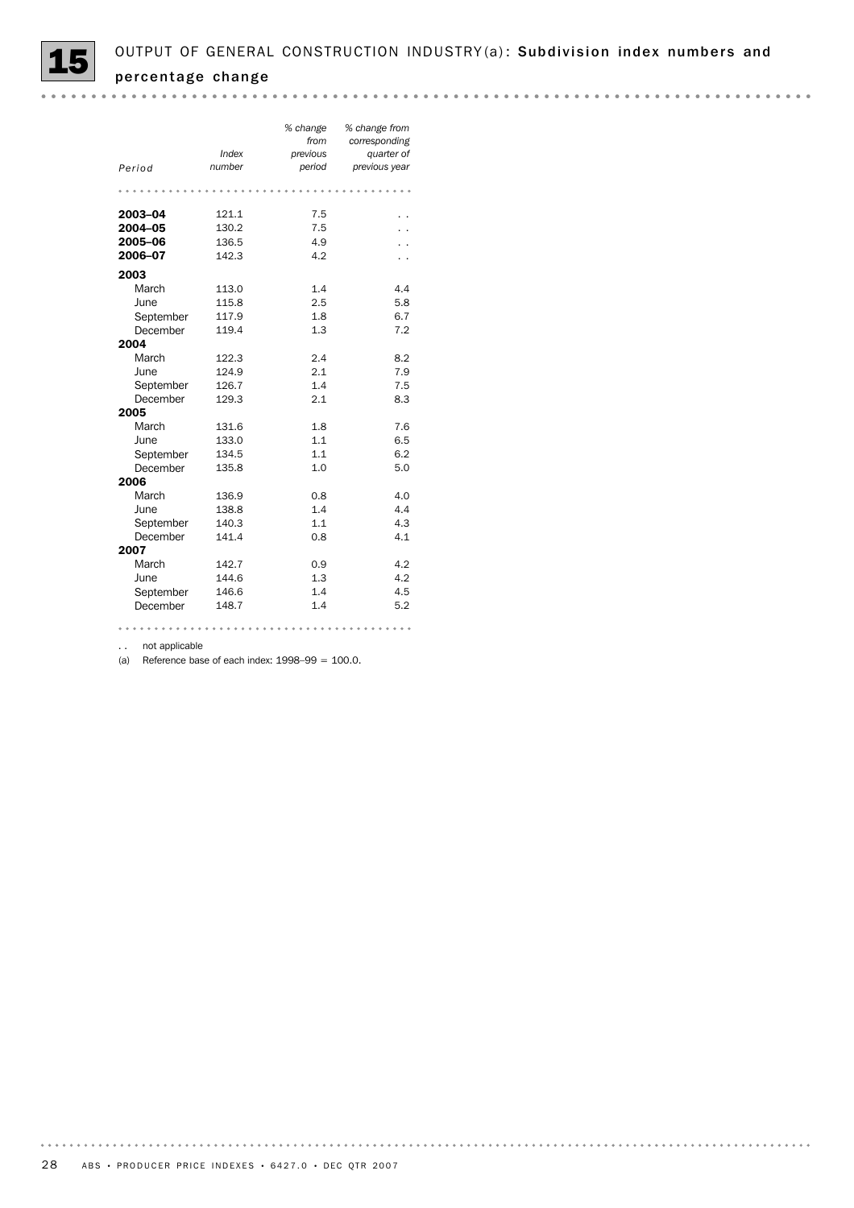## 15 OUTPUT OF GENERAL CONSTRUCTION INDUSTRY(a): Subdivision index numbers and percentage change

| Period | Index number | % change from previous period | % change from corresponding quarter of previous year |
|---|---|---|---|
| **2003–04** | 121.1 | 7.5 | . . |
| **2004–05** | 130.2 | 7.5 | . . |
| **2005–06** | 136.5 | 4.9 | . . |
| **2006–07** | 142.3 | 4.2 | . . |
| **2003** | | | |
| March | 113.0 | 1.4 | 4.4 |
| June | 115.8 | 2.5 | 5.8 |
| September | 117.9 | 1.8 | 6.7 |
| December | 119.4 | 1.3 | 7.2 |
| **2004** | | | |
| March | 122.3 | 2.4 | 8.2 |
| June | 124.9 | 2.1 | 7.9 |
| September | 126.7 | 1.4 | 7.5 |
| December | 129.3 | 2.1 | 8.3 |
| **2005** | | | |
| March | 131.6 | 1.8 | 7.6 |
| June | 133.0 | 1.1 | 6.5 |
| September | 134.5 | 1.1 | 6.2 |
| December | 135.8 | 1.0 | 5.0 |
| **2006** | | | |
| March | 136.9 | 0.8 | 4.0 |
| June | 138.8 | 1.4 | 4.4 |
| September | 140.3 | 1.1 | 4.3 |
| December | 141.4 | 0.8 | 4.1 |
| **2007** | | | |
| March | 142.7 | 0.9 | 4.2 |
| June | 144.6 | 1.3 | 4.2 |
| September | 146.6 | 1.4 | 4.5 |
| December | 148.7 | 1.4 | 5.2 |

. . not applicable

(a) Reference base of each index: 1998–99 = 100.0.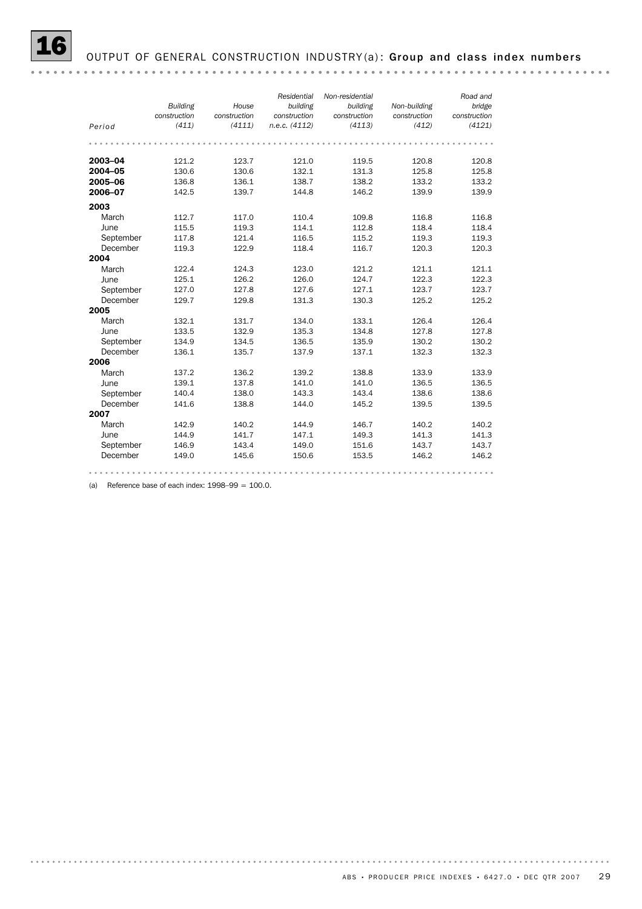# 16 OUTPUT OF GENERAL CONSTRUCTION INDUSTRY(a): Group and class index numbers

| Period | *Building construction (411)* | *House construction (4111)* | *Residential building construction n.e.c. (4112)* | *Non-residential building construction (4113)* | *Non-building construction (412)* | *Road and bridge construction (4121)* |
|---|---|---|---|---|---|---|
| **2003–04** | 121.2 | 123.7 | 121.0 | 119.5 | 120.8 | 120.8 |
| **2004–05** | 130.6 | 130.6 | 132.1 | 131.3 | 125.8 | 125.8 |
| **2005–06** | 136.8 | 136.1 | 138.7 | 138.2 | 133.2 | 133.2 |
| **2006–07** | 142.5 | 139.7 | 144.8 | 146.2 | 139.9 | 139.9 |
| **2003** | | | | | | |
| March | 112.7 | 117.0 | 110.4 | 109.8 | 116.8 | 116.8 |
| June | 115.5 | 119.3 | 114.1 | 112.8 | 118.4 | 118.4 |
| September | 117.8 | 121.4 | 116.5 | 115.2 | 119.3 | 119.3 |
| December | 119.3 | 122.9 | 118.4 | 116.7 | 120.3 | 120.3 |
| **2004** | | | | | | |
| March | 122.4 | 124.3 | 123.0 | 121.2 | 121.1 | 121.1 |
| June | 125.1 | 126.2 | 126.0 | 124.7 | 122.3 | 122.3 |
| September | 127.0 | 127.8 | 127.6 | 127.1 | 123.7 | 123.7 |
| December | 129.7 | 129.8 | 131.3 | 130.3 | 125.2 | 125.2 |
| **2005** | | | | | | |
| March | 132.1 | 131.7 | 134.0 | 133.1 | 126.4 | 126.4 |
| June | 133.5 | 132.9 | 135.3 | 134.8 | 127.8 | 127.8 |
| September | 134.9 | 134.5 | 136.5 | 135.9 | 130.2 | 130.2 |
| December | 136.1 | 135.7 | 137.9 | 137.1 | 132.3 | 132.3 |
| **2006** | | | | | | |
| March | 137.2 | 136.2 | 139.2 | 138.8 | 133.9 | 133.9 |
| June | 139.1 | 137.8 | 141.0 | 141.0 | 136.5 | 136.5 |
| September | 140.4 | 138.0 | 143.3 | 143.4 | 138.6 | 138.6 |
| December | 141.6 | 138.8 | 144.0 | 145.2 | 139.5 | 139.5 |
| **2007** | | | | | | |
| March | 142.9 | 140.2 | 144.9 | 146.7 | 140.2 | 140.2 |
| June | 144.9 | 141.7 | 147.1 | 149.3 | 141.3 | 141.3 |
| September | 146.9 | 143.4 | 149.0 | 151.6 | 143.7 | 143.7 |
| December | 149.0 | 145.6 | 150.6 | 153.5 | 146.2 | 146.2 |

(a) Reference base of each index: 1998–99 = 100.0.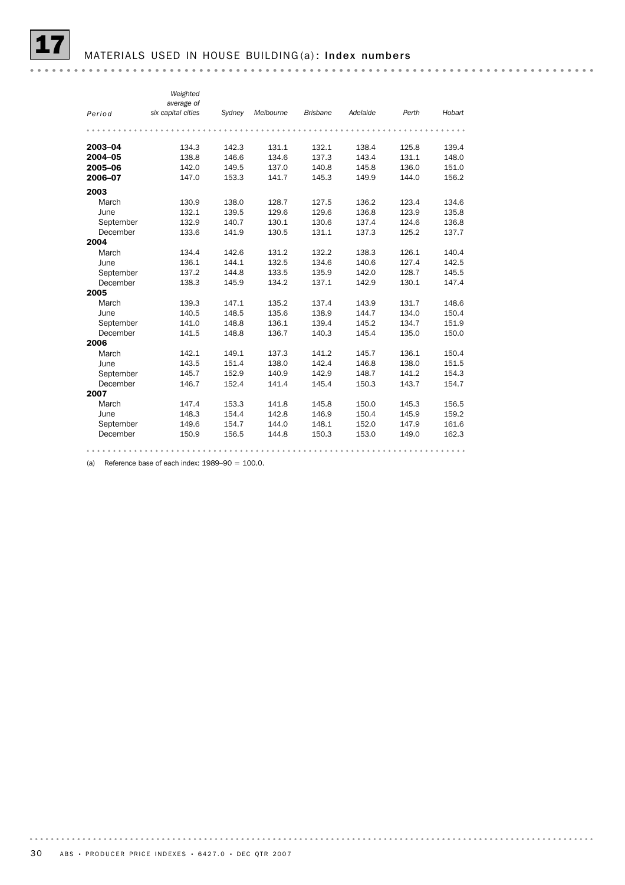# 17 MATERIALS USED IN HOUSE BUILDING(a): Index numbers

| Period | Weighted average of six capital cities | Sydney | Melbourne | Brisbane | Adelaide | Perth | Hobart |
|---|---|---|---|---|---|---|---|
| **2003–04** | 134.3 | 142.3 | 131.1 | 132.1 | 138.4 | 125.8 | 139.4 |
| **2004–05** | 138.8 | 146.6 | 134.6 | 137.3 | 143.4 | 131.1 | 148.0 |
| **2005–06** | 142.0 | 149.5 | 137.0 | 140.8 | 145.8 | 136.0 | 151.0 |
| **2006–07** | 147.0 | 153.3 | 141.7 | 145.3 | 149.9 | 144.0 | 156.2 |
| **2003** | | | | | | | |
| March | 130.9 | 138.0 | 128.7 | 127.5 | 136.2 | 123.4 | 134.6 |
| June | 132.1 | 139.5 | 129.6 | 129.6 | 136.8 | 123.9 | 135.8 |
| September | 132.9 | 140.7 | 130.1 | 130.6 | 137.4 | 124.6 | 136.8 |
| December | 133.6 | 141.9 | 130.5 | 131.1 | 137.3 | 125.2 | 137.7 |
| **2004** | | | | | | | |
| March | 134.4 | 142.6 | 131.2 | 132.2 | 138.3 | 126.1 | 140.4 |
| June | 136.1 | 144.1 | 132.5 | 134.6 | 140.6 | 127.4 | 142.5 |
| September | 137.2 | 144.8 | 133.5 | 135.9 | 142.0 | 128.7 | 145.5 |
| December | 138.3 | 145.9 | 134.2 | 137.1 | 142.9 | 130.1 | 147.4 |
| **2005** | | | | | | | |
| March | 139.3 | 147.1 | 135.2 | 137.4 | 143.9 | 131.7 | 148.6 |
| June | 140.5 | 148.5 | 135.6 | 138.9 | 144.7 | 134.0 | 150.4 |
| September | 141.0 | 148.8 | 136.1 | 139.4 | 145.2 | 134.7 | 151.9 |
| December | 141.5 | 148.8 | 136.7 | 140.3 | 145.4 | 135.0 | 150.0 |
| **2006** | | | | | | | |
| March | 142.1 | 149.1 | 137.3 | 141.2 | 145.7 | 136.1 | 150.4 |
| June | 143.5 | 151.4 | 138.0 | 142.4 | 146.8 | 138.0 | 151.5 |
| September | 145.7 | 152.9 | 140.9 | 142.9 | 148.7 | 141.2 | 154.3 |
| December | 146.7 | 152.4 | 141.4 | 145.4 | 150.3 | 143.7 | 154.7 |
| **2007** | | | | | | | |
| March | 147.4 | 153.3 | 141.8 | 145.8 | 150.0 | 145.3 | 156.5 |
| June | 148.3 | 154.4 | 142.8 | 146.9 | 150.4 | 145.9 | 159.2 |
| September | 149.6 | 154.7 | 144.0 | 148.1 | 152.0 | 147.9 | 161.6 |
| December | 150.9 | 156.5 | 144.8 | 150.3 | 153.0 | 149.0 | 162.3 |

(a) Reference base of each index: 1989–90 = 100.0.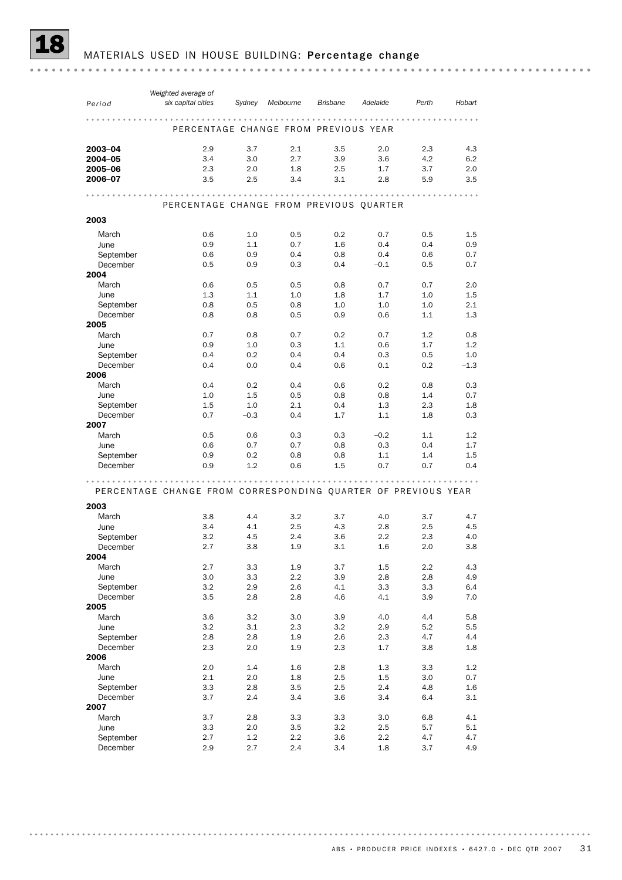# 18 MATERIALS USED IN HOUSE BUILDING: Percentage change

| Period | Weighted average of six capital cities | Sydney | Melbourne | Brisbane | Adelaide | Perth | Hobart |
|---|---|---|---|---|---|---|---|
| **PERCENTAGE CHANGE FROM PREVIOUS YEAR** | | | | | | | |
| **2003–04** | 2.9 | 3.7 | 2.1 | 3.5 | 2.0 | 2.3 | 4.3 |
| **2004–05** | 3.4 | 3.0 | 2.7 | 3.9 | 3.6 | 4.2 | 6.2 |
| **2005–06** | 2.3 | 2.0 | 1.8 | 2.5 | 1.7 | 3.7 | 2.0 |
| **2006–07** | 3.5 | 2.5 | 3.4 | 3.1 | 2.8 | 5.9 | 3.5 |
| **PERCENTAGE CHANGE FROM PREVIOUS QUARTER** | | | | | | | |
| **2003** | | | | | | | |
| March | 0.6 | 1.0 | 0.5 | 0.2 | 0.7 | 0.5 | 1.5 |
| June | 0.9 | 1.1 | 0.7 | 1.6 | 0.4 | 0.4 | 0.9 |
| September | 0.6 | 0.9 | 0.4 | 0.8 | 0.4 | 0.6 | 0.7 |
| December | 0.5 | 0.9 | 0.3 | 0.4 | –0.1 | 0.5 | 0.7 |
| **2004** | | | | | | | |
| March | 0.6 | 0.5 | 0.5 | 0.8 | 0.7 | 0.7 | 2.0 |
| June | 1.3 | 1.1 | 1.0 | 1.8 | 1.7 | 1.0 | 1.5 |
| September | 0.8 | 0.5 | 0.8 | 1.0 | 1.0 | 1.0 | 2.1 |
| December | 0.8 | 0.8 | 0.5 | 0.9 | 0.6 | 1.1 | 1.3 |
| **2005** | | | | | | | |
| March | 0.7 | 0.8 | 0.7 | 0.2 | 0.7 | 1.2 | 0.8 |
| June | 0.9 | 1.0 | 0.3 | 1.1 | 0.6 | 1.7 | 1.2 |
| September | 0.4 | 0.2 | 0.4 | 0.4 | 0.3 | 0.5 | 1.0 |
| December | 0.4 | 0.0 | 0.4 | 0.6 | 0.1 | 0.2 | –1.3 |
| **2006** | | | | | | | |
| March | 0.4 | 0.2 | 0.4 | 0.6 | 0.2 | 0.8 | 0.3 |
| June | 1.0 | 1.5 | 0.5 | 0.8 | 0.8 | 1.4 | 0.7 |
| September | 1.5 | 1.0 | 2.1 | 0.4 | 1.3 | 2.3 | 1.8 |
| December | 0.7 | –0.3 | 0.4 | 1.7 | 1.1 | 1.8 | 0.3 |
| **2007** | | | | | | | |
| March | 0.5 | 0.6 | 0.3 | 0.3 | –0.2 | 1.1 | 1.2 |
| June | 0.6 | 0.7 | 0.7 | 0.8 | 0.3 | 0.4 | 1.7 |
| September | 0.9 | 0.2 | 0.8 | 0.8 | 1.1 | 1.4 | 1.5 |
| December | 0.9 | 1.2 | 0.6 | 1.5 | 0.7 | 0.7 | 0.4 |
| **PERCENTAGE CHANGE FROM CORRESPONDING QUARTER OF PREVIOUS YEAR** | | | | | | | |
| **2003** | | | | | | | |
| March | 3.8 | 4.4 | 3.2 | 3.7 | 4.0 | 3.7 | 4.7 |
| June | 3.4 | 4.1 | 2.5 | 4.3 | 2.8 | 2.5 | 4.5 |
| September | 3.2 | 4.5 | 2.4 | 3.6 | 2.2 | 2.3 | 4.0 |
| December | 2.7 | 3.8 | 1.9 | 3.1 | 1.6 | 2.0 | 3.8 |
| **2004** | | | | | | | |
| March | 2.7 | 3.3 | 1.9 | 3.7 | 1.5 | 2.2 | 4.3 |
| June | 3.0 | 3.3 | 2.2 | 3.9 | 2.8 | 2.8 | 4.9 |
| September | 3.2 | 2.9 | 2.6 | 4.1 | 3.3 | 3.3 | 6.4 |
| December | 3.5 | 2.8 | 2.8 | 4.6 | 4.1 | 3.9 | 7.0 |
| **2005** | | | | | | | |
| March | 3.6 | 3.2 | 3.0 | 3.9 | 4.0 | 4.4 | 5.8 |
| June | 3.2 | 3.1 | 2.3 | 3.2 | 2.9 | 5.2 | 5.5 |
| September | 2.8 | 2.8 | 1.9 | 2.6 | 2.3 | 4.7 | 4.4 |
| December | 2.3 | 2.0 | 1.9 | 2.3 | 1.7 | 3.8 | 1.8 |
| **2006** | | | | | | | |
| March | 2.0 | 1.4 | 1.6 | 2.8 | 1.3 | 3.3 | 1.2 |
| June | 2.1 | 2.0 | 1.8 | 2.5 | 1.5 | 3.0 | 0.7 |
| September | 3.3 | 2.8 | 3.5 | 2.5 | 2.4 | 4.8 | 1.6 |
| December | 3.7 | 2.4 | 3.4 | 3.6 | 3.4 | 6.4 | 3.1 |
| **2007** | | | | | | | |
| March | 3.7 | 2.8 | 3.3 | 3.3 | 3.0 | 6.8 | 4.1 |
| June | 3.3 | 2.0 | 3.5 | 3.2 | 2.5 | 5.7 | 5.1 |
| September | 2.7 | 1.2 | 2.2 | 3.6 | 2.2 | 4.7 | 4.7 |
| December | 2.9 | 2.7 | 2.4 | 3.4 | 1.8 | 3.7 | 4.9 |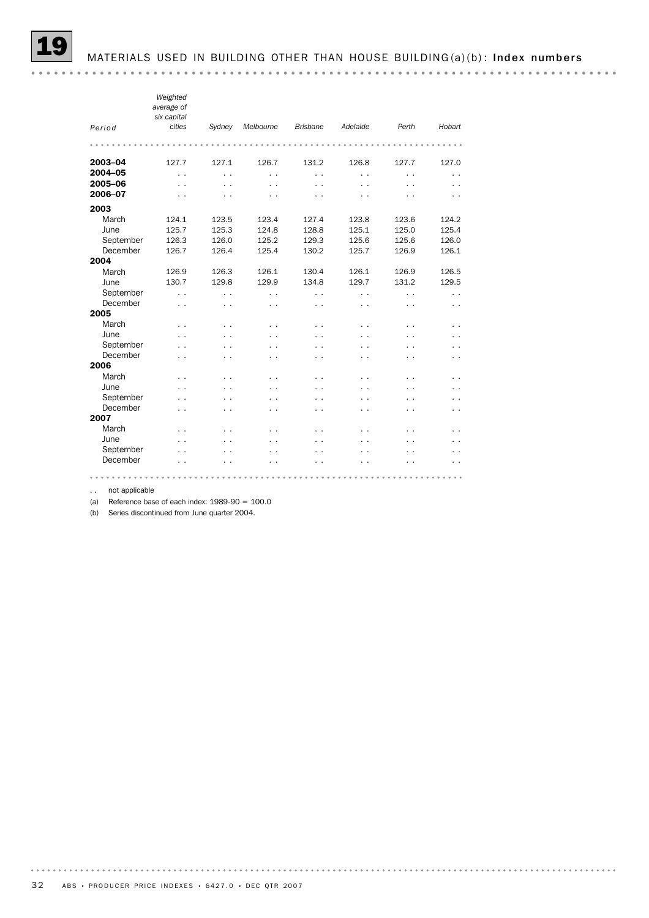## 19 MATERIALS USED IN BUILDING OTHER THAN HOUSE BUILDING(a)(b): Index numbers

| Period | Weighted average of six capital cities | Sydney | Melbourne | Brisbane | Adelaide | Perth | Hobart |
|---|---|---|---|---|---|---|---|
| **2003–04** | 127.7 | 127.1 | 126.7 | 131.2 | 126.8 | 127.7 | 127.0 |
| **2004–05** | . . | . . | . . | . . | . . | . . | . . |
| **2005–06** | . . | . . | . . | . . | . . | . . | . . |
| **2006–07** | . . | . . | . . | . . | . . | . . | . . |
| **2003** | | | | | | | |
| March | 124.1 | 123.5 | 123.4 | 127.4 | 123.8 | 123.6 | 124.2 |
| June | 125.7 | 125.3 | 124.8 | 128.8 | 125.1 | 125.0 | 125.4 |
| September | 126.3 | 126.0 | 125.2 | 129.3 | 125.6 | 125.6 | 126.0 |
| December | 126.7 | 126.4 | 125.4 | 130.2 | 125.7 | 126.9 | 126.1 |
| **2004** | | | | | | | |
| March | 126.9 | 126.3 | 126.1 | 130.4 | 126.1 | 126.9 | 126.5 |
| June | 130.7 | 129.8 | 129.9 | 134.8 | 129.7 | 131.2 | 129.5 |
| September | . . | . . | . . | . . | . . | . . | . . |
| December | . . | . . | . . | . . | . . | . . | . . |
| **2005** | | | | | | | |
| March | . . | . . | . . | . . | . . | . . | . . |
| June | . . | . . | . . | . . | . . | . . | . . |
| September | . . | . . | . . | . . | . . | . . | . . |
| December | . . | . . | . . | . . | . . | . . | . . |
| **2006** | | | | | | | |
| March | . . | . . | . . | . . | . . | . . | . . |
| June | . . | . . | . . | . . | . . | . . | . . |
| September | . . | . . | . . | . . | . . | . . | . . |
| December | . . | . . | . . | . . | . . | . . | . . |
| **2007** | | | | | | | |
| March | . . | . . | . . | . . | . . | . . | . . |
| June | . . | . . | . . | . . | . . | . . | . . |
| September | . . | . . | . . | . . | . . | . . | . . |
| December | . . | . . | . . | . . | . . | . . | . . |

. . not applicable

(a) Reference base of each index: 1989-90 = 100.0

(b) Series discontinued from June quarter 2004.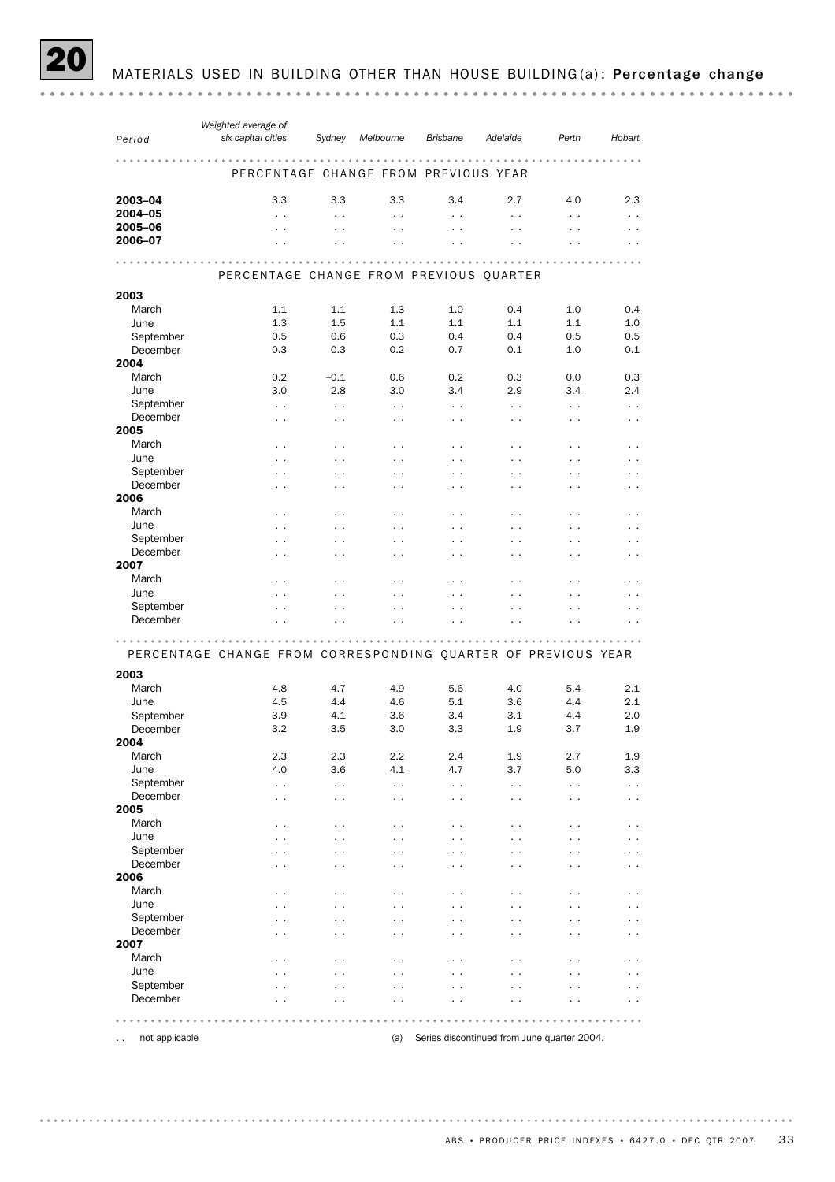## 20 MATERIALS USED IN BUILDING OTHER THAN HOUSE BUILDING(a): Percentage change

| Period | Weighted average of six capital cities | Sydney | Melbourne | Brisbane | Adelaide | Perth | Hobart |
|---|---|---|---|---|---|---|---|
| **PERCENTAGE CHANGE FROM PREVIOUS YEAR** | | | | | | | |
| **2003–04** | 3.3 | 3.3 | 3.3 | 3.4 | 2.7 | 4.0 | 2.3 |
| **2004–05** | . . | . . | . . | . . | . . | . . | . . |
| **2005–06** | . . | . . | . . | . . | . . | . . | . . |
| **2006–07** | . . | . . | . . | . . | . . | . . | . . |
| **PERCENTAGE CHANGE FROM PREVIOUS QUARTER** | | | | | | | |
| **2003** | | | | | | | |
| March | 1.1 | 1.1 | 1.3 | 1.0 | 0.4 | 1.0 | 0.4 |
| June | 1.3 | 1.5 | 1.1 | 1.1 | 1.1 | 1.1 | 1.0 |
| September | 0.5 | 0.6 | 0.3 | 0.4 | 0.4 | 0.5 | 0.5 |
| December | 0.3 | 0.3 | 0.2 | 0.7 | 0.1 | 1.0 | 0.1 |
| **2004** | | | | | | | |
| March | 0.2 | –0.1 | 0.6 | 0.2 | 0.3 | 0.0 | 0.3 |
| June | 3.0 | 2.8 | 3.0 | 3.4 | 2.9 | 3.4 | 2.4 |
| September | . . | . . | . . | . . | . . | . . | . . |
| December | . . | . . | . . | . . | . . | . . | . . |
| **2005** | | | | | | | |
| March | . . | . . | . . | . . | . . | . . | . . |
| June | . . | . . | . . | . . | . . | . . | . . |
| September | . . | . . | . . | . . | . . | . . | . . |
| December | . . | . . | . . | . . | . . | . . | . . |
| **2006** | | | | | | | |
| March | . . | . . | . . | . . | . . | . . | . . |
| June | . . | . . | . . | . . | . . | . . | . . |
| September | . . | . . | . . | . . | . . | . . | . . |
| December | . . | . . | . . | . . | . . | . . | . . |
| **2007** | | | | | | | |
| March | . . | . . | . . | . . | . . | . . | . . |
| June | . . | . . | . . | . . | . . | . . | . . |
| September | . . | . . | . . | . . | . . | . . | . . |
| December | . . | . . | . . | . . | . . | . . | . . |
| **PERCENTAGE CHANGE FROM CORRESPONDING QUARTER OF PREVIOUS YEAR** | | | | | | | |
| **2003** | | | | | | | |
| March | 4.8 | 4.7 | 4.9 | 5.6 | 4.0 | 5.4 | 2.1 |
| June | 4.5 | 4.4 | 4.6 | 5.1 | 3.6 | 4.4 | 2.1 |
| September | 3.9 | 4.1 | 3.6 | 3.4 | 3.1 | 4.4 | 2.0 |
| December | 3.2 | 3.5 | 3.0 | 3.3 | 1.9 | 3.7 | 1.9 |
| **2004** | | | | | | | |
| March | 2.3 | 2.3 | 2.2 | 2.4 | 1.9 | 2.7 | 1.9 |
| June | 4.0 | 3.6 | 4.1 | 4.7 | 3.7 | 5.0 | 3.3 |
| September | . . | . . | . . | . . | . . | . . | . . |
| December | . . | . . | . . | . . | . . | . . | . . |
| **2005** | | | | | | | |
| March | . . | . . | . . | . . | . . | . . | . . |
| June | . . | . . | . . | . . | . . | . . | . . |
| September | . . | . . | . . | . . | . . | . . | . . |
| December | . . | . . | . . | . . | . . | . . | . . |
| **2006** | | | | | | | |
| March | . . | . . | . . | . . | . . | . . | . . |
| June | . . | . . | . . | . . | . . | . . | . . |
| September | . . | . . | . . | . . | . . | . . | . . |
| December | . . | . . | . . | . . | . . | . . | . . |
| **2007** | | | | | | | |
| March | . . | . . | . . | . . | . . | . . | . . |
| June | . . | . . | . . | . . | . . | . . | . . |
| September | . . | . . | . . | . . | . . | . . | . . |
| December | . . | . . | . . | . . | . . | . . | . . |

. . not applicable

(a) Series discontinued from June quarter 2004.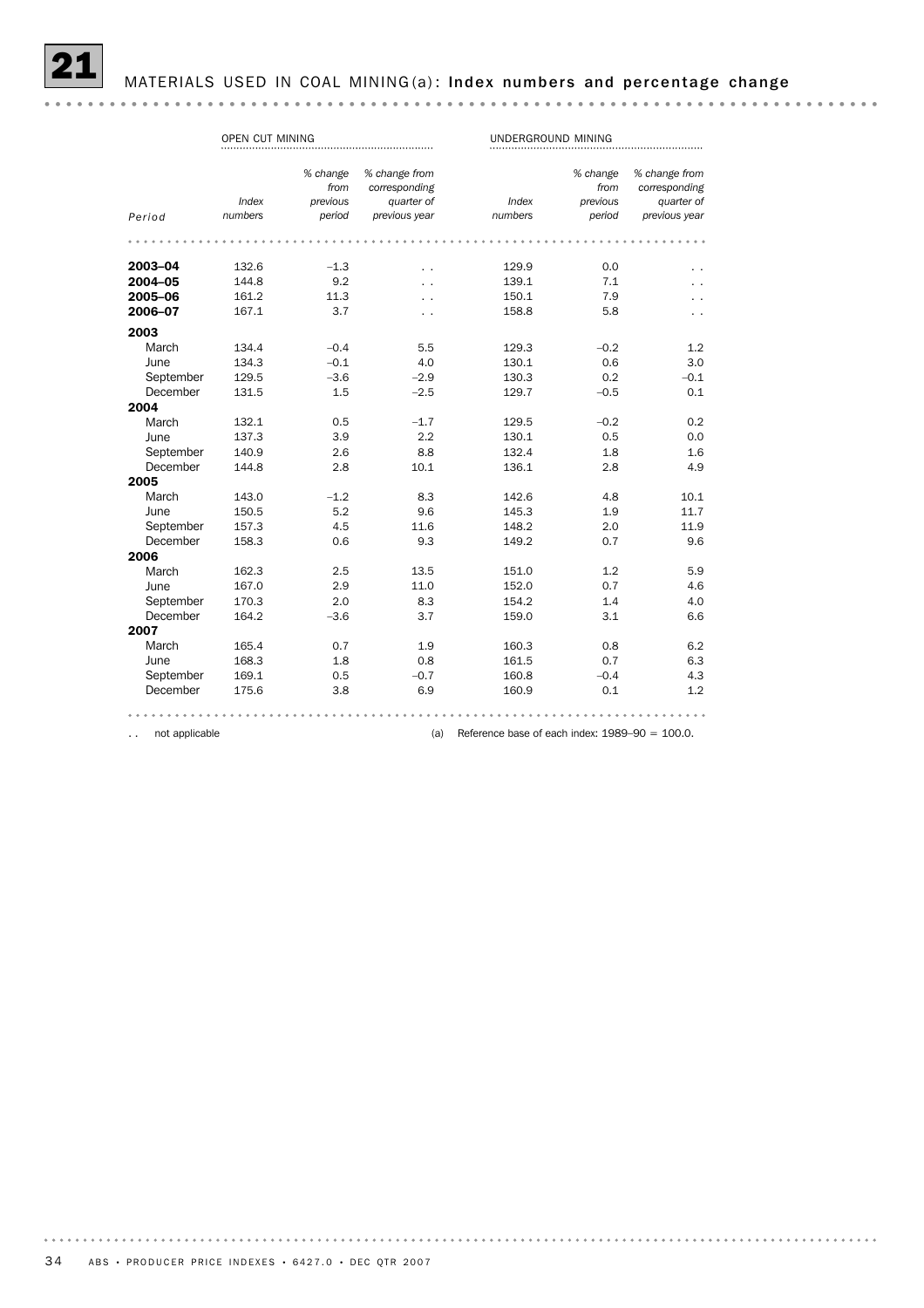## 21 MATERIALS USED IN COAL MINING(a): Index numbers and percentage change

| | OPEN CUT MINING | | | UNDERGROUND MINING | | |
|---|---|---|---|---|---|---|
| *Period* | *Index numbers* | *% change from previous period* | *% change from corresponding quarter of previous year* | *Index numbers* | *% change from previous period* | *% change from corresponding quarter of previous year* |
| **2003–04** | 132.6 | –1.3 | . . | 129.9 | 0.0 | . . |
| **2004–05** | 144.8 | 9.2 | . . | 139.1 | 7.1 | . . |
| **2005–06** | 161.2 | 11.3 | . . | 150.1 | 7.9 | . . |
| **2006–07** | 167.1 | 3.7 | . . | 158.8 | 5.8 | . . |
| **2003** | | | | | | |
| March | 134.4 | –0.4 | 5.5 | 129.3 | –0.2 | 1.2 |
| June | 134.3 | –0.1 | 4.0 | 130.1 | 0.6 | 3.0 |
| September | 129.5 | –3.6 | –2.9 | 130.3 | 0.2 | –0.1 |
| December | 131.5 | 1.5 | –2.5 | 129.7 | –0.5 | 0.1 |
| **2004** | | | | | | |
| March | 132.1 | 0.5 | –1.7 | 129.5 | –0.2 | 0.2 |
| June | 137.3 | 3.9 | 2.2 | 130.1 | 0.5 | 0.0 |
| September | 140.9 | 2.6 | 8.8 | 132.4 | 1.8 | 1.6 |
| December | 144.8 | 2.8 | 10.1 | 136.1 | 2.8 | 4.9 |
| **2005** | | | | | | |
| March | 143.0 | –1.2 | 8.3 | 142.6 | 4.8 | 10.1 |
| June | 150.5 | 5.2 | 9.6 | 145.3 | 1.9 | 11.7 |
| September | 157.3 | 4.5 | 11.6 | 148.2 | 2.0 | 11.9 |
| December | 158.3 | 0.6 | 9.3 | 149.2 | 0.7 | 9.6 |
| **2006** | | | | | | |
| March | 162.3 | 2.5 | 13.5 | 151.0 | 1.2 | 5.9 |
| June | 167.0 | 2.9 | 11.0 | 152.0 | 0.7 | 4.6 |
| September | 170.3 | 2.0 | 8.3 | 154.2 | 1.4 | 4.0 |
| December | 164.2 | –3.6 | 3.7 | 159.0 | 3.1 | 6.6 |
| **2007** | | | | | | |
| March | 165.4 | 0.7 | 1.9 | 160.3 | 0.8 | 6.2 |
| June | 168.3 | 1.8 | 0.8 | 161.5 | 0.7 | 6.3 |
| September | 169.1 | 0.5 | –0.7 | 160.8 | –0.4 | 4.3 |
| December | 175.6 | 3.8 | 6.9 | 160.9 | 0.1 | 1.2 |

. . not applicable

(a) Reference base of each index: 1989–90 = 100.0.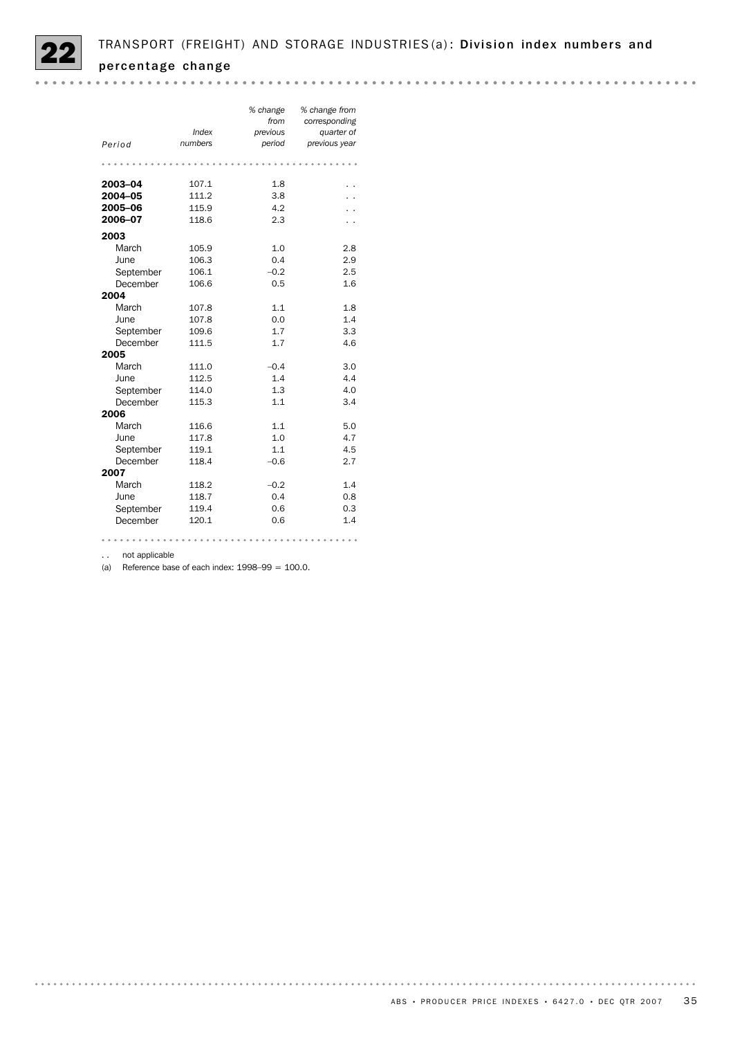# 22 TRANSPORT (FREIGHT) AND STORAGE INDUSTRIES(a): Division index numbers and percentage change

| Period | Index numbers | % change from previous period | % change from corresponding quarter of previous year |
|---|---|---|---|
| **2003–04** | 107.1 | 1.8 | . . |
| **2004–05** | 111.2 | 3.8 | . . |
| **2005–06** | 115.9 | 4.2 | . . |
| **2006–07** | 118.6 | 2.3 | . . |
| **2003** | | | |
| March | 105.9 | 1.0 | 2.8 |
| June | 106.3 | 0.4 | 2.9 |
| September | 106.1 | –0.2 | 2.5 |
| December | 106.6 | 0.5 | 1.6 |
| **2004** | | | |
| March | 107.8 | 1.1 | 1.8 |
| June | 107.8 | 0.0 | 1.4 |
| September | 109.6 | 1.7 | 3.3 |
| December | 111.5 | 1.7 | 4.6 |
| **2005** | | | |
| March | 111.0 | –0.4 | 3.0 |
| June | 112.5 | 1.4 | 4.4 |
| September | 114.0 | 1.3 | 4.0 |
| December | 115.3 | 1.1 | 3.4 |
| **2006** | | | |
| March | 116.6 | 1.1 | 5.0 |
| June | 117.8 | 1.0 | 4.7 |
| September | 119.1 | 1.1 | 4.5 |
| December | 118.4 | –0.6 | 2.7 |
| **2007** | | | |
| March | 118.2 | –0.2 | 1.4 |
| June | 118.7 | 0.4 | 0.8 |
| September | 119.4 | 0.6 | 0.3 |
| December | 120.1 | 0.6 | 1.4 |

. . not applicable

(a) Reference base of each index: 1998–99 = 100.0.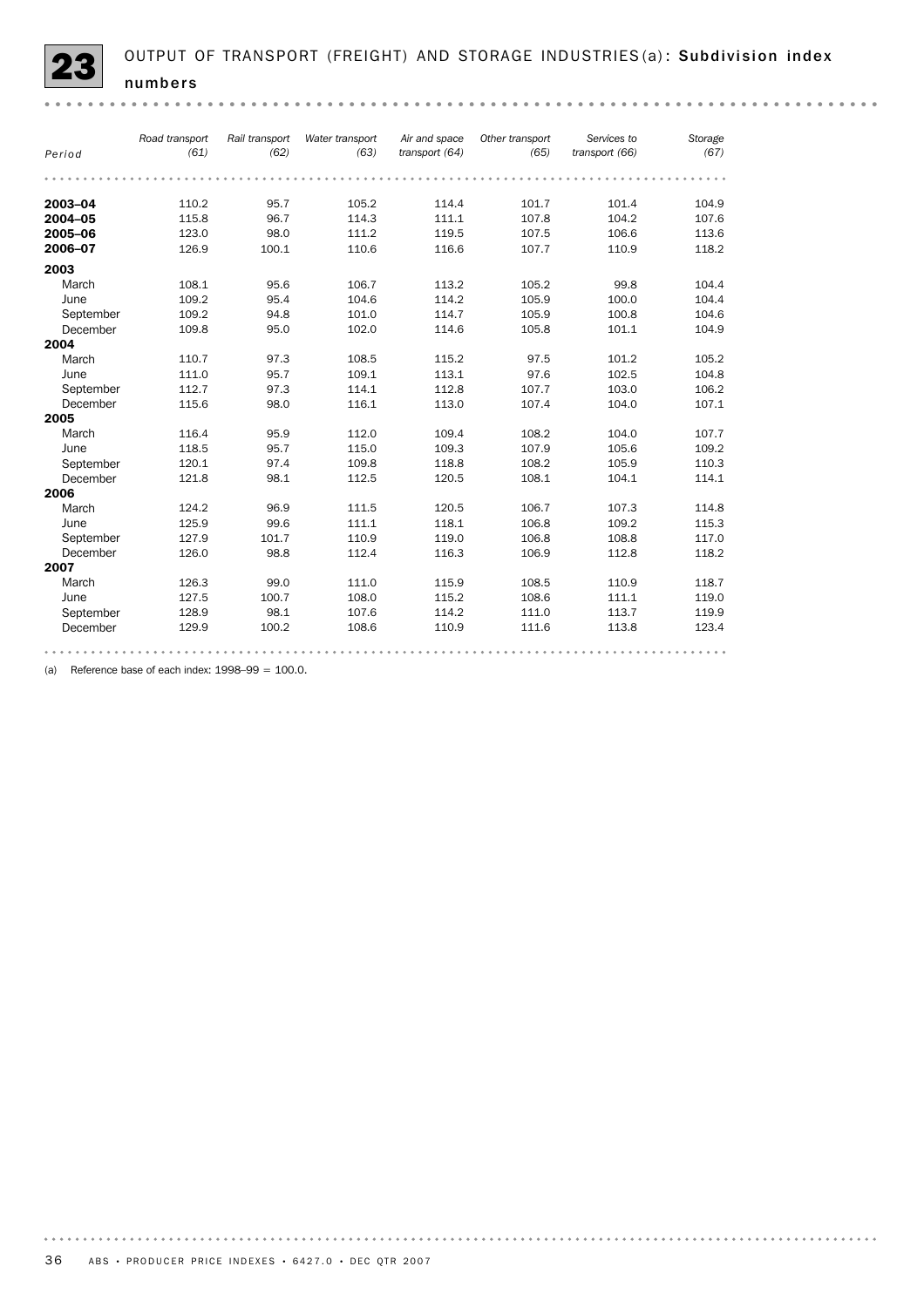## 23 OUTPUT OF TRANSPORT (FREIGHT) AND STORAGE INDUSTRIES(a): Subdivision index numbers

| Period | Road transport (61) | Rail transport (62) | Water transport (63) | Air and space transport (64) | Other transport (65) | Services to transport (66) | Storage (67) |
|---|---|---|---|---|---|---|---|
| **2003–04** | 110.2 | 95.7 | 105.2 | 114.4 | 101.7 | 101.4 | 104.9 |
| **2004–05** | 115.8 | 96.7 | 114.3 | 111.1 | 107.8 | 104.2 | 107.6 |
| **2005–06** | 123.0 | 98.0 | 111.2 | 119.5 | 107.5 | 106.6 | 113.6 |
| **2006–07** | 126.9 | 100.1 | 110.6 | 116.6 | 107.7 | 110.9 | 118.2 |
| **2003** | | | | | | | |
| March | 108.1 | 95.6 | 106.7 | 113.2 | 105.2 | 99.8 | 104.4 |
| June | 109.2 | 95.4 | 104.6 | 114.2 | 105.9 | 100.0 | 104.4 |
| September | 109.2 | 94.8 | 101.0 | 114.7 | 105.9 | 100.8 | 104.6 |
| December | 109.8 | 95.0 | 102.0 | 114.6 | 105.8 | 101.1 | 104.9 |
| **2004** | | | | | | | |
| March | 110.7 | 97.3 | 108.5 | 115.2 | 97.5 | 101.2 | 105.2 |
| June | 111.0 | 95.7 | 109.1 | 113.1 | 97.6 | 102.5 | 104.8 |
| September | 112.7 | 97.3 | 114.1 | 112.8 | 107.7 | 103.0 | 106.2 |
| December | 115.6 | 98.0 | 116.1 | 113.0 | 107.4 | 104.0 | 107.1 |
| **2005** | | | | | | | |
| March | 116.4 | 95.9 | 112.0 | 109.4 | 108.2 | 104.0 | 107.7 |
| June | 118.5 | 95.7 | 115.0 | 109.3 | 107.9 | 105.6 | 109.2 |
| September | 120.1 | 97.4 | 109.8 | 118.8 | 108.2 | 105.9 | 110.3 |
| December | 121.8 | 98.1 | 112.5 | 120.5 | 108.1 | 104.1 | 114.1 |
| **2006** | | | | | | | |
| March | 124.2 | 96.9 | 111.5 | 120.5 | 106.7 | 107.3 | 114.8 |
| June | 125.9 | 99.6 | 111.1 | 118.1 | 106.8 | 109.2 | 115.3 |
| September | 127.9 | 101.7 | 110.9 | 119.0 | 106.8 | 108.8 | 117.0 |
| December | 126.0 | 98.8 | 112.4 | 116.3 | 106.9 | 112.8 | 118.2 |
| **2007** | | | | | | | |
| March | 126.3 | 99.0 | 111.0 | 115.9 | 108.5 | 110.9 | 118.7 |
| June | 127.5 | 100.7 | 108.0 | 115.2 | 108.6 | 111.1 | 119.0 |
| September | 128.9 | 98.1 | 107.6 | 114.2 | 111.0 | 113.7 | 119.9 |
| December | 129.9 | 100.2 | 108.6 | 110.9 | 111.6 | 113.8 | 123.4 |

(a) Reference base of each index: 1998–99 = 100.0.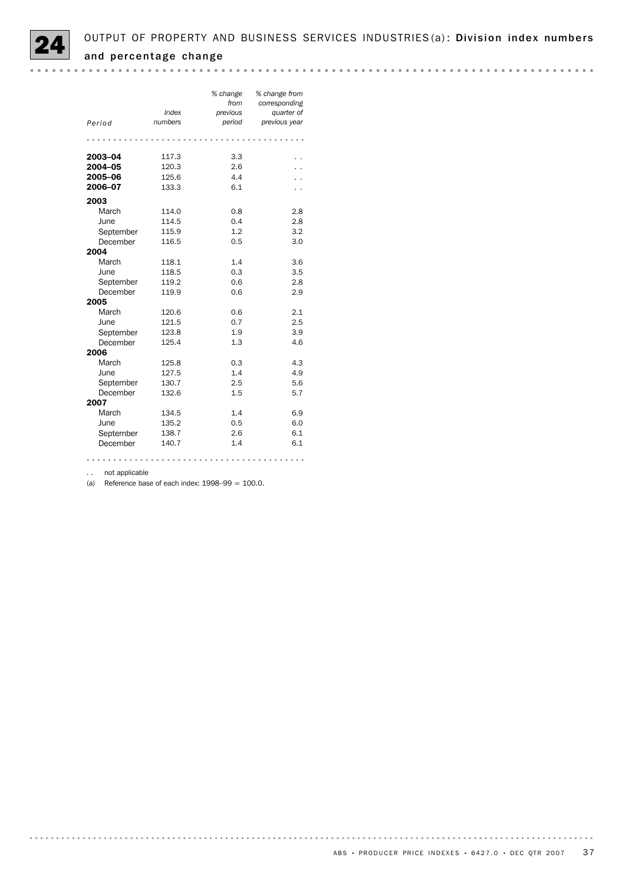# 24 OUTPUT OF PROPERTY AND BUSINESS SERVICES INDUSTRIES(a): Division index numbers and percentage change

| Period | Index numbers | % change from previous period | % change from corresponding quarter of previous year |
|---|---|---|---|
| **2003–04** | 117.3 | 3.3 | . . |
| **2004–05** | 120.3 | 2.6 | . . |
| **2005–06** | 125.6 | 4.4 | . . |
| **2006–07** | 133.3 | 6.1 | . . |
| **2003** | | | |
| March | 114.0 | 0.8 | 2.8 |
| June | 114.5 | 0.4 | 2.8 |
| September | 115.9 | 1.2 | 3.2 |
| December | 116.5 | 0.5 | 3.0 |
| **2004** | | | |
| March | 118.1 | 1.4 | 3.6 |
| June | 118.5 | 0.3 | 3.5 |
| September | 119.2 | 0.6 | 2.8 |
| December | 119.9 | 0.6 | 2.9 |
| **2005** | | | |
| March | 120.6 | 0.6 | 2.1 |
| June | 121.5 | 0.7 | 2.5 |
| September | 123.8 | 1.9 | 3.9 |
| December | 125.4 | 1.3 | 4.6 |
| **2006** | | | |
| March | 125.8 | 0.3 | 4.3 |
| June | 127.5 | 1.4 | 4.9 |
| September | 130.7 | 2.5 | 5.6 |
| December | 132.6 | 1.5 | 5.7 |
| **2007** | | | |
| March | 134.5 | 1.4 | 6.9 |
| June | 135.2 | 0.5 | 6.0 |
| September | 138.7 | 2.6 | 6.1 |
| December | 140.7 | 1.4 | 6.1 |

. . not applicable

(a) Reference base of each index: 1998–99 = 100.0.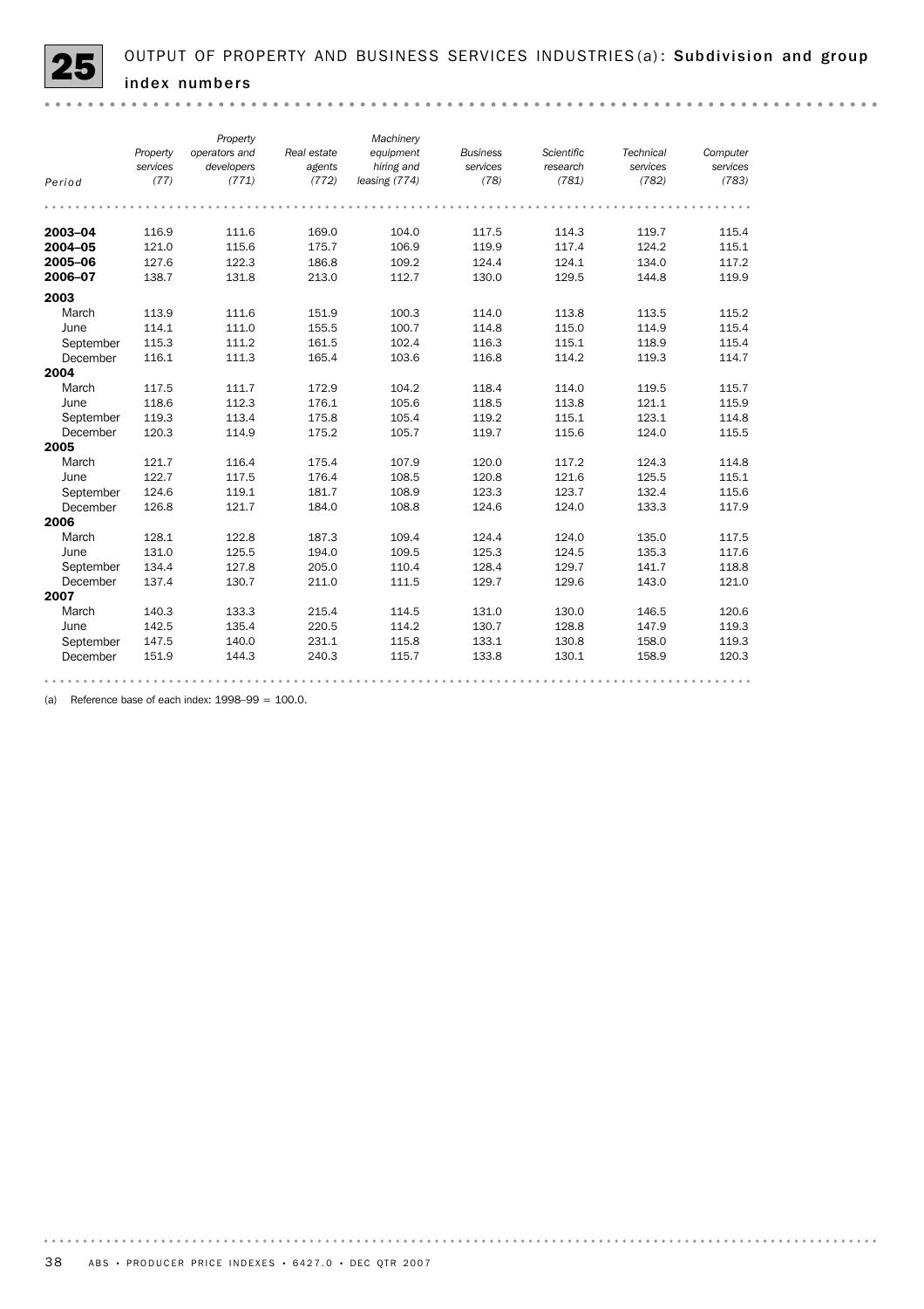# 25 OUTPUT OF PROPERTY AND BUSINESS SERVICES INDUSTRIES(a): Subdivision and group index numbers

| Period | Property services (77) | Property operators and developers (771) | Real estate agents (772) | Machinery equipment hiring and leasing (774) | Business services (78) | Scientific research (781) | Technical services (782) | Computer services (783) |
|---|---|---|---|---|---|---|---|---|
| **2003–04** | 116.9 | 111.6 | 169.0 | 104.0 | 117.5 | 114.3 | 119.7 | 115.4 |
| **2004–05** | 121.0 | 115.6 | 175.7 | 106.9 | 119.9 | 117.4 | 124.2 | 115.1 |
| **2005–06** | 127.6 | 122.3 | 186.8 | 109.2 | 124.4 | 124.1 | 134.0 | 117.2 |
| **2006–07** | 138.7 | 131.8 | 213.0 | 112.7 | 130.0 | 129.5 | 144.8 | 119.9 |
| **2003** | | | | | | | | |
| March | 113.9 | 111.6 | 151.9 | 100.3 | 114.0 | 113.8 | 113.5 | 115.2 |
| June | 114.1 | 111.0 | 155.5 | 100.7 | 114.8 | 115.0 | 114.9 | 115.4 |
| September | 115.3 | 111.2 | 161.5 | 102.4 | 116.3 | 115.1 | 118.9 | 115.4 |
| December | 116.1 | 111.3 | 165.4 | 103.6 | 116.8 | 114.2 | 119.3 | 114.7 |
| **2004** | | | | | | | | |
| March | 117.5 | 111.7 | 172.9 | 104.2 | 118.4 | 114.0 | 119.5 | 115.7 |
| June | 118.6 | 112.3 | 176.1 | 105.6 | 118.5 | 113.8 | 121.1 | 115.9 |
| September | 119.3 | 113.4 | 175.8 | 105.4 | 119.2 | 115.1 | 123.1 | 114.8 |
| December | 120.3 | 114.9 | 175.2 | 105.7 | 119.7 | 115.6 | 124.0 | 115.5 |
| **2005** | | | | | | | | |
| March | 121.7 | 116.4 | 175.4 | 107.9 | 120.0 | 117.2 | 124.3 | 114.8 |
| June | 122.7 | 117.5 | 176.4 | 108.5 | 120.8 | 121.6 | 125.5 | 115.1 |
| September | 124.6 | 119.1 | 181.7 | 108.9 | 123.3 | 123.7 | 132.4 | 115.6 |
| December | 126.8 | 121.7 | 184.0 | 108.8 | 124.6 | 124.0 | 133.3 | 117.9 |
| **2006** | | | | | | | | |
| March | 128.1 | 122.8 | 187.3 | 109.4 | 124.4 | 124.0 | 135.0 | 117.5 |
| June | 131.0 | 125.5 | 194.0 | 109.5 | 125.3 | 124.5 | 135.3 | 117.6 |
| September | 134.4 | 127.8 | 205.0 | 110.4 | 128.4 | 129.7 | 141.7 | 118.8 |
| December | 137.4 | 130.7 | 211.0 | 111.5 | 129.7 | 129.6 | 143.0 | 121.0 |
| **2007** | | | | | | | | |
| March | 140.3 | 133.3 | 215.4 | 114.5 | 131.0 | 130.0 | 146.5 | 120.6 |
| June | 142.5 | 135.4 | 220.5 | 114.2 | 130.7 | 128.8 | 147.9 | 119.3 |
| September | 147.5 | 140.0 | 231.1 | 115.8 | 133.1 | 130.8 | 158.0 | 119.3 |
| December | 151.9 | 144.3 | 240.3 | 115.7 | 133.8 | 130.1 | 158.9 | 120.3 |

(a) Reference base of each index: 1998–99 = 100.0.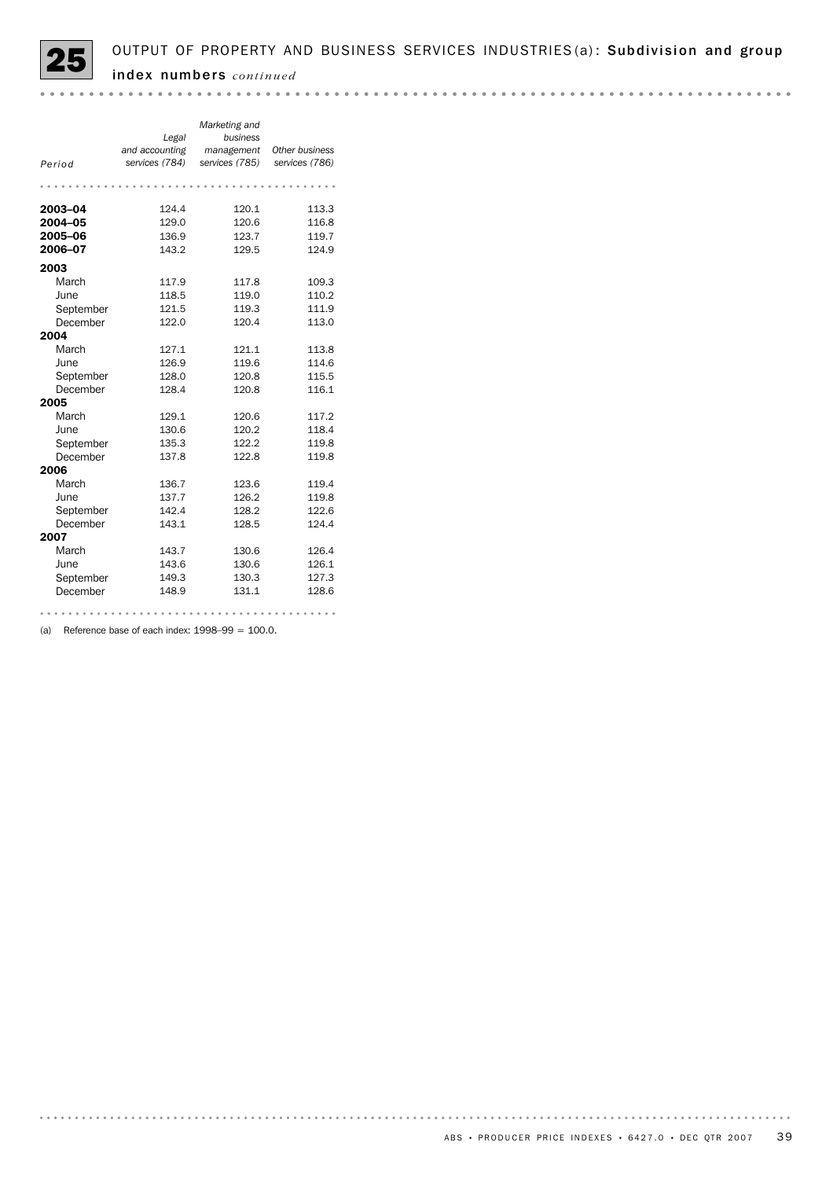# 25 OUTPUT OF PROPERTY AND BUSINESS SERVICES INDUSTRIES (a): Subdivision and group index numbers *continued*

| Period | Legal and accounting services (784) | Marketing and business management services (785) | Other business services (786) |
|---|---|---|---|
| **2003–04** | 124.4 | 120.1 | 113.3 |
| **2004–05** | 129.0 | 120.6 | 116.8 |
| **2005–06** | 136.9 | 123.7 | 119.7 |
| **2006–07** | 143.2 | 129.5 | 124.9 |
| **2003** | | | |
| March | 117.9 | 117.8 | 109.3 |
| June | 118.5 | 119.0 | 110.2 |
| September | 121.5 | 119.3 | 111.9 |
| December | 122.0 | 120.4 | 113.0 |
| **2004** | | | |
| March | 127.1 | 121.1 | 113.8 |
| June | 126.9 | 119.6 | 114.6 |
| September | 128.0 | 120.8 | 115.5 |
| December | 128.4 | 120.8 | 116.1 |
| **2005** | | | |
| March | 129.1 | 120.6 | 117.2 |
| June | 130.6 | 120.2 | 118.4 |
| September | 135.3 | 122.2 | 119.8 |
| December | 137.8 | 122.8 | 119.8 |
| **2006** | | | |
| March | 136.7 | 123.6 | 119.4 |
| June | 137.7 | 126.2 | 119.8 |
| September | 142.4 | 128.2 | 122.6 |
| December | 143.1 | 128.5 | 124.4 |
| **2007** | | | |
| March | 143.7 | 130.6 | 126.4 |
| June | 143.6 | 130.6 | 126.1 |
| September | 149.3 | 130.3 | 127.3 |
| December | 148.9 | 131.1 | 128.6 |

(a) Reference base of each index: 1998–99 = 100.0.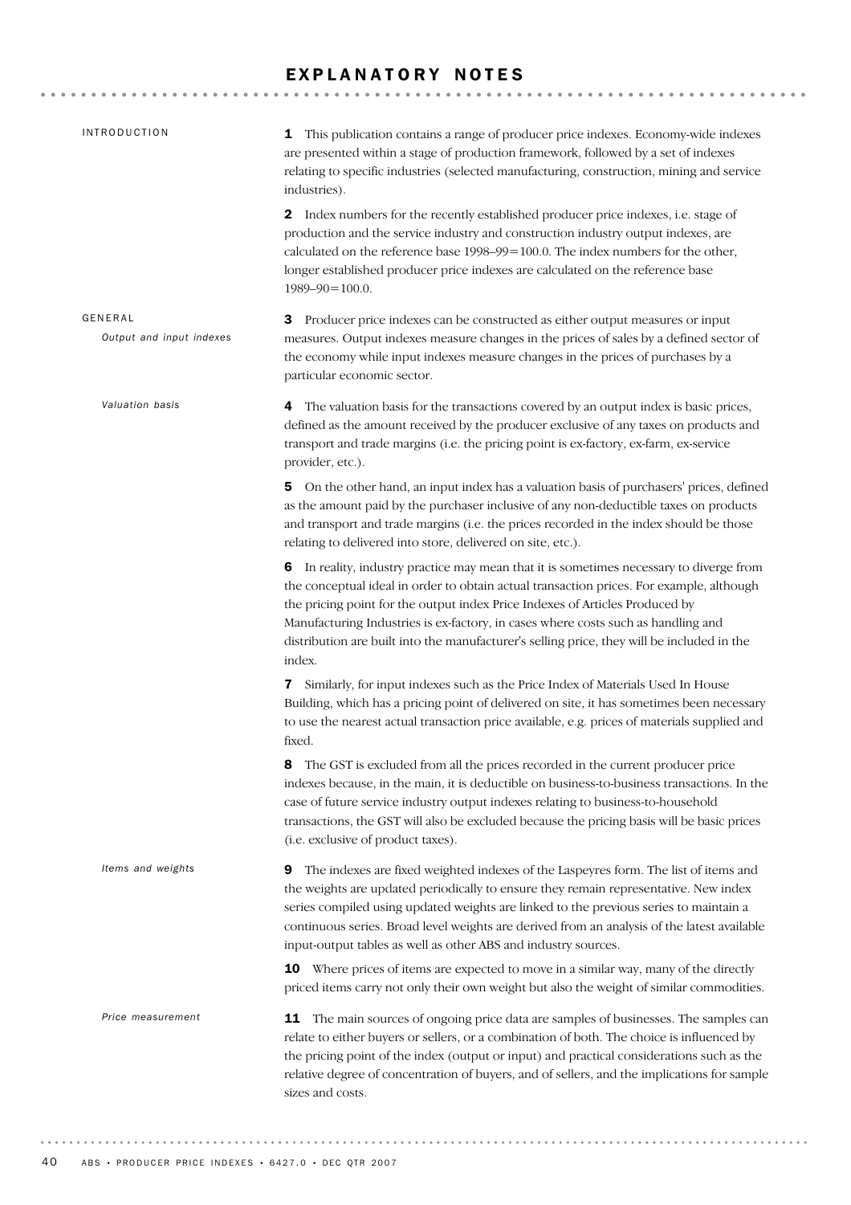# EXPLANATORY NOTES

## INTRODUCTION

**1** This publication contains a range of producer price indexes. Economy-wide indexes are presented within a stage of production framework, followed by a set of indexes relating to specific industries (selected manufacturing, construction, mining and service industries).

**2** Index numbers for the recently established producer price indexes, i.e. stage of production and the service industry and construction industry output indexes, are calculated on the reference base 1998–99=100.0. The index numbers for the other, longer established producer price indexes are calculated on the reference base 1989–90=100.0.

## GENERAL

### *Output and input indexes*

**3** Producer price indexes can be constructed as either output measures or input measures. Output indexes measure changes in the prices of sales by a defined sector of the economy while input indexes measure changes in the prices of purchases by a particular economic sector.

### *Valuation basis*

**4** The valuation basis for the transactions covered by an output index is basic prices, defined as the amount received by the producer exclusive of any taxes on products and transport and trade margins (i.e. the pricing point is ex-factory, ex-farm, ex-service provider, etc.).

**5** On the other hand, an input index has a valuation basis of purchasers' prices, defined as the amount paid by the purchaser inclusive of any non-deductible taxes on products and transport and trade margins (i.e. the prices recorded in the index should be those relating to delivered into store, delivered on site, etc.).

**6** In reality, industry practice may mean that it is sometimes necessary to diverge from the conceptual ideal in order to obtain actual transaction prices. For example, although the pricing point for the output index Price Indexes of Articles Produced by Manufacturing Industries is ex-factory, in cases where costs such as handling and distribution are built into the manufacturer's selling price, they will be included in the index.

**7** Similarly, for input indexes such as the Price Index of Materials Used In House Building, which has a pricing point of delivered on site, it has sometimes been necessary to use the nearest actual transaction price available, e.g. prices of materials supplied and fixed.

**8** The GST is excluded from all the prices recorded in the current producer price indexes because, in the main, it is deductible on business-to-business transactions. In the case of future service industry output indexes relating to business-to-household transactions, the GST will also be excluded because the pricing basis will be basic prices (i.e. exclusive of product taxes).

### *Items and weights*

**9** The indexes are fixed weighted indexes of the Laspeyres form. The list of items and the weights are updated periodically to ensure they remain representative. New index series compiled using updated weights are linked to the previous series to maintain a continuous series. Broad level weights are derived from an analysis of the latest available input-output tables as well as other ABS and industry sources.

**10** Where prices of items are expected to move in a similar way, many of the directly priced items carry not only their own weight but also the weight of similar commodities.

### *Price measurement*

**11** The main sources of ongoing price data are samples of businesses. The samples can relate to either buyers or sellers, or a combination of both. The choice is influenced by the pricing point of the index (output or input) and practical considerations such as the relative degree of concentration of buyers, and of sellers, and the implications for sample sizes and costs.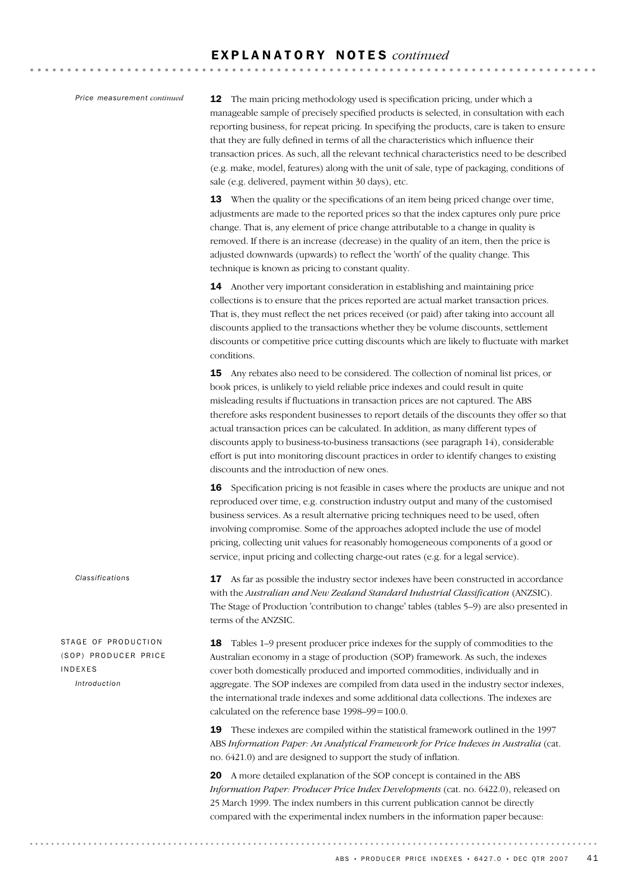## EXPLANATORY NOTES *continued*

*Price measurement continued*

**12** The main pricing methodology used is specification pricing, under which a manageable sample of precisely specified products is selected, in consultation with each reporting business, for repeat pricing. In specifying the products, care is taken to ensure that they are fully defined in terms of all the characteristics which influence their transaction prices. As such, all the relevant technical characteristics need to be described (e.g. make, model, features) along with the unit of sale, type of packaging, conditions of sale (e.g. delivered, payment within 30 days), etc.

**13** When the quality or the specifications of an item being priced change over time, adjustments are made to the reported prices so that the index captures only pure price change. That is, any element of price change attributable to a change in quality is removed. If there is an increase (decrease) in the quality of an item, then the price is adjusted downwards (upwards) to reflect the 'worth' of the quality change. This technique is known as pricing to constant quality.

**14** Another very important consideration in establishing and maintaining price collections is to ensure that the prices reported are actual market transaction prices. That is, they must reflect the net prices received (or paid) after taking into account all discounts applied to the transactions whether they be volume discounts, settlement discounts or competitive price cutting discounts which are likely to fluctuate with market conditions.

**15** Any rebates also need to be considered. The collection of nominal list prices, or book prices, is unlikely to yield reliable price indexes and could result in quite misleading results if fluctuations in transaction prices are not captured. The ABS therefore asks respondent businesses to report details of the discounts they offer so that actual transaction prices can be calculated. In addition, as many different types of discounts apply to business-to-business transactions (see paragraph 14), considerable effort is put into monitoring discount practices in order to identify changes to existing discounts and the introduction of new ones.

**16** Specification pricing is not feasible in cases where the products are unique and not reproduced over time, e.g. construction industry output and many of the customised business services. As a result alternative pricing techniques need to be used, often involving compromise. Some of the approaches adopted include the use of model pricing, collecting unit values for reasonably homogeneous components of a good or service, input pricing and collecting charge-out rates (e.g. for a legal service).

*Classifications*

**17** As far as possible the industry sector indexes have been constructed in accordance with the *Australian and New Zealand Standard Industrial Classification* (ANZSIC). The Stage of Production 'contribution to change' tables (tables 5–9) are also presented in terms of the ANZSIC.

### STAGE OF PRODUCTION (SOP) PRODUCER PRICE INDEXES

*Introduction*

**18** Tables 1–9 present producer price indexes for the supply of commodities to the Australian economy in a stage of production (SOP) framework. As such, the indexes cover both domestically produced and imported commodities, individually and in aggregate. The SOP indexes are compiled from data used in the industry sector indexes, the international trade indexes and some additional data collections. The indexes are calculated on the reference base 1998–99=100.0.

**19** These indexes are compiled within the statistical framework outlined in the 1997 ABS *Information Paper: An Analytical Framework for Price Indexes in Australia* (cat. no. 6421.0) and are designed to support the study of inflation.

**20** A more detailed explanation of the SOP concept is contained in the ABS *Information Paper: Producer Price Index Developments* (cat. no. 6422.0), released on 25 March 1999. The index numbers in this current publication cannot be directly compared with the experimental index numbers in the information paper because: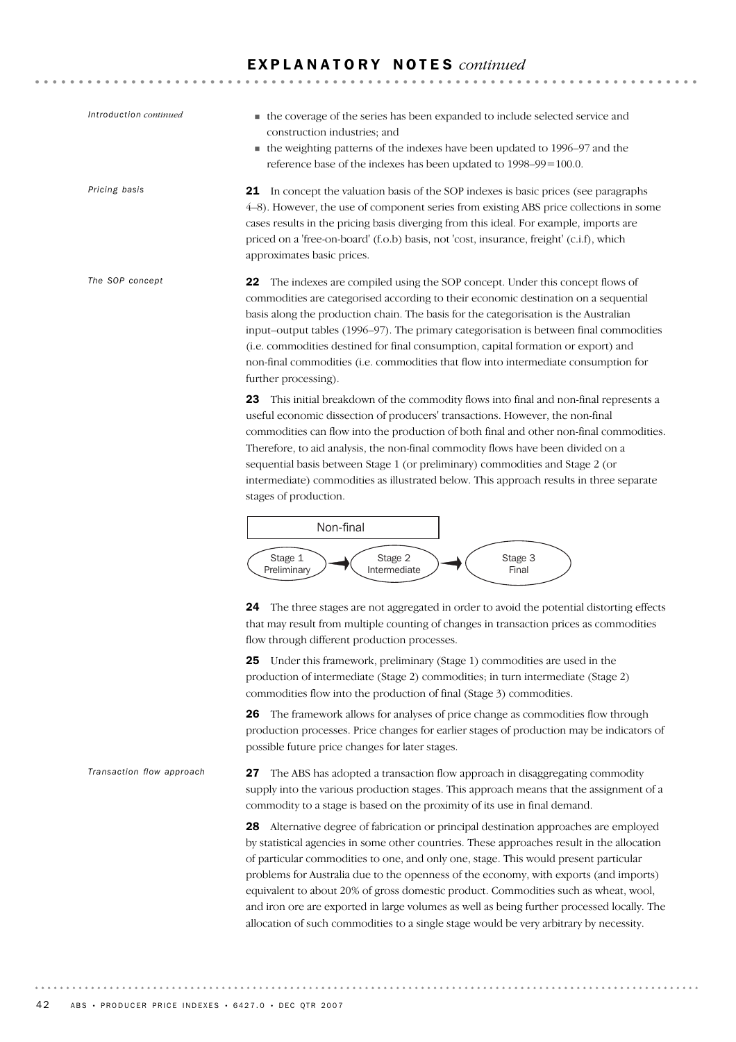## EXPLANATORY NOTES *continued*

*Introduction continued*

- the coverage of the series has been expanded to include selected service and construction industries; and
- the weighting patterns of the indexes have been updated to 1996–97 and the reference base of the indexes has been updated to 1998–99=100.0.

*Pricing basis*

**21** In concept the valuation basis of the SOP indexes is basic prices (see paragraphs 4–8). However, the use of component series from existing ABS price collections in some cases results in the pricing basis diverging from this ideal. For example, imports are priced on a 'free-on-board' (f.o.b) basis, not 'cost, insurance, freight' (c.i.f), which approximates basic prices.

*The SOP concept*

**22** The indexes are compiled using the SOP concept. Under this concept flows of commodities are categorised according to their economic destination on a sequential basis along the production chain. The basis for the categorisation is the Australian input–output tables (1996–97). The primary categorisation is between final commodities (i.e. commodities destined for final consumption, capital formation or export) and non-final commodities (i.e. commodities that flow into intermediate consumption for further processing).

**23** This initial breakdown of the commodity flows into final and non-final represents a useful economic dissection of producers' transactions. However, the non-final commodities can flow into the production of both final and other non-final commodities. Therefore, to aid analysis, the non-final commodity flows have been divided on a sequential basis between Stage 1 (or preliminary) commodities and Stage 2 (or intermediate) commodities as illustrated below. This approach results in three separate stages of production.

Non-final

Stage 1 Preliminary → Stage 2 Intermediate → Stage 3 Final

**24** The three stages are not aggregated in order to avoid the potential distorting effects that may result from multiple counting of changes in transaction prices as commodities flow through different production processes.

**25** Under this framework, preliminary (Stage 1) commodities are used in the production of intermediate (Stage 2) commodities; in turn intermediate (Stage 2) commodities flow into the production of final (Stage 3) commodities.

**26** The framework allows for analyses of price change as commodities flow through production processes. Price changes for earlier stages of production may be indicators of possible future price changes for later stages.

*Transaction flow approach*

**27** The ABS has adopted a transaction flow approach in disaggregating commodity supply into the various production stages. This approach means that the assignment of a commodity to a stage is based on the proximity of its use in final demand.

**28** Alternative degree of fabrication or principal destination approaches are employed by statistical agencies in some other countries. These approaches result in the allocation of particular commodities to one, and only one, stage. This would present particular problems for Australia due to the openness of the economy, with exports (and imports) equivalent to about 20% of gross domestic product. Commodities such as wheat, wool, and iron ore are exported in large volumes as well as being further processed locally. The allocation of such commodities to a single stage would be very arbitrary by necessity.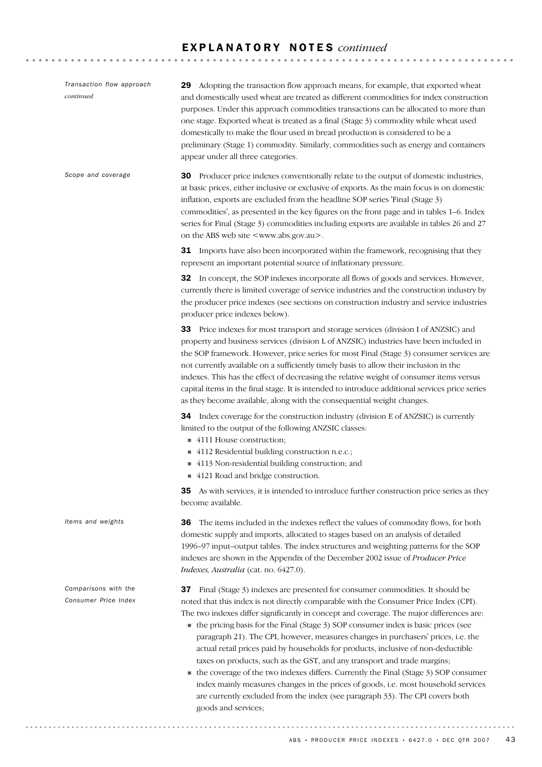## EXPLANATORY NOTES *continued*

*Transaction flow approach continued*

**29** Adopting the transaction flow approach means, for example, that exported wheat and domestically used wheat are treated as different commodities for index construction purposes. Under this approach commodities transactions can be allocated to more than one stage. Exported wheat is treated as a final (Stage 3) commodity while wheat used domestically to make the flour used in bread production is considered to be a preliminary (Stage 1) commodity. Similarly, commodities such as energy and containers appear under all three categories.

*Scope and coverage*

**30** Producer price indexes conventionally relate to the output of domestic industries, at basic prices, either inclusive or exclusive of exports. As the main focus is on domestic inflation, exports are excluded from the headline SOP series 'Final (Stage 3) commodities', as presented in the key figures on the front page and in tables 1–6. Index series for Final (Stage 3) commodities including exports are available in tables 26 and 27 on the ABS web site <www.abs.gov.au>.

**31** Imports have also been incorporated within the framework, recognising that they represent an important potential source of inflationary pressure.

**32** In concept, the SOP indexes incorporate all flows of goods and services. However, currently there is limited coverage of service industries and the construction industry by the producer price indexes (see sections on construction industry and service industries producer price indexes below).

**33** Price indexes for most transport and storage services (division I of ANZSIC) and property and business services (division L of ANZSIC) industries have been included in the SOP framework. However, price series for most Final (Stage 3) consumer services are not currently available on a sufficiently timely basis to allow their inclusion in the indexes. This has the effect of decreasing the relative weight of consumer items versus capital items in the final stage. It is intended to introduce additional services price series as they become available, along with the consequential weight changes.

**34** Index coverage for the construction industry (division E of ANZSIC) is currently limited to the output of the following ANZSIC classes:

- 4111 House construction;
- 4112 Residential building construction n.e.c.;
- 4113 Non-residential building construction; and
- 4121 Road and bridge construction.

**35** As with services, it is intended to introduce further construction price series as they become available.

*Items and weights*

**36** The items included in the indexes reflect the values of commodity flows, for both domestic supply and imports, allocated to stages based on an analysis of detailed 1996–97 input–output tables. The index structures and weighting patterns for the SOP indexes are shown in the Appendix of the December 2002 issue of *Producer Price Indexes, Australia* (cat. no. 6427.0).

*Comparisons with the Consumer Price Index*

**37** Final (Stage 3) indexes are presented for consumer commodities. It should be noted that this index is not directly comparable with the Consumer Price Index (CPI). The two indexes differ significantly in concept and coverage. The major differences are:

- the pricing basis for the Final (Stage 3) SOP consumer index is basic prices (see paragraph 21). The CPI, however, measures changes in purchasers' prices, i.e. the actual retail prices paid by households for products, inclusive of non-deductible taxes on products, such as the GST, and any transport and trade margins;
- the coverage of the two indexes differs. Currently the Final (Stage 3) SOP consumer index mainly measures changes in the prices of goods, i.e. most household services are currently excluded from the index (see paragraph 33). The CPI covers both goods and services;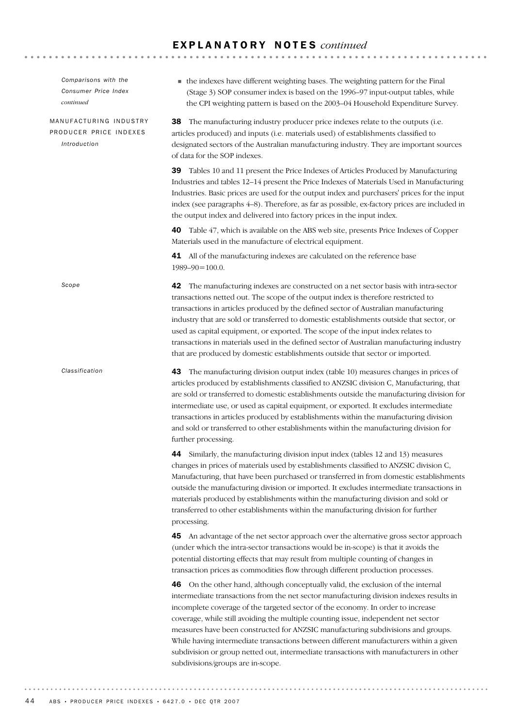# EXPLANATORY NOTES *continued*

*Comparisons with the Consumer Price Index continued*

- the indexes have different weighting bases. The weighting pattern for the Final (Stage 3) SOP consumer index is based on the 1996–97 input-output tables, while the CPI weighting pattern is based on the 2003–04 Household Expenditure Survey.

## MANUFACTURING INDUSTRY PRODUCER PRICE INDEXES

*Introduction*

**38** The manufacturing industry producer price indexes relate to the outputs (i.e. articles produced) and inputs (i.e. materials used) of establishments classified to designated sectors of the Australian manufacturing industry. They are important sources of data for the SOP indexes.

**39** Tables 10 and 11 present the Price Indexes of Articles Produced by Manufacturing Industries and tables 12–14 present the Price Indexes of Materials Used in Manufacturing Industries. Basic prices are used for the output index and purchasers' prices for the input index (see paragraphs 4–8). Therefore, as far as possible, ex-factory prices are included in the output index and delivered into factory prices in the input index.

**40** Table 47, which is available on the ABS web site, presents Price Indexes of Copper Materials used in the manufacture of electrical equipment.

**41** All of the manufacturing indexes are calculated on the reference base 1989–90=100.0.

*Scope*

**42** The manufacturing indexes are constructed on a net sector basis with intra-sector transactions netted out. The scope of the output index is therefore restricted to transactions in articles produced by the defined sector of Australian manufacturing industry that are sold or transferred to domestic establishments outside that sector, or used as capital equipment, or exported. The scope of the input index relates to transactions in materials used in the defined sector of Australian manufacturing industry that are produced by domestic establishments outside that sector or imported.

*Classification*

**43** The manufacturing division output index (table 10) measures changes in prices of articles produced by establishments classified to ANZSIC division C, Manufacturing, that are sold or transferred to domestic establishments outside the manufacturing division for intermediate use, or used as capital equipment, or exported. It excludes intermediate transactions in articles produced by establishments within the manufacturing division and sold or transferred to other establishments within the manufacturing division for further processing.

**44** Similarly, the manufacturing division input index (tables 12 and 13) measures changes in prices of materials used by establishments classified to ANZSIC division C, Manufacturing, that have been purchased or transferred in from domestic establishments outside the manufacturing division or imported. It excludes intermediate transactions in materials produced by establishments within the manufacturing division and sold or transferred to other establishments within the manufacturing division for further processing.

**45** An advantage of the net sector approach over the alternative gross sector approach (under which the intra-sector transactions would be in-scope) is that it avoids the potential distorting effects that may result from multiple counting of changes in transaction prices as commodities flow through different production processes.

**46** On the other hand, although conceptually valid, the exclusion of the internal intermediate transactions from the net sector manufacturing division indexes results in incomplete coverage of the targeted sector of the economy. In order to increase coverage, while still avoiding the multiple counting issue, independent net sector measures have been constructed for ANZSIC manufacturing subdivisions and groups. While having intermediate transactions between different manufacturers within a given subdivision or group netted out, intermediate transactions with manufacturers in other subdivisions/groups are in-scope.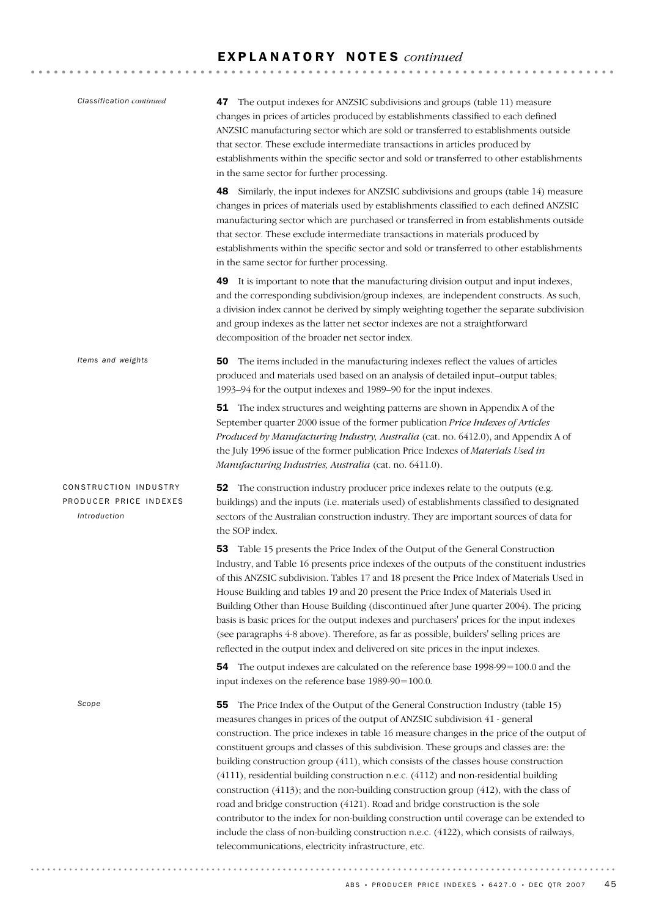## EXPLANATORY NOTES *continued*

*Classification continued*

**47** The output indexes for ANZSIC subdivisions and groups (table 11) measure changes in prices of articles produced by establishments classified to each defined ANZSIC manufacturing sector which are sold or transferred to establishments outside that sector. These exclude intermediate transactions in articles produced by establishments within the specific sector and sold or transferred to other establishments in the same sector for further processing.

**48** Similarly, the input indexes for ANZSIC subdivisions and groups (table 14) measure changes in prices of materials used by establishments classified to each defined ANZSIC manufacturing sector which are purchased or transferred in from establishments outside that sector. These exclude intermediate transactions in materials produced by establishments within the specific sector and sold or transferred to other establishments in the same sector for further processing.

**49** It is important to note that the manufacturing division output and input indexes, and the corresponding subdivision/group indexes, are independent constructs. As such, a division index cannot be derived by simply weighting together the separate subdivision and group indexes as the latter net sector indexes are not a straightforward decomposition of the broader net sector index.

*Items and weights*

**50** The items included in the manufacturing indexes reflect the values of articles produced and materials used based on an analysis of detailed input–output tables; 1993–94 for the output indexes and 1989–90 for the input indexes.

**51** The index structures and weighting patterns are shown in Appendix A of the September quarter 2000 issue of the former publication *Price Indexes of Articles Produced by Manufacturing Industry, Australia* (cat. no. 6412.0), and Appendix A of the July 1996 issue of the former publication Price Indexes of *Materials Used in Manufacturing Industries, Australia* (cat. no. 6411.0).

### CONSTRUCTION INDUSTRY PRODUCER PRICE INDEXES

*Introduction*

**52** The construction industry producer price indexes relate to the outputs (e.g. buildings) and the inputs (i.e. materials used) of establishments classified to designated sectors of the Australian construction industry. They are important sources of data for the SOP index.

**53** Table 15 presents the Price Index of the Output of the General Construction Industry, and Table 16 presents price indexes of the outputs of the constituent industries of this ANZSIC subdivision. Tables 17 and 18 present the Price Index of Materials Used in House Building and tables 19 and 20 present the Price Index of Materials Used in Building Other than House Building (discontinued after June quarter 2004). The pricing basis is basic prices for the output indexes and purchasers' prices for the input indexes (see paragraphs 4-8 above). Therefore, as far as possible, builders' selling prices are reflected in the output index and delivered on site prices in the input indexes.

**54** The output indexes are calculated on the reference base 1998-99=100.0 and the input indexes on the reference base 1989-90=100.0.

*Scope*

**55** The Price Index of the Output of the General Construction Industry (table 15) measures changes in prices of the output of ANZSIC subdivision 41 - general construction. The price indexes in table 16 measure changes in the price of the output of constituent groups and classes of this subdivision. These groups and classes are: the building construction group (411), which consists of the classes house construction (4111), residential building construction n.e.c. (4112) and non-residential building construction (4113); and the non-building construction group (412), with the class of road and bridge construction (4121). Road and bridge construction is the sole contributor to the index for non-building construction until coverage can be extended to include the class of non-building construction n.e.c. (4122), which consists of railways, telecommunications, electricity infrastructure, etc.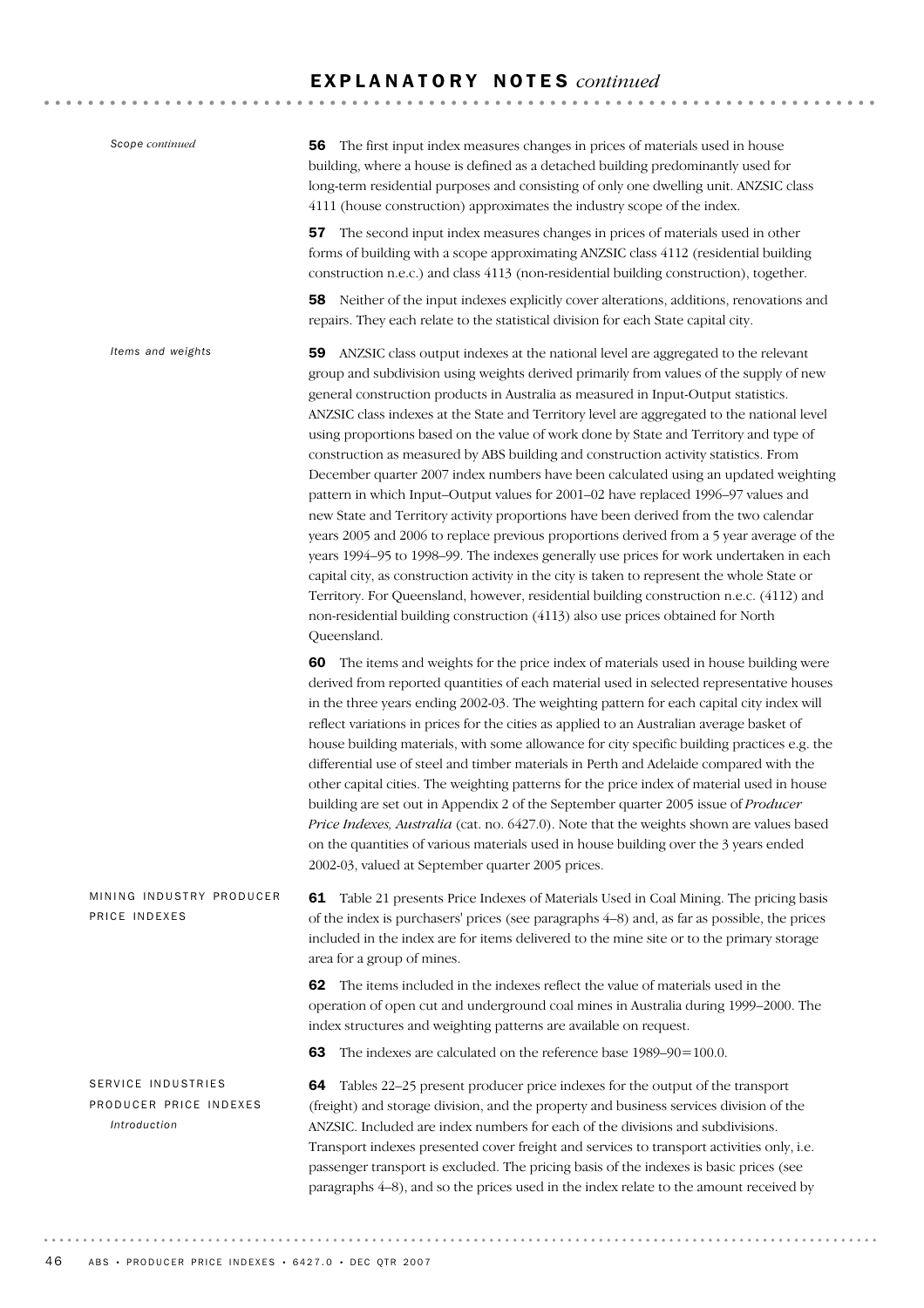*Scope continued*

**56** The first input index measures changes in prices of materials used in house building, where a house is defined as a detached building predominantly used for long-term residential purposes and consisting of only one dwelling unit. ANZSIC class 4111 (house construction) approximates the industry scope of the index.

**57** The second input index measures changes in prices of materials used in other forms of building with a scope approximating ANZSIC class 4112 (residential building construction n.e.c.) and class 4113 (non-residential building construction), together.

**58** Neither of the input indexes explicitly cover alterations, additions, renovations and repairs. They each relate to the statistical division for each State capital city.

*Items and weights*

**59** ANZSIC class output indexes at the national level are aggregated to the relevant group and subdivision using weights derived primarily from values of the supply of new general construction products in Australia as measured in Input-Output statistics. ANZSIC class indexes at the State and Territory level are aggregated to the national level using proportions based on the value of work done by State and Territory and type of construction as measured by ABS building and construction activity statistics. From December quarter 2007 index numbers have been calculated using an updated weighting pattern in which Input–Output values for 2001–02 have replaced 1996–97 values and new State and Territory activity proportions have been derived from the two calendar years 2005 and 2006 to replace previous proportions derived from a 5 year average of the years 1994–95 to 1998–99. The indexes generally use prices for work undertaken in each capital city, as construction activity in the city is taken to represent the whole State or Territory. For Queensland, however, residential building construction n.e.c. (4112) and non-residential building construction (4113) also use prices obtained for North Queensland.

**60** The items and weights for the price index of materials used in house building were derived from reported quantities of each material used in selected representative houses in the three years ending 2002-03. The weighting pattern for each capital city index will reflect variations in prices for the cities as applied to an Australian average basket of house building materials, with some allowance for city specific building practices e.g. the differential use of steel and timber materials in Perth and Adelaide compared with the other capital cities. The weighting patterns for the price index of material used in house building are set out in Appendix 2 of the September quarter 2005 issue of *Producer Price Indexes, Australia* (cat. no. 6427.0). Note that the weights shown are values based on the quantities of various materials used in house building over the 3 years ended 2002-03, valued at September quarter 2005 prices.

## MINING INDUSTRY PRODUCER PRICE INDEXES

**61** Table 21 presents Price Indexes of Materials Used in Coal Mining. The pricing basis of the index is purchasers' prices (see paragraphs 4–8) and, as far as possible, the prices included in the index are for items delivered to the mine site or to the primary storage area for a group of mines.

**62** The items included in the indexes reflect the value of materials used in the operation of open cut and underground coal mines in Australia during 1999–2000. The index structures and weighting patterns are available on request.

**63** The indexes are calculated on the reference base 1989–90=100.0.

## SERVICE INDUSTRIES PRODUCER PRICE INDEXES

*Introduction*

**64** Tables 22–25 present producer price indexes for the output of the transport (freight) and storage division, and the property and business services division of the ANZSIC. Included are index numbers for each of the divisions and subdivisions. Transport indexes presented cover freight and services to transport activities only, i.e. passenger transport is excluded. The pricing basis of the indexes is basic prices (see paragraphs 4–8), and so the prices used in the index relate to the amount received by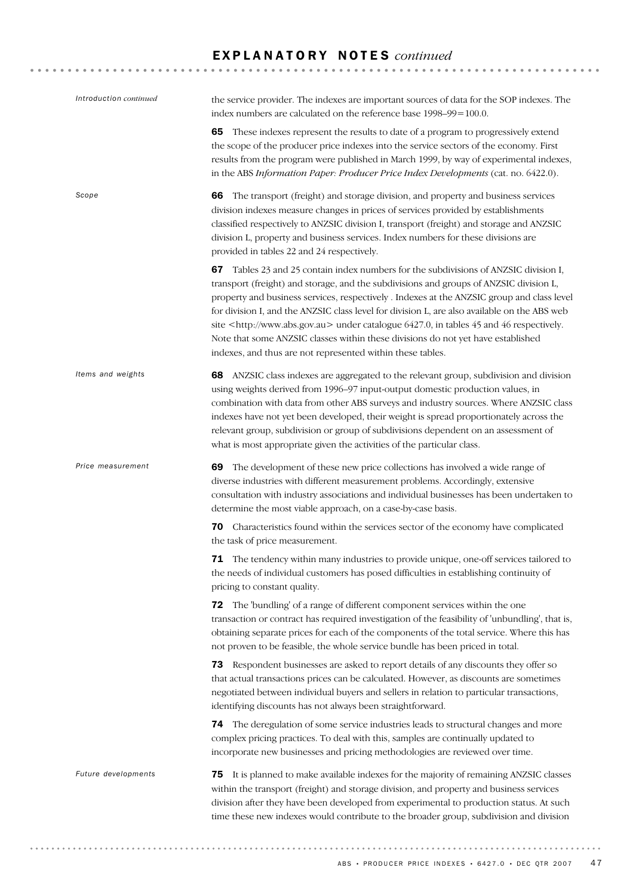# EXPLANATORY NOTES *continued*

*Introduction continued*

the service provider. The indexes are important sources of data for the SOP indexes. The index numbers are calculated on the reference base 1998–99=100.0.

**65** These indexes represent the results to date of a program to progressively extend the scope of the producer price indexes into the service sectors of the economy. First results from the program were published in March 1999, by way of experimental indexes, in the ABS *Information Paper: Producer Price Index Developments* (cat. no. 6422.0).

*Scope*

**66** The transport (freight) and storage division, and property and business services division indexes measure changes in prices of services provided by establishments classified respectively to ANZSIC division I, transport (freight) and storage and ANZSIC division L, property and business services. Index numbers for these divisions are provided in tables 22 and 24 respectively.

**67** Tables 23 and 25 contain index numbers for the subdivisions of ANZSIC division I, transport (freight) and storage, and the subdivisions and groups of ANZSIC division L, property and business services, respectively . Indexes at the ANZSIC group and class level for division I, and the ANZSIC class level for division L, are also available on the ABS web site <http://www.abs.gov.au> under catalogue 6427.0, in tables 45 and 46 respectively. Note that some ANZSIC classes within these divisions do not yet have established indexes, and thus are not represented within these tables.

*Items and weights*

**68** ANZSIC class indexes are aggregated to the relevant group, subdivision and division using weights derived from 1996–97 input-output domestic production values, in combination with data from other ABS surveys and industry sources. Where ANZSIC class indexes have not yet been developed, their weight is spread proportionately across the relevant group, subdivision or group of subdivisions dependent on an assessment of what is most appropriate given the activities of the particular class.

*Price measurement*

**69** The development of these new price collections has involved a wide range of diverse industries with different measurement problems. Accordingly, extensive consultation with industry associations and individual businesses has been undertaken to determine the most viable approach, on a case-by-case basis.

**70** Characteristics found within the services sector of the economy have complicated the task of price measurement.

**71** The tendency within many industries to provide unique, one-off services tailored to the needs of individual customers has posed difficulties in establishing continuity of pricing to constant quality.

**72** The 'bundling' of a range of different component services within the one transaction or contract has required investigation of the feasibility of 'unbundling', that is, obtaining separate prices for each of the components of the total service. Where this has not proven to be feasible, the whole service bundle has been priced in total.

**73** Respondent businesses are asked to report details of any discounts they offer so that actual transactions prices can be calculated. However, as discounts are sometimes negotiated between individual buyers and sellers in relation to particular transactions, identifying discounts has not always been straightforward.

**74** The deregulation of some service industries leads to structural changes and more complex pricing practices. To deal with this, samples are continually updated to incorporate new businesses and pricing methodologies are reviewed over time.

*Future developments*

**75** It is planned to make available indexes for the majority of remaining ANZSIC classes within the transport (freight) and storage division, and property and business services division after they have been developed from experimental to production status. At such time these new indexes would contribute to the broader group, subdivision and division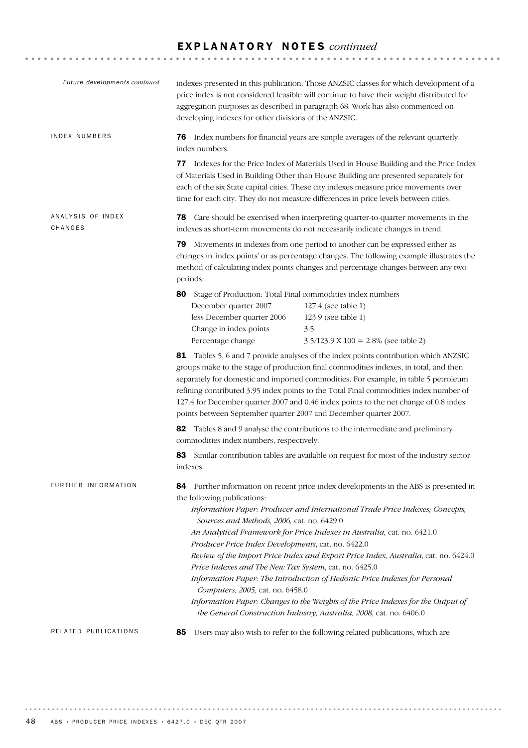## EXPLANATORY NOTES *continued*

*Future developments continued*

indexes presented in this publication. Those ANZSIC classes for which development of a price index is not considered feasible will continue to have their weight distributed for aggregation purposes as described in paragraph 68. Work has also commenced on developing indexes for other divisions of the ANZSIC.

### INDEX NUMBERS

**76** Index numbers for financial years are simple averages of the relevant quarterly index numbers.

**77** Indexes for the Price Index of Materials Used in House Building and the Price Index of Materials Used in Building Other than House Building are presented separately for each of the six State capital cities. These city indexes measure price movements over time for each city. They do not measure differences in price levels between cities.

### ANALYSIS OF INDEX CHANGES

**78** Care should be exercised when interpreting quarter-to-quarter movements in the indexes as short-term movements do not necessarily indicate changes in trend.

**79** Movements in indexes from one period to another can be expressed either as changes in 'index points' or as percentage changes. The following example illustrates the method of calculating index points changes and percentage changes between any two periods:

**80** Stage of Production: Total Final commodities index numbers

| | |
|---|---|
| December quarter 2007 | 127.4 (see table 1) |
| less December quarter 2006 | 123.9 (see table 1) |
| Change in index points | 3.5 |
| Percentage change | 3.5/123.9 X 100 = 2.8% (see table 2) |

**81** Tables 5, 6 and 7 provide analyses of the index points contribution which ANZSIC groups make to the stage of production final commodities indexes, in total, and then separately for domestic and imported commodities. For example, in table 5 petroleum refining contributed 3.95 index points to the Total Final commodities index number of 127.4 for December quarter 2007 and 0.46 index points to the net change of 0.8 index points between September quarter 2007 and December quarter 2007.

**82** Tables 8 and 9 analyse the contributions to the intermediate and preliminary commodities index numbers, respectively.

**83** Similar contribution tables are available on request for most of the industry sector indexes.

### FURTHER INFORMATION

**84** Further information on recent price index developments in the ABS is presented in the following publications:

- *Information Paper: Producer and International Trade Price Indexes; Concepts, Sources and Methods, 2006,* cat. no. 6429.0
- *An Analytical Framework for Price Indexes in Australia,* cat. no. 6421.0
- *Producer Price Index Developments*, cat. no. 6422.0
- *Review of the Import Price Index and Export Price Index, Australia*, cat. no. 6424.0
- *Price Indexes and The New Tax System*, cat. no. 6425.0
- *Information Paper: The Introduction of Hedonic Price Indexes for Personal Computers, 2005,* cat. no. 6458.0
- *Information Paper: Changes to the Weights of the Price Indexes for the Output of the General Construction Industry, Australia, 2008,* cat. no. 6406.0

### RELATED PUBLICATIONS

**85** Users may also wish to refer to the following related publications, which are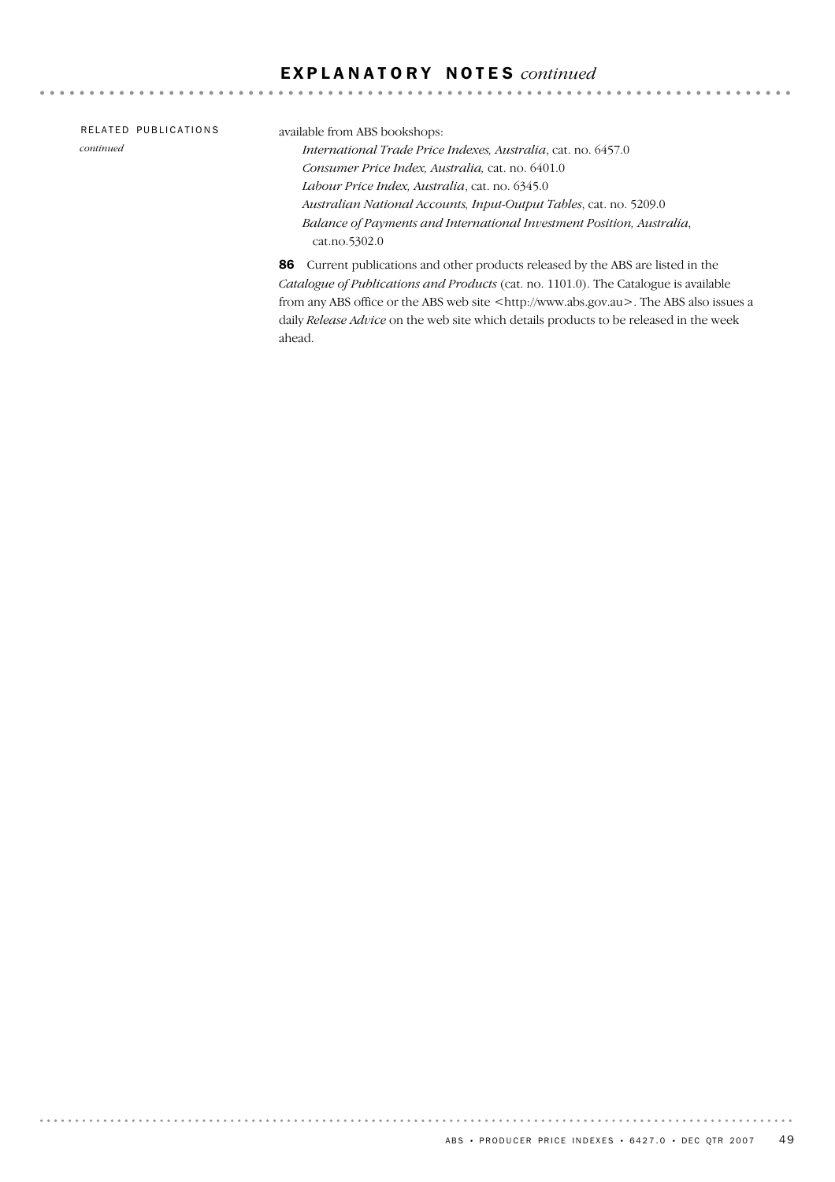## EXPLANATORY NOTES *continued*

RELATED PUBLICATIONS *continued*

available from ABS bookshops:

*International Trade Price Indexes, Australia*, cat. no. 6457.0
*Consumer Price Index, Australia,* cat. no. 6401.0
*Labour Price Index, Australia*, cat. no. 6345.0
*Australian National Accounts, Input-Output Tables*, cat. no. 5209.0
*Balance of Payments and International Investment Position, Australia*, cat.no.5302.0

**86** Current publications and other products released by the ABS are listed in the *Catalogue of Publications and Products* (cat. no. 1101.0). The Catalogue is available from any ABS office or the ABS web site <http://www.abs.gov.au>. The ABS also issues a daily *Release Advice* on the web site which details products to be released in the week ahead.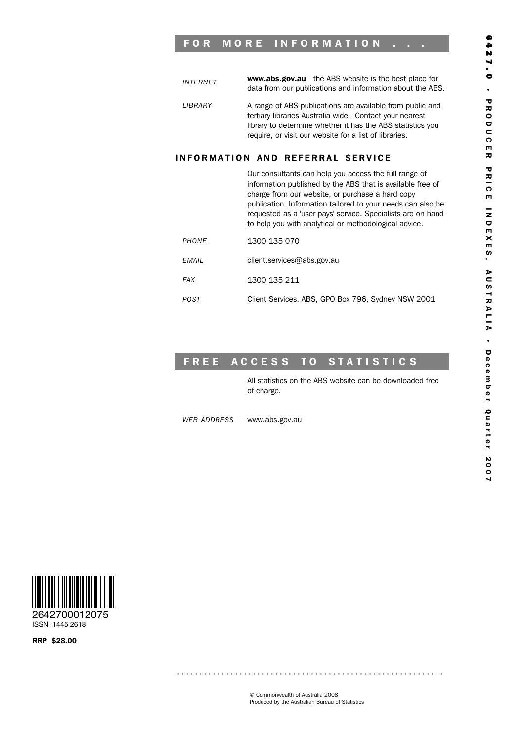## FOR MORE INFORMATION . . .

| | |
|---|---|
| *INTERNET* | **www.abs.gov.au** the ABS website is the best place for data from our publications and information about the ABS. |
| *LIBRARY* | A range of ABS publications are available from public and tertiary libraries Australia wide. Contact your nearest library to determine whether it has the ABS statistics you require, or visit our website for a list of libraries. |

### INFORMATION AND REFERRAL SERVICE

Our consultants can help you access the full range of information published by the ABS that is available free of charge from our website, or purchase a hard copy publication. Information tailored to your needs can also be requested as a 'user pays' service. Specialists are on hand to help you with analytical or methodological advice.

| | |
|---|---|
| *PHONE* | 1300 135 070 |
| *EMAIL* | client.services@abs.gov.au |
| *FAX* | 1300 135 211 |
| *POST* | Client Services, ABS, GPO Box 796, Sydney NSW 2001 |

## FREE ACCESS TO STATISTICS

All statistics on the ABS website can be downloaded free of charge.

*WEB ADDRESS* www.abs.gov.au

2642700012075
ISSN 1445 2618

**RRP $28.00**

© Commonwealth of Australia 2008
Produced by the Australian Bureau of Statistics